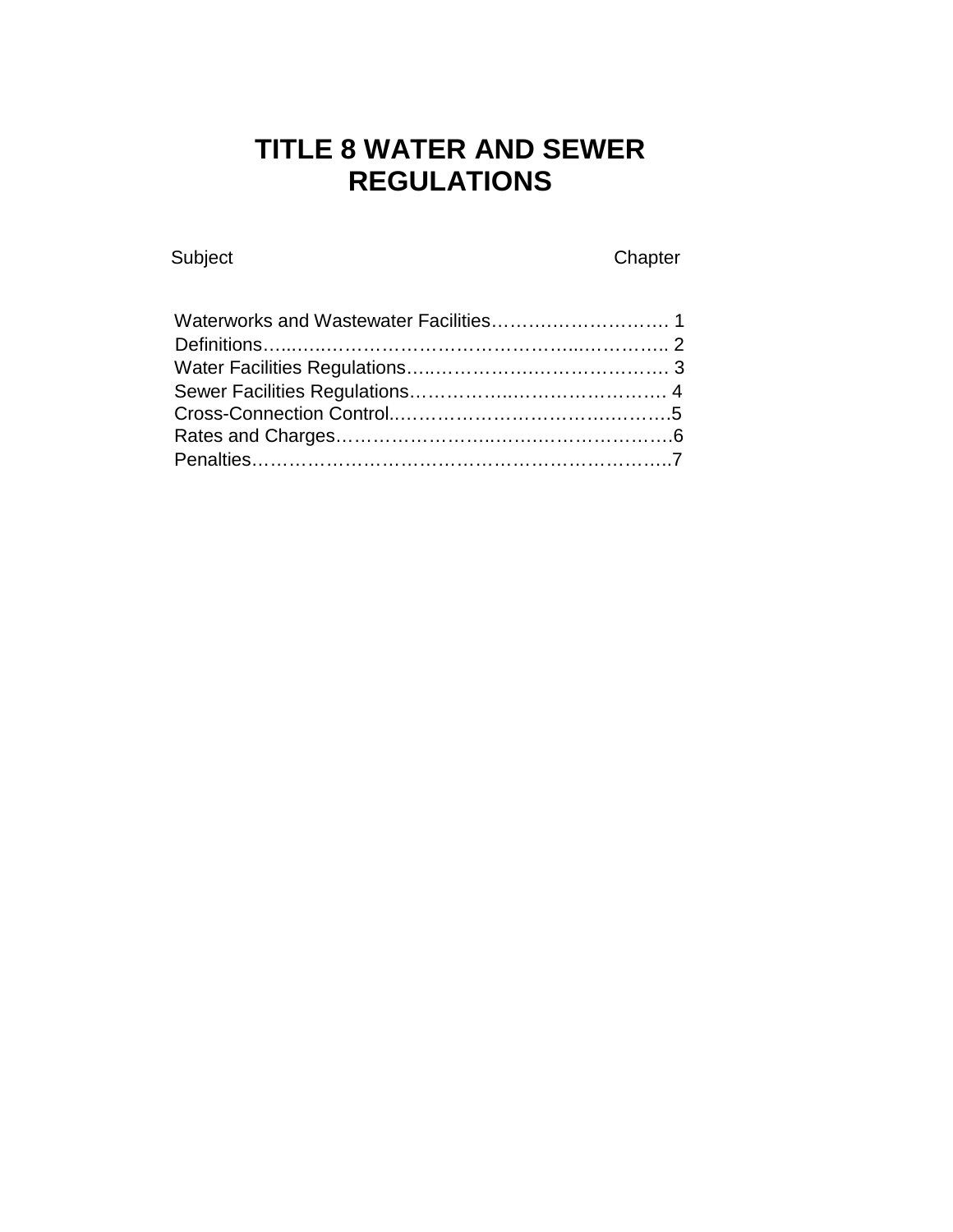# TITLE 8 WATER AND SEWER REGULATIONS

| Subject | Chapter |
| --- | --- |
| Waterworks and Wastewater Facilities | 1 |
| Definitions | 2 |
| Water Facilities Regulations | 3 |
| Sewer Facilities Regulations | 4 |
| Cross-Connection Control | 5 |
| Rates and Charges | 6 |
| Penalties | 7 |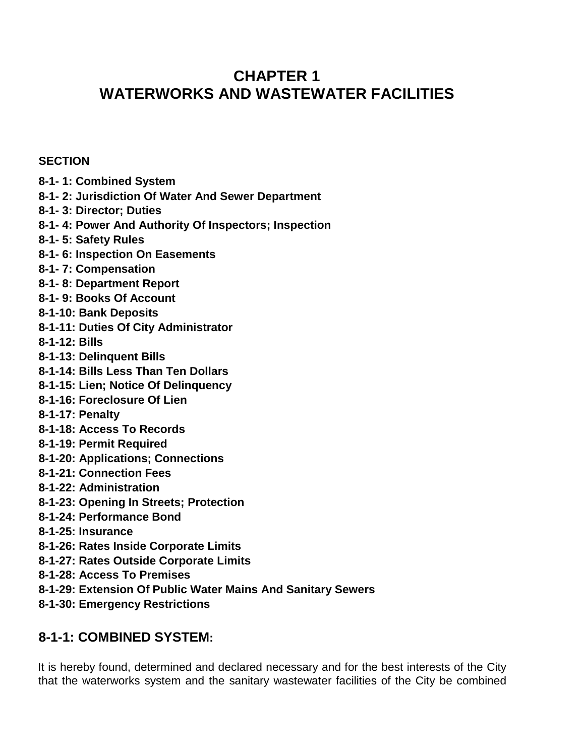# CHAPTER 1
# WATERWORKS AND WASTEWATER FACILITIES

**SECTION**

**8-1- 1: Combined System**
**8-1- 2: Jurisdiction Of Water And Sewer Department**
**8-1- 3: Director; Duties**
**8-1- 4: Power And Authority Of Inspectors; Inspection**
**8-1- 5: Safety Rules**
**8-1- 6: Inspection On Easements**
**8-1- 7: Compensation**
**8-1- 8: Department Report**
**8-1- 9: Books Of Account**
**8-1-10: Bank Deposits**
**8-1-11: Duties Of City Administrator**
**8-1-12: Bills**
**8-1-13: Delinquent Bills**
**8-1-14: Bills Less Than Ten Dollars**
**8-1-15: Lien; Notice Of Delinquency**
**8-1-16: Foreclosure Of Lien**
**8-1-17: Penalty**
**8-1-18: Access To Records**
**8-1-19: Permit Required**
**8-1-20: Applications; Connections**
**8-1-21: Connection Fees**
**8-1-22: Administration**
**8-1-23: Opening In Streets; Protection**
**8-1-24: Performance Bond**
**8-1-25: Insurance**
**8-1-26: Rates Inside Corporate Limits**
**8-1-27: Rates Outside Corporate Limits**
**8-1-28: Access To Premises**
**8-1-29: Extension Of Public Water Mains And Sanitary Sewers**
**8-1-30: Emergency Restrictions**

## 8-1-1: COMBINED SYSTEM:

It is hereby found, determined and declared necessary and for the best interests of the City that the waterworks system and the sanitary wastewater facilities of the City be combined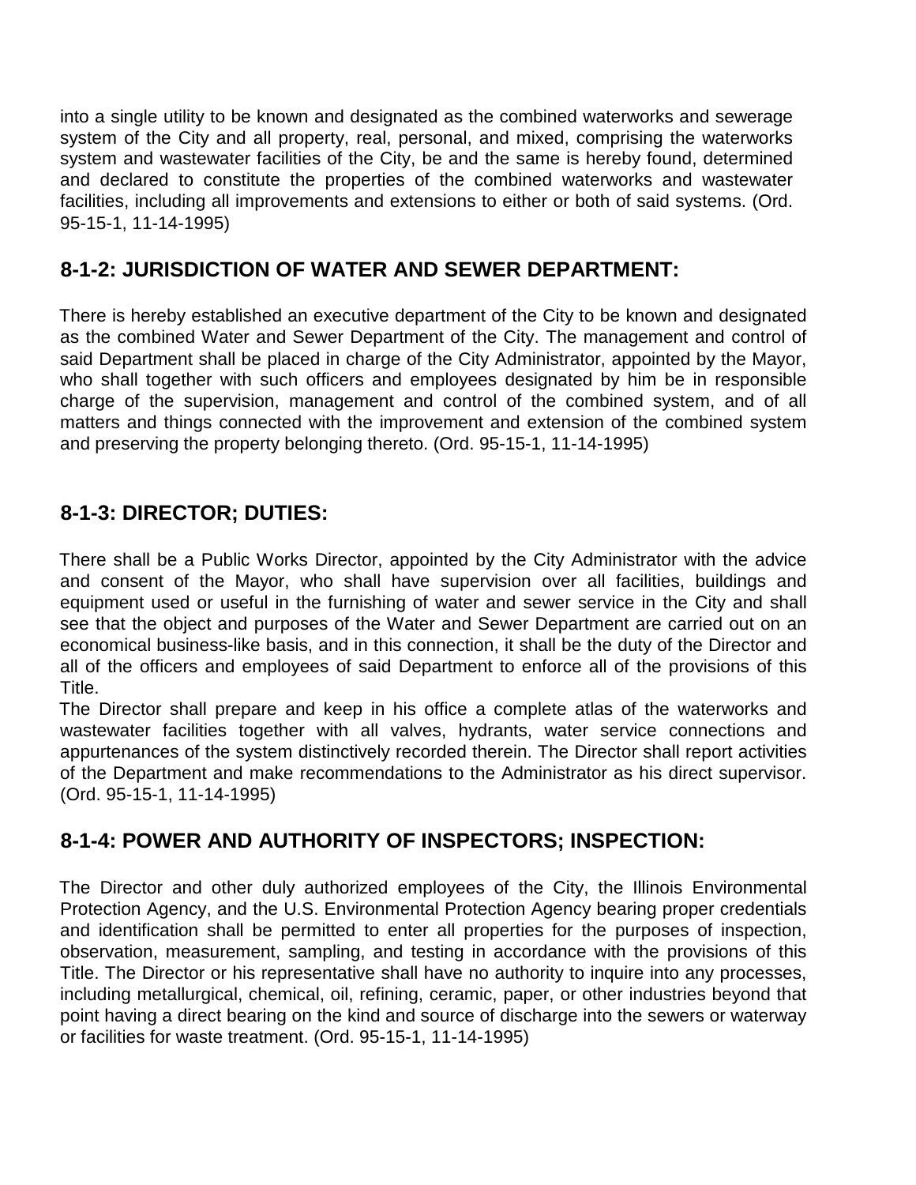into a single utility to be known and designated as the combined waterworks and sewerage system of the City and all property, real, personal, and mixed, comprising the waterworks system and wastewater facilities of the City, be and the same is hereby found, determined and declared to constitute the properties of the combined waterworks and wastewater facilities, including all improvements and extensions to either or both of said systems. (Ord. 95-15-1, 11-14-1995)

## 8-1-2: JURISDICTION OF WATER AND SEWER DEPARTMENT:

There is hereby established an executive department of the City to be known and designated as the combined Water and Sewer Department of the City. The management and control of said Department shall be placed in charge of the City Administrator, appointed by the Mayor, who shall together with such officers and employees designated by him be in responsible charge of the supervision, management and control of the combined system, and of all matters and things connected with the improvement and extension of the combined system and preserving the property belonging thereto. (Ord. 95-15-1, 11-14-1995)

## 8-1-3: DIRECTOR; DUTIES:

There shall be a Public Works Director, appointed by the City Administrator with the advice and consent of the Mayor, who shall have supervision over all facilities, buildings and equipment used or useful in the furnishing of water and sewer service in the City and shall see that the object and purposes of the Water and Sewer Department are carried out on an economical business-like basis, and in this connection, it shall be the duty of the Director and all of the officers and employees of said Department to enforce all of the provisions of this Title.

The Director shall prepare and keep in his office a complete atlas of the waterworks and wastewater facilities together with all valves, hydrants, water service connections and appurtenances of the system distinctively recorded therein. The Director shall report activities of the Department and make recommendations to the Administrator as his direct supervisor. (Ord. 95-15-1, 11-14-1995)

## 8-1-4: POWER AND AUTHORITY OF INSPECTORS; INSPECTION:

The Director and other duly authorized employees of the City, the Illinois Environmental Protection Agency, and the U.S. Environmental Protection Agency bearing proper credentials and identification shall be permitted to enter all properties for the purposes of inspection, observation, measurement, sampling, and testing in accordance with the provisions of this Title. The Director or his representative shall have no authority to inquire into any processes, including metallurgical, chemical, oil, refining, ceramic, paper, or other industries beyond that point having a direct bearing on the kind and source of discharge into the sewers or waterway or facilities for waste treatment. (Ord. 95-15-1, 11-14-1995)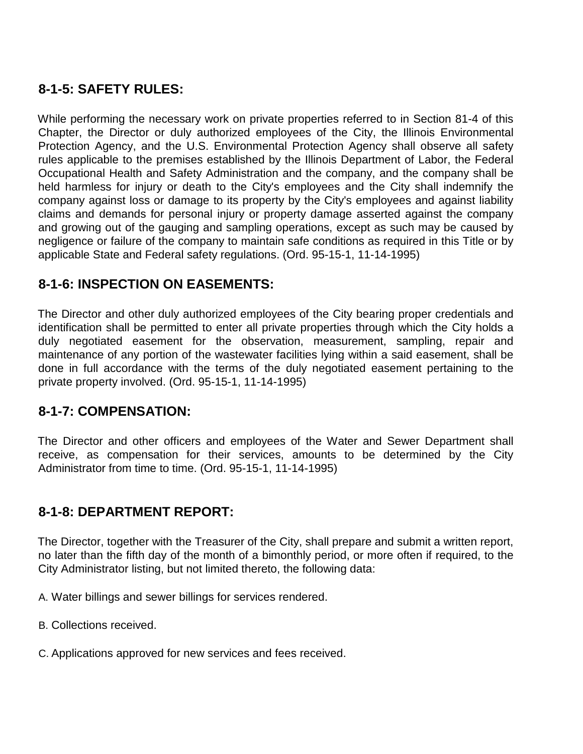## 8-1-5: SAFETY RULES:

While performing the necessary work on private properties referred to in Section 81-4 of this Chapter, the Director or duly authorized employees of the City, the Illinois Environmental Protection Agency, and the U.S. Environmental Protection Agency shall observe all safety rules applicable to the premises established by the Illinois Department of Labor, the Federal Occupational Health and Safety Administration and the company, and the company shall be held harmless for injury or death to the City's employees and the City shall indemnify the company against loss or damage to its property by the City's employees and against liability claims and demands for personal injury or property damage asserted against the company and growing out of the gauging and sampling operations, except as such may be caused by negligence or failure of the company to maintain safe conditions as required in this Title or by applicable State and Federal safety regulations. (Ord. 95-15-1, 11-14-1995)

## 8-1-6: INSPECTION ON EASEMENTS:

The Director and other duly authorized employees of the City bearing proper credentials and identification shall be permitted to enter all private properties through which the City holds a duly negotiated easement for the observation, measurement, sampling, repair and maintenance of any portion of the wastewater facilities lying within a said easement, shall be done in full accordance with the terms of the duly negotiated easement pertaining to the private property involved. (Ord. 95-15-1, 11-14-1995)

## 8-1-7: COMPENSATION:

The Director and other officers and employees of the Water and Sewer Department shall receive, as compensation for their services, amounts to be determined by the City Administrator from time to time. (Ord. 95-15-1, 11-14-1995)

## 8-1-8: DEPARTMENT REPORT:

The Director, together with the Treasurer of the City, shall prepare and submit a written report, no later than the fifth day of the month of a bimonthly period, or more often if required, to the City Administrator listing, but not limited thereto, the following data:

A. Water billings and sewer billings for services rendered.

B. Collections received.

C. Applications approved for new services and fees received.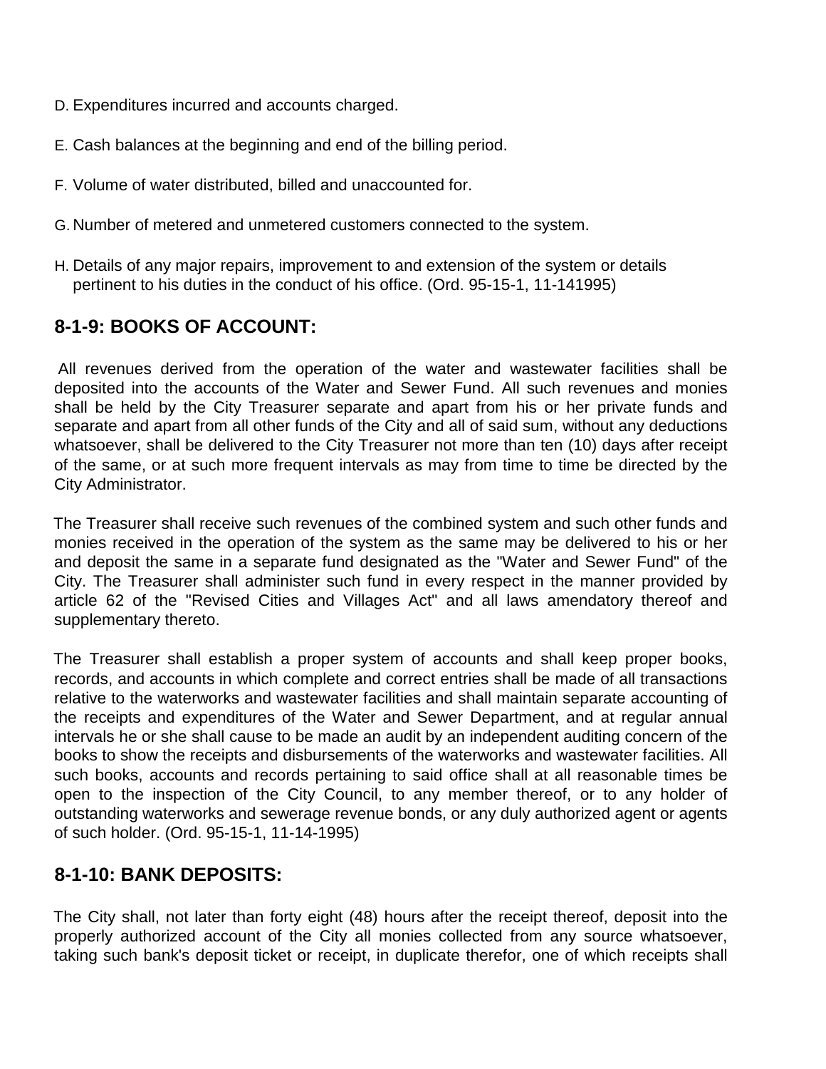D. Expenditures incurred and accounts charged.

E. Cash balances at the beginning and end of the billing period.

F. Volume of water distributed, billed and unaccounted for.

G. Number of metered and unmetered customers connected to the system.

H. Details of any major repairs, improvement to and extension of the system or details pertinent to his duties in the conduct of his office. (Ord. 95-15-1, 11-141995)

## 8-1-9: BOOKS OF ACCOUNT:

All revenues derived from the operation of the water and wastewater facilities shall be deposited into the accounts of the Water and Sewer Fund. All such revenues and monies shall be held by the City Treasurer separate and apart from his or her private funds and separate and apart from all other funds of the City and all of said sum, without any deductions whatsoever, shall be delivered to the City Treasurer not more than ten (10) days after receipt of the same, or at such more frequent intervals as may from time to time be directed by the City Administrator.

The Treasurer shall receive such revenues of the combined system and such other funds and monies received in the operation of the system as the same may be delivered to his or her and deposit the same in a separate fund designated as the "Water and Sewer Fund" of the City. The Treasurer shall administer such fund in every respect in the manner provided by article 62 of the "Revised Cities and Villages Act" and all laws amendatory thereof and supplementary thereto.

The Treasurer shall establish a proper system of accounts and shall keep proper books, records, and accounts in which complete and correct entries shall be made of all transactions relative to the waterworks and wastewater facilities and shall maintain separate accounting of the receipts and expenditures of the Water and Sewer Department, and at regular annual intervals he or she shall cause to be made an audit by an independent auditing concern of the books to show the receipts and disbursements of the waterworks and wastewater facilities. All such books, accounts and records pertaining to said office shall at all reasonable times be open to the inspection of the City Council, to any member thereof, or to any holder of outstanding waterworks and sewerage revenue bonds, or any duly authorized agent or agents of such holder. (Ord. 95-15-1, 11-14-1995)

## 8-1-10: BANK DEPOSITS:

The City shall, not later than forty eight (48) hours after the receipt thereof, deposit into the properly authorized account of the City all monies collected from any source whatsoever, taking such bank's deposit ticket or receipt, in duplicate therefor, one of which receipts shall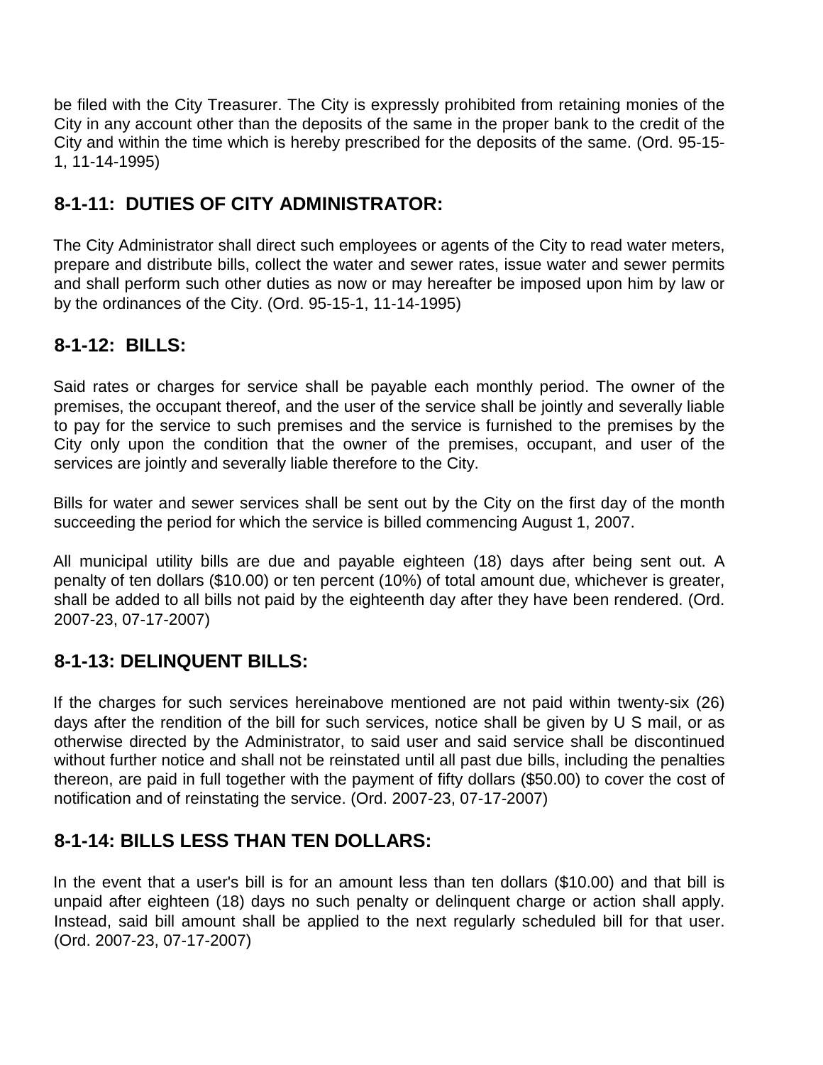be filed with the City Treasurer. The City is expressly prohibited from retaining monies of the City in any account other than the deposits of the same in the proper bank to the credit of the City and within the time which is hereby prescribed for the deposits of the same. (Ord. 95-15-1, 11-14-1995)

## 8-1-11: DUTIES OF CITY ADMINISTRATOR:

The City Administrator shall direct such employees or agents of the City to read water meters, prepare and distribute bills, collect the water and sewer rates, issue water and sewer permits and shall perform such other duties as now or may hereafter be imposed upon him by law or by the ordinances of the City. (Ord. 95-15-1, 11-14-1995)

## 8-1-12: BILLS:

Said rates or charges for service shall be payable each monthly period. The owner of the premises, the occupant thereof, and the user of the service shall be jointly and severally liable to pay for the service to such premises and the service is furnished to the premises by the City only upon the condition that the owner of the premises, occupant, and user of the services are jointly and severally liable therefore to the City.

Bills for water and sewer services shall be sent out by the City on the first day of the month succeeding the period for which the service is billed commencing August 1, 2007.

All municipal utility bills are due and payable eighteen (18) days after being sent out. A penalty of ten dollars ($10.00) or ten percent (10%) of total amount due, whichever is greater, shall be added to all bills not paid by the eighteenth day after they have been rendered. (Ord. 2007-23, 07-17-2007)

## 8-1-13: DELINQUENT BILLS:

If the charges for such services hereinabove mentioned are not paid within twenty-six (26) days after the rendition of the bill for such services, notice shall be given by U S mail, or as otherwise directed by the Administrator, to said user and said service shall be discontinued without further notice and shall not be reinstated until all past due bills, including the penalties thereon, are paid in full together with the payment of fifty dollars ($50.00) to cover the cost of notification and of reinstating the service. (Ord. 2007-23, 07-17-2007)

## 8-1-14: BILLS LESS THAN TEN DOLLARS:

In the event that a user's bill is for an amount less than ten dollars ($10.00) and that bill is unpaid after eighteen (18) days no such penalty or delinquent charge or action shall apply. Instead, said bill amount shall be applied to the next regularly scheduled bill for that user. (Ord. 2007-23, 07-17-2007)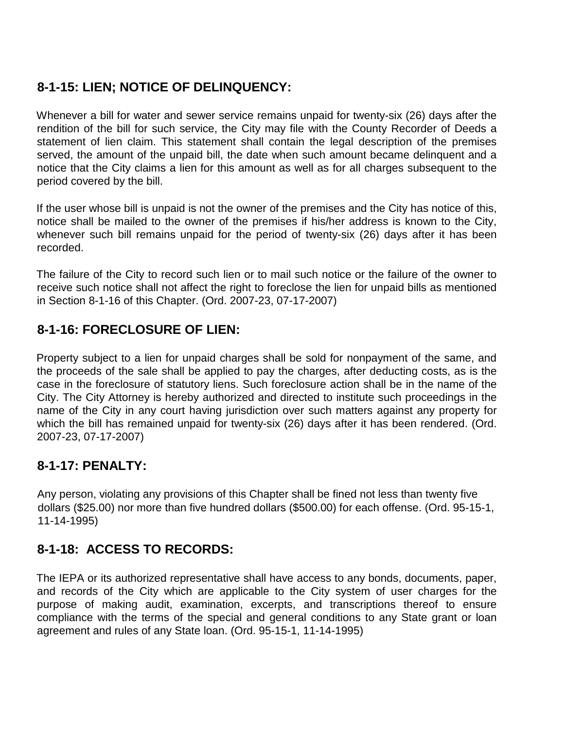## 8-1-15: LIEN; NOTICE OF DELINQUENCY:

Whenever a bill for water and sewer service remains unpaid for twenty-six (26) days after the rendition of the bill for such service, the City may file with the County Recorder of Deeds a statement of lien claim. This statement shall contain the legal description of the premises served, the amount of the unpaid bill, the date when such amount became delinquent and a notice that the City claims a lien for this amount as well as for all charges subsequent to the period covered by the bill.

If the user whose bill is unpaid is not the owner of the premises and the City has notice of this, notice shall be mailed to the owner of the premises if his/her address is known to the City, whenever such bill remains unpaid for the period of twenty-six (26) days after it has been recorded.

The failure of the City to record such lien or to mail such notice or the failure of the owner to receive such notice shall not affect the right to foreclose the lien for unpaid bills as mentioned in Section 8-1-16 of this Chapter. (Ord. 2007-23, 07-17-2007)

## 8-1-16: FORECLOSURE OF LIEN:

Property subject to a lien for unpaid charges shall be sold for nonpayment of the same, and the proceeds of the sale shall be applied to pay the charges, after deducting costs, as is the case in the foreclosure of statutory liens. Such foreclosure action shall be in the name of the City. The City Attorney is hereby authorized and directed to institute such proceedings in the name of the City in any court having jurisdiction over such matters against any property for which the bill has remained unpaid for twenty-six (26) days after it has been rendered. (Ord. 2007-23, 07-17-2007)

## 8-1-17: PENALTY:

Any person, violating any provisions of this Chapter shall be fined not less than twenty five dollars ($25.00) nor more than five hundred dollars ($500.00) for each offense. (Ord. 95-15-1, 11-14-1995)

## 8-1-18: ACCESS TO RECORDS:

The IEPA or its authorized representative shall have access to any bonds, documents, paper, and records of the City which are applicable to the City system of user charges for the purpose of making audit, examination, excerpts, and transcriptions thereof to ensure compliance with the terms of the special and general conditions to any State grant or loan agreement and rules of any State loan. (Ord. 95-15-1, 11-14-1995)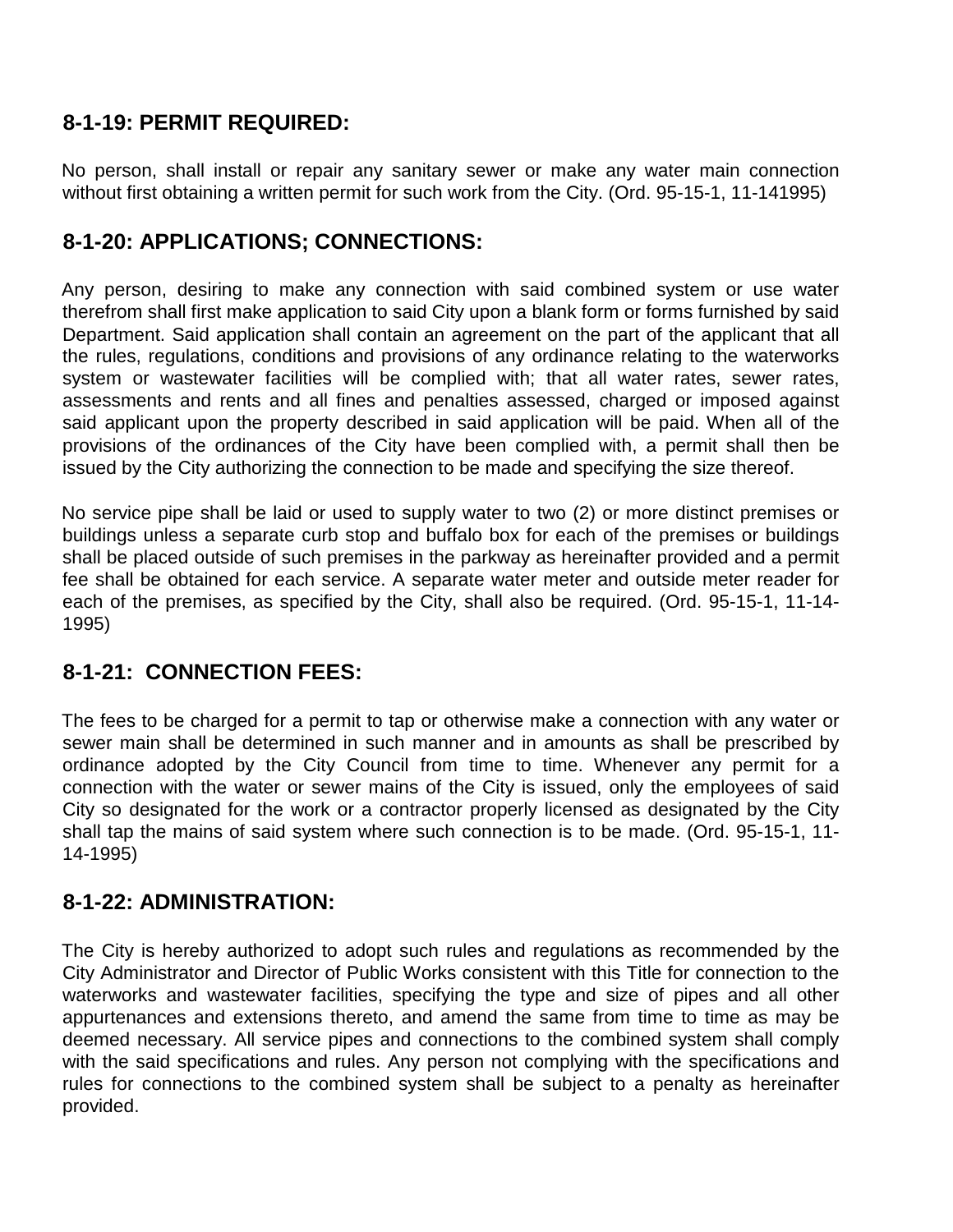## 8-1-19: PERMIT REQUIRED:

No person, shall install or repair any sanitary sewer or make any water main connection without first obtaining a written permit for such work from the City. (Ord. 95-15-1, 11-141995)

## 8-1-20: APPLICATIONS; CONNECTIONS:

Any person, desiring to make any connection with said combined system or use water therefrom shall first make application to said City upon a blank form or forms furnished by said Department. Said application shall contain an agreement on the part of the applicant that all the rules, regulations, conditions and provisions of any ordinance relating to the waterworks system or wastewater facilities will be complied with; that all water rates, sewer rates, assessments and rents and all fines and penalties assessed, charged or imposed against said applicant upon the property described in said application will be paid. When all of the provisions of the ordinances of the City have been complied with, a permit shall then be issued by the City authorizing the connection to be made and specifying the size thereof.

No service pipe shall be laid or used to supply water to two (2) or more distinct premises or buildings unless a separate curb stop and buffalo box for each of the premises or buildings shall be placed outside of such premises in the parkway as hereinafter provided and a permit fee shall be obtained for each service. A separate water meter and outside meter reader for each of the premises, as specified by the City, shall also be required. (Ord. 95-15-1, 11-14-1995)

## 8-1-21: CONNECTION FEES:

The fees to be charged for a permit to tap or otherwise make a connection with any water or sewer main shall be determined in such manner and in amounts as shall be prescribed by ordinance adopted by the City Council from time to time. Whenever any permit for a connection with the water or sewer mains of the City is issued, only the employees of said City so designated for the work or a contractor properly licensed as designated by the City shall tap the mains of said system where such connection is to be made. (Ord. 95-15-1, 11-14-1995)

## 8-1-22: ADMINISTRATION:

The City is hereby authorized to adopt such rules and regulations as recommended by the City Administrator and Director of Public Works consistent with this Title for connection to the waterworks and wastewater facilities, specifying the type and size of pipes and all other appurtenances and extensions thereto, and amend the same from time to time as may be deemed necessary. All service pipes and connections to the combined system shall comply with the said specifications and rules. Any person not complying with the specifications and rules for connections to the combined system shall be subject to a penalty as hereinafter provided.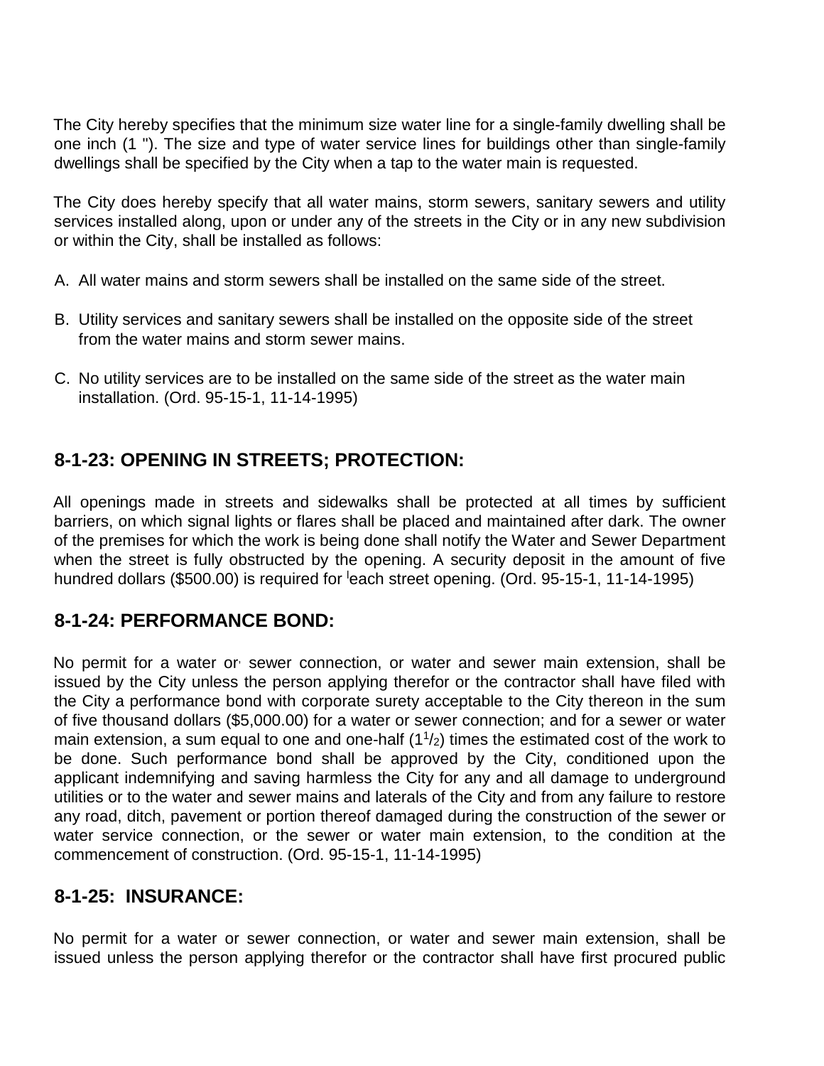The City hereby specifies that the minimum size water line for a single-family dwelling shall be one inch (1 "). The size and type of water service lines for buildings other than single-family dwellings shall be specified by the City when a tap to the water main is requested.

The City does hereby specify that all water mains, storm sewers, sanitary sewers and utility services installed along, upon or under any of the streets in the City or in any new subdivision or within the City, shall be installed as follows:

A. All water mains and storm sewers shall be installed on the same side of the street.

B. Utility services and sanitary sewers shall be installed on the opposite side of the street from the water mains and storm sewer mains.

C. No utility services are to be installed on the same side of the street as the water main installation. (Ord. 95-15-1, 11-14-1995)

## 8-1-23: OPENING IN STREETS; PROTECTION:

All openings made in streets and sidewalks shall be protected at all times by sufficient barriers, on which signal lights or flares shall be placed and maintained after dark. The owner of the premises for which the work is being done shall notify the Water and Sewer Department when the street is fully obstructed by the opening. A security deposit in the amount of five hundred dollars ($500.00) is required for each street opening. (Ord. 95-15-1, 11-14-1995)

## 8-1-24: PERFORMANCE BOND:

No permit for a water or sewer connection, or water and sewer main extension, shall be issued by the City unless the person applying therefor or the contractor shall have filed with the City a performance bond with corporate surety acceptable to the City thereon in the sum of five thousand dollars ($5,000.00) for a water or sewer connection; and for a sewer or water main extension, a sum equal to one and one-half ($1^1/_2$) times the estimated cost of the work to be done. Such performance bond shall be approved by the City, conditioned upon the applicant indemnifying and saving harmless the City for any and all damage to underground utilities or to the water and sewer mains and laterals of the City and from any failure to restore any road, ditch, pavement or portion thereof damaged during the construction of the sewer or water service connection, or the sewer or water main extension, to the condition at the commencement of construction. (Ord. 95-15-1, 11-14-1995)

## 8-1-25: INSURANCE:

No permit for a water or sewer connection, or water and sewer main extension, shall be issued unless the person applying therefor or the contractor shall have first procured public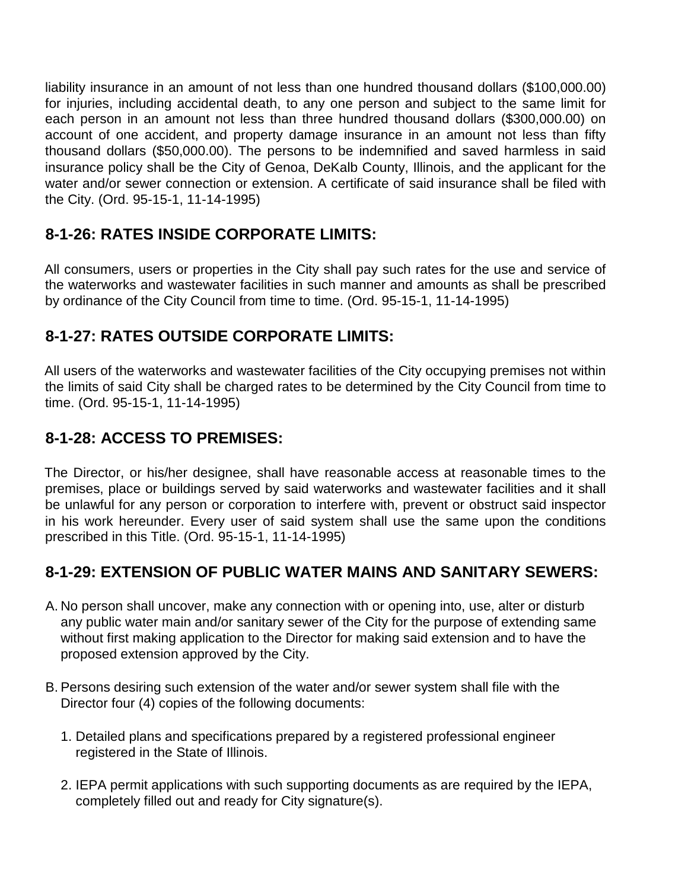liability insurance in an amount of not less than one hundred thousand dollars ($100,000.00) for injuries, including accidental death, to any one person and subject to the same limit for each person in an amount not less than three hundred thousand dollars ($300,000.00) on account of one accident, and property damage insurance in an amount not less than fifty thousand dollars ($50,000.00). The persons to be indemnified and saved harmless in said insurance policy shall be the City of Genoa, DeKalb County, Illinois, and the applicant for the water and/or sewer connection or extension. A certificate of said insurance shall be filed with the City. (Ord. 95-15-1, 11-14-1995)

## 8-1-26: RATES INSIDE CORPORATE LIMITS:

All consumers, users or properties in the City shall pay such rates for the use and service of the waterworks and wastewater facilities in such manner and amounts as shall be prescribed by ordinance of the City Council from time to time. (Ord. 95-15-1, 11-14-1995)

## 8-1-27: RATES OUTSIDE CORPORATE LIMITS:

All users of the waterworks and wastewater facilities of the City occupying premises not within the limits of said City shall be charged rates to be determined by the City Council from time to time. (Ord. 95-15-1, 11-14-1995)

## 8-1-28: ACCESS TO PREMISES:

The Director, or his/her designee, shall have reasonable access at reasonable times to the premises, place or buildings served by said waterworks and wastewater facilities and it shall be unlawful for any person or corporation to interfere with, prevent or obstruct said inspector in his work hereunder. Every user of said system shall use the same upon the conditions prescribed in this Title. (Ord. 95-15-1, 11-14-1995)

## 8-1-29: EXTENSION OF PUBLIC WATER MAINS AND SANITARY SEWERS:

A. No person shall uncover, make any connection with or opening into, use, alter or disturb any public water main and/or sanitary sewer of the City for the purpose of extending same without first making application to the Director for making said extension and to have the proposed extension approved by the City.

B. Persons desiring such extension of the water and/or sewer system shall file with the Director four (4) copies of the following documents:

   1. Detailed plans and specifications prepared by a registered professional engineer registered in the State of Illinois.

   2. IEPA permit applications with such supporting documents as are required by the IEPA, completely filled out and ready for City signature(s).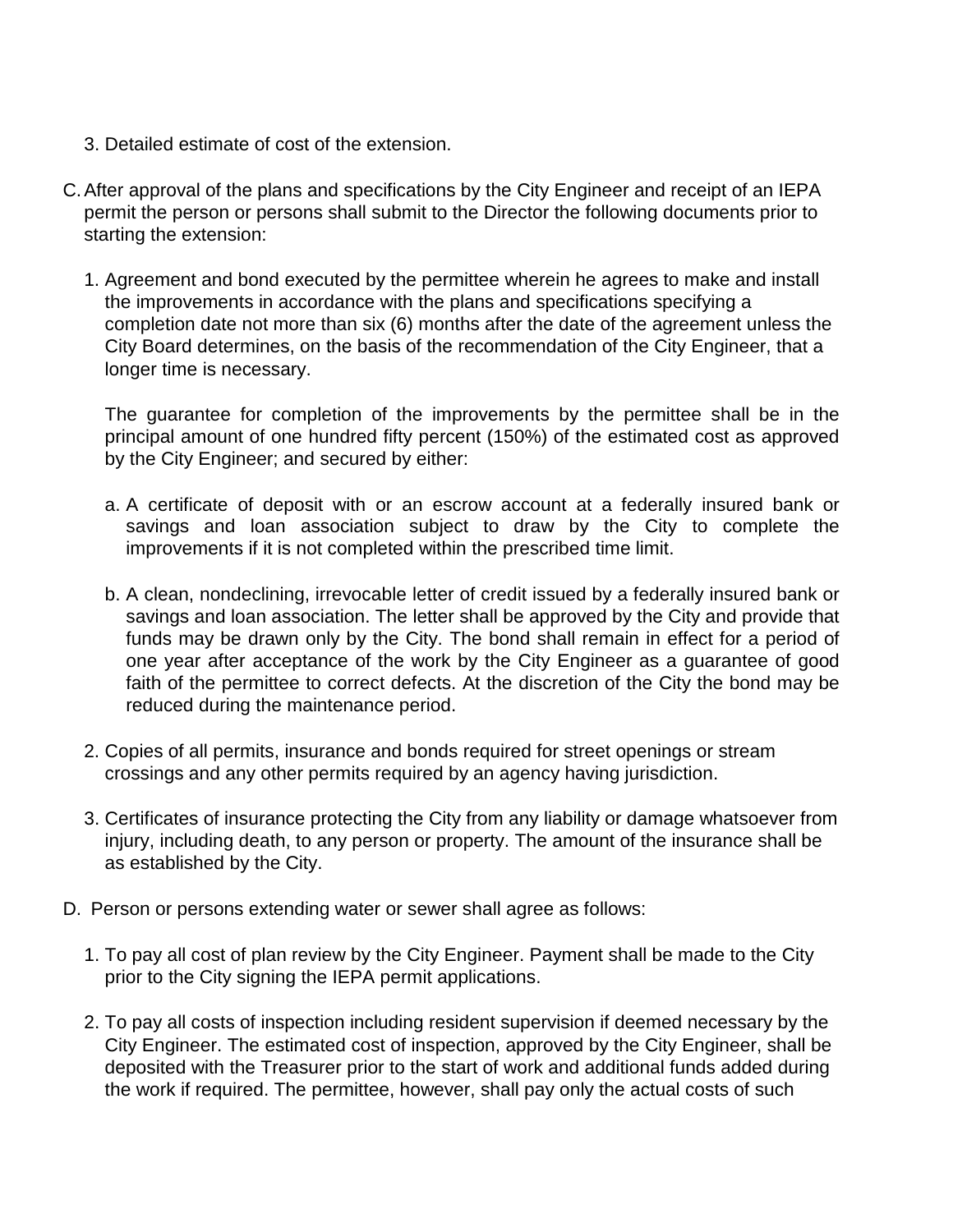3. Detailed estimate of cost of the extension.

C. After approval of the plans and specifications by the City Engineer and receipt of an IEPA permit the person or persons shall submit to the Director the following documents prior to starting the extension:

   1. Agreement and bond executed by the permittee wherein he agrees to make and install the improvements in accordance with the plans and specifications specifying a completion date not more than six (6) months after the date of the agreement unless the City Board determines, on the basis of the recommendation of the City Engineer, that a longer time is necessary.

      The guarantee for completion of the improvements by the permittee shall be in the principal amount of one hundred fifty percent (150%) of the estimated cost as approved by the City Engineer; and secured by either:

      a. A certificate of deposit with or an escrow account at a federally insured bank or savings and loan association subject to draw by the City to complete the improvements if it is not completed within the prescribed time limit.

      b. A clean, nondeclining, irrevocable letter of credit issued by a federally insured bank or savings and loan association. The letter shall be approved by the City and provide that funds may be drawn only by the City. The bond shall remain in effect for a period of one year after acceptance of the work by the City Engineer as a guarantee of good faith of the permittee to correct defects. At the discretion of the City the bond may be reduced during the maintenance period.

   2. Copies of all permits, insurance and bonds required for street openings or stream crossings and any other permits required by an agency having jurisdiction.

   3. Certificates of insurance protecting the City from any liability or damage whatsoever from injury, including death, to any person or property. The amount of the insurance shall be as established by the City.

D. Person or persons extending water or sewer shall agree as follows:

   1. To pay all cost of plan review by the City Engineer. Payment shall be made to the City prior to the City signing the IEPA permit applications.

   2. To pay all costs of inspection including resident supervision if deemed necessary by the City Engineer. The estimated cost of inspection, approved by the City Engineer, shall be deposited with the Treasurer prior to the start of work and additional funds added during the work if required. The permittee, however, shall pay only the actual costs of such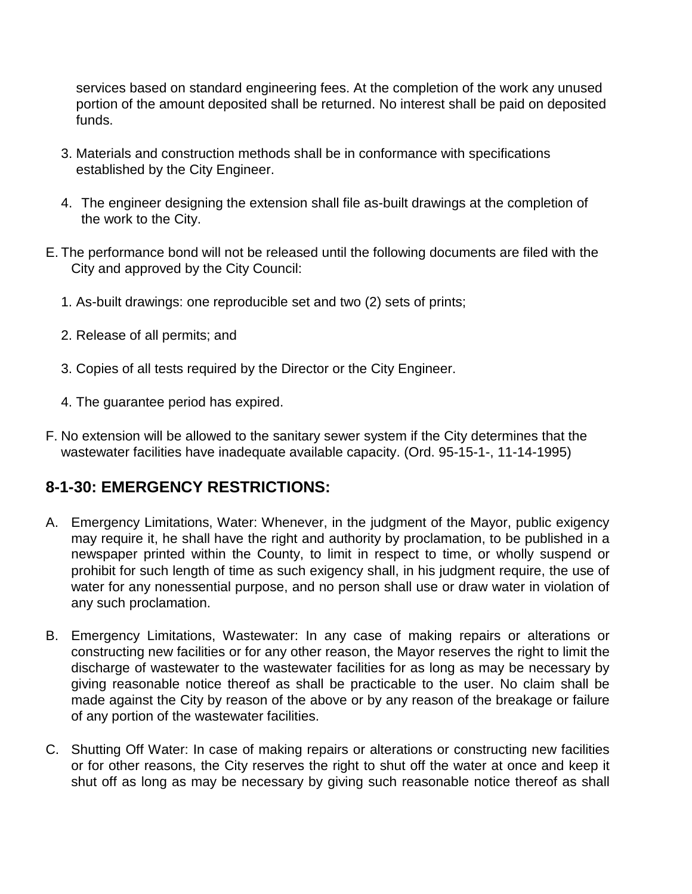services based on standard engineering fees. At the completion of the work any unused portion of the amount deposited shall be returned. No interest shall be paid on deposited funds.

3. Materials and construction methods shall be in conformance with specifications established by the City Engineer.

4. The engineer designing the extension shall file as-built drawings at the completion of the work to the City.

E. The performance bond will not be released until the following documents are filed with the City and approved by the City Council:

1. As-built drawings: one reproducible set and two (2) sets of prints;

2. Release of all permits; and

3. Copies of all tests required by the Director or the City Engineer.

4. The guarantee period has expired.

F. No extension will be allowed to the sanitary sewer system if the City determines that the wastewater facilities have inadequate available capacity. (Ord. 95-15-1-, 11-14-1995)

## 8-1-30: EMERGENCY RESTRICTIONS:

A. Emergency Limitations, Water: Whenever, in the judgment of the Mayor, public exigency may require it, he shall have the right and authority by proclamation, to be published in a newspaper printed within the County, to limit in respect to time, or wholly suspend or prohibit for such length of time as such exigency shall, in his judgment require, the use of water for any nonessential purpose, and no person shall use or draw water in violation of any such proclamation.

B. Emergency Limitations, Wastewater: In any case of making repairs or alterations or constructing new facilities or for any other reason, the Mayor reserves the right to limit the discharge of wastewater to the wastewater facilities for as long as may be necessary by giving reasonable notice thereof as shall be practicable to the user. No claim shall be made against the City by reason of the above or by any reason of the breakage or failure of any portion of the wastewater facilities.

C. Shutting Off Water: In case of making repairs or alterations or constructing new facilities or for other reasons, the City reserves the right to shut off the water at once and keep it shut off as long as may be necessary by giving such reasonable notice thereof as shall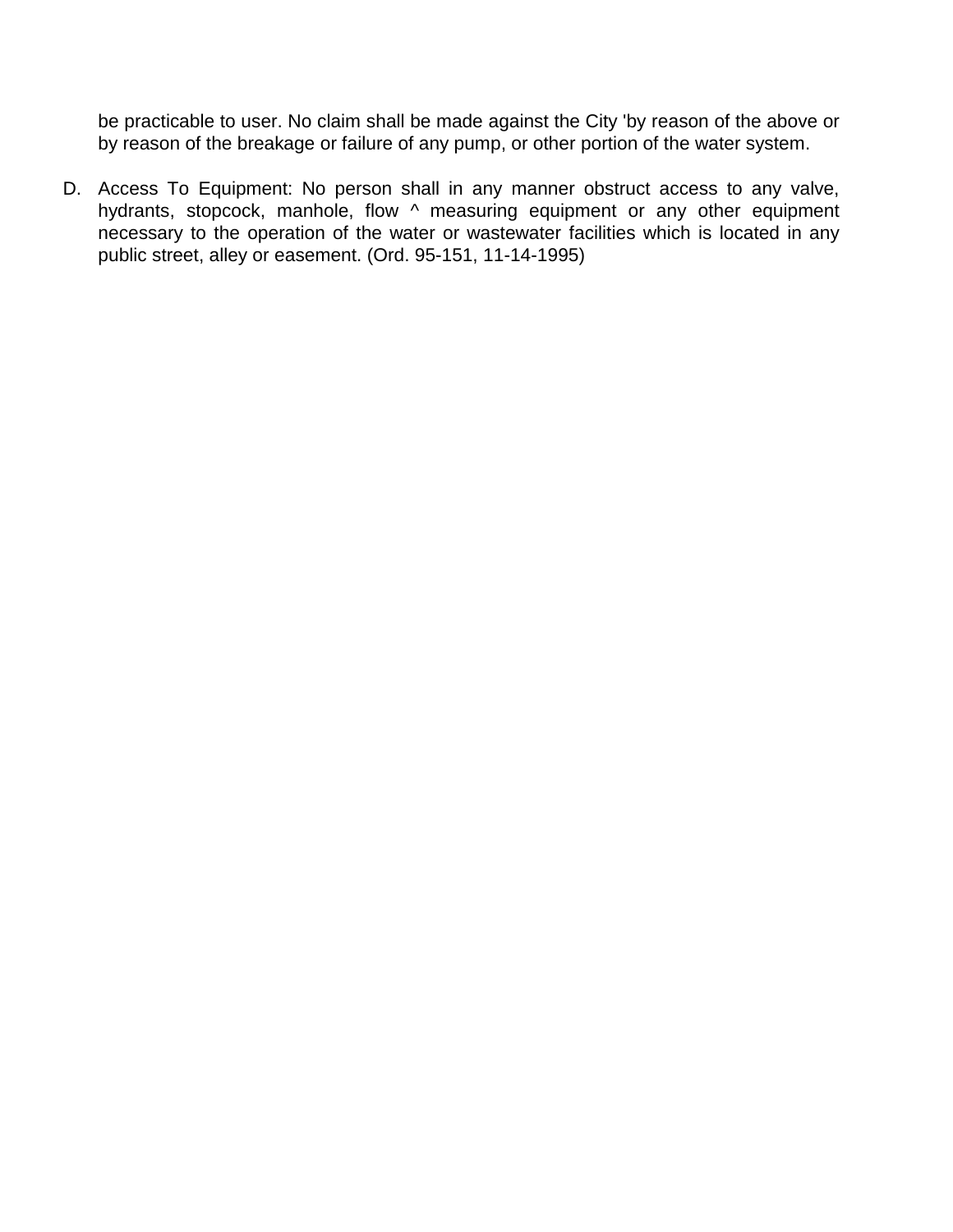be practicable to user. No claim shall be made against the City 'by reason of the above or by reason of the breakage or failure of any pump, or other portion of the water system.

D. Access To Equipment: No person shall in any manner obstruct access to any valve, hydrants, stopcock, manhole, flow ^ measuring equipment or any other equipment necessary to the operation of the water or wastewater facilities which is located in any public street, alley or easement. (Ord. 95-151, 11-14-1995)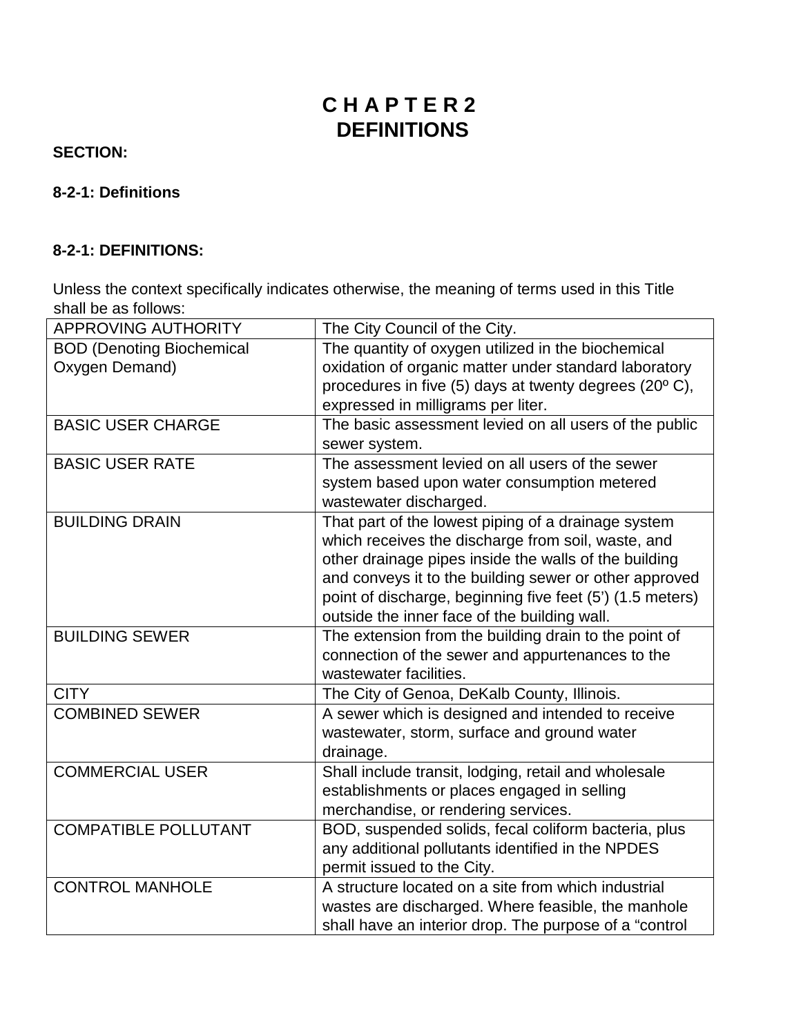# C H A P T E R 2
# DEFINITIONS

**SECTION:**

**8-2-1: Definitions**

**8-2-1: DEFINITIONS:**

Unless the context specifically indicates otherwise, the meaning of terms used in this Title shall be as follows:

| | |
|---|---|
| APPROVING AUTHORITY | The City Council of the City. |
| BOD (Denoting Biochemical Oxygen Demand) | The quantity of oxygen utilized in the biochemical oxidation of organic matter under standard laboratory procedures in five (5) days at twenty degrees (20º C), expressed in milligrams per liter. |
| BASIC USER CHARGE | The basic assessment levied on all users of the public sewer system. |
| BASIC USER RATE | The assessment levied on all users of the sewer system based upon water consumption metered wastewater discharged. |
| BUILDING DRAIN | That part of the lowest piping of a drainage system which receives the discharge from soil, waste, and other drainage pipes inside the walls of the building and conveys it to the building sewer or other approved point of discharge, beginning five feet (5') (1.5 meters) outside the inner face of the building wall. |
| BUILDING SEWER | The extension from the building drain to the point of connection of the sewer and appurtenances to the wastewater facilities. |
| CITY | The City of Genoa, DeKalb County, Illinois. |
| COMBINED SEWER | A sewer which is designed and intended to receive wastewater, storm, surface and ground water drainage. |
| COMMERCIAL USER | Shall include transit, lodging, retail and wholesale establishments or places engaged in selling merchandise, or rendering services. |
| COMPATIBLE POLLUTANT | BOD, suspended solids, fecal coliform bacteria, plus any additional pollutants identified in the NPDES permit issued to the City. |
| CONTROL MANHOLE | A structure located on a site from which industrial wastes are discharged. Where feasible, the manhole shall have an interior drop. The purpose of a "control |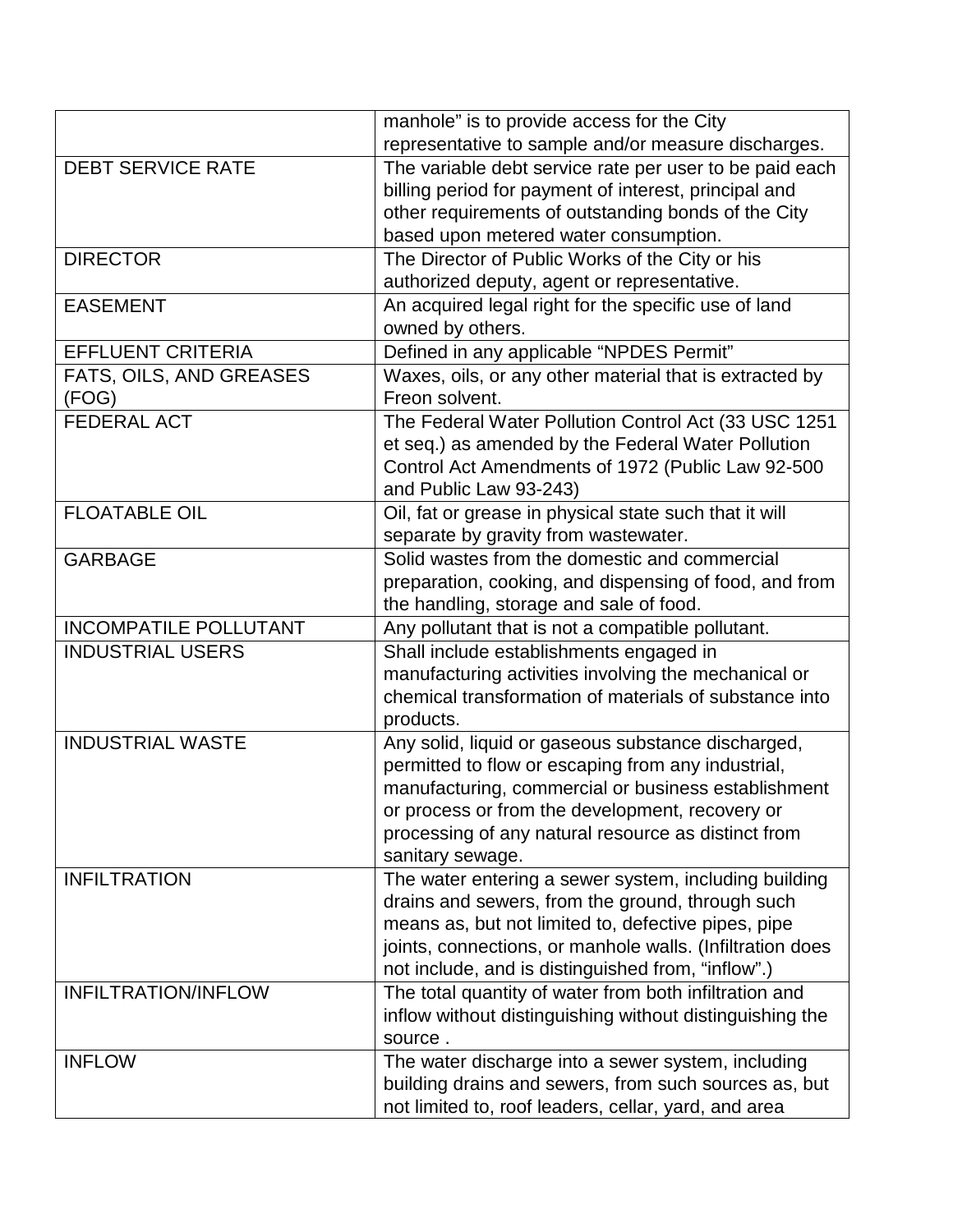| | |
|---|---|
| | manhole" is to provide access for the City representative to sample and/or measure discharges. |
| DEBT SERVICE RATE | The variable debt service rate per user to be paid each billing period for payment of interest, principal and other requirements of outstanding bonds of the City based upon metered water consumption. |
| DIRECTOR | The Director of Public Works of the City or his authorized deputy, agent or representative. |
| EASEMENT | An acquired legal right for the specific use of land owned by others. |
| EFFLUENT CRITERIA | Defined in any applicable "NPDES Permit" |
| FATS, OILS, AND GREASES (FOG) | Waxes, oils, or any other material that is extracted by Freon solvent. |
| FEDERAL ACT | The Federal Water Pollution Control Act (33 USC 1251 et seq.) as amended by the Federal Water Pollution Control Act Amendments of 1972 (Public Law 92-500 and Public Law 93-243) |
| FLOATABLE OIL | Oil, fat or grease in physical state such that it will separate by gravity from wastewater. |
| GARBAGE | Solid wastes from the domestic and commercial preparation, cooking, and dispensing of food, and from the handling, storage and sale of food. |
| INCOMPATILE POLLUTANT | Any pollutant that is not a compatible pollutant. |
| INDUSTRIAL USERS | Shall include establishments engaged in manufacturing activities involving the mechanical or chemical transformation of materials of substance into products. |
| INDUSTRIAL WASTE | Any solid, liquid or gaseous substance discharged, permitted to flow or escaping from any industrial, manufacturing, commercial or business establishment or process or from the development, recovery or processing of any natural resource as distinct from sanitary sewage. |
| INFILTRATION | The water entering a sewer system, including building drains and sewers, from the ground, through such means as, but not limited to, defective pipes, pipe joints, connections, or manhole walls. (Infiltration does not include, and is distinguished from, "inflow".) |
| INFILTRATION/INFLOW | The total quantity of water from both infiltration and inflow without distinguishing without distinguishing the source . |
| INFLOW | The water discharge into a sewer system, including building drains and sewers, from such sources as, but not limited to, roof leaders, cellar, yard, and area |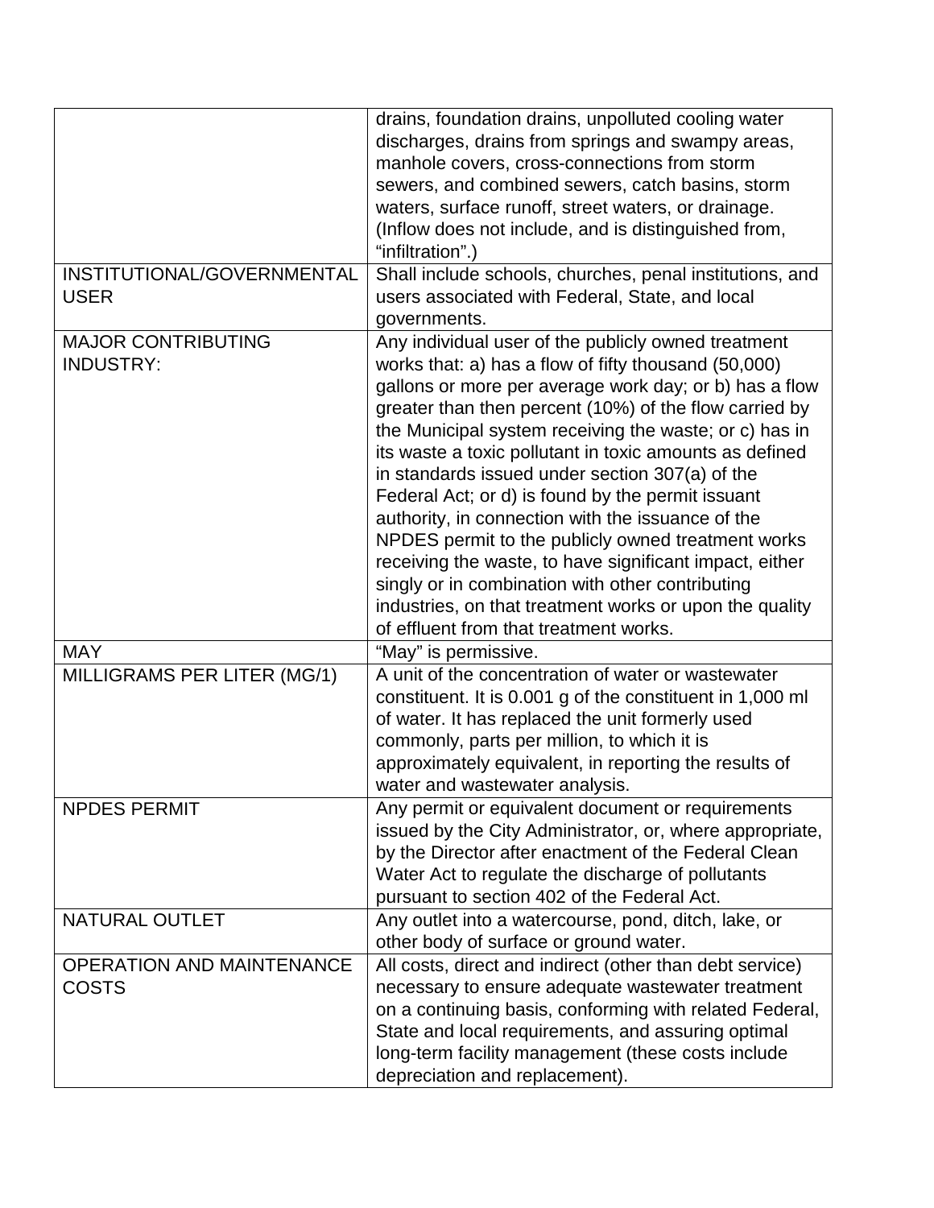| | |
|---|---|
| | drains, foundation drains, unpolluted cooling water discharges, drains from springs and swampy areas, manhole covers, cross-connections from storm sewers, and combined sewers, catch basins, storm waters, surface runoff, street waters, or drainage. (Inflow does not include, and is distinguished from, "infiltration".) |
| INSTITUTIONAL/GOVERNMENTAL USER | Shall include schools, churches, penal institutions, and users associated with Federal, State, and local governments. |
| MAJOR CONTRIBUTING INDUSTRY: | Any individual user of the publicly owned treatment works that: a) has a flow of fifty thousand (50,000) gallons or more per average work day; or b) has a flow greater than then percent (10%) of the flow carried by the Municipal system receiving the waste; or c) has in its waste a toxic pollutant in toxic amounts as defined in standards issued under section 307(a) of the Federal Act; or d) is found by the permit issuant authority, in connection with the issuance of the NPDES permit to the publicly owned treatment works receiving the waste, to have significant impact, either singly or in combination with other contributing industries, on that treatment works or upon the quality of effluent from that treatment works. |
| MAY | "May" is permissive. |
| MILLIGRAMS PER LITER (MG/1) | A unit of the concentration of water or wastewater constituent. It is 0.001 g of the constituent in 1,000 ml of water. It has replaced the unit formerly used commonly, parts per million, to which it is approximately equivalent, in reporting the results of water and wastewater analysis. |
| NPDES PERMIT | Any permit or equivalent document or requirements issued by the City Administrator, or, where appropriate, by the Director after enactment of the Federal Clean Water Act to regulate the discharge of pollutants pursuant to section 402 of the Federal Act. |
| NATURAL OUTLET | Any outlet into a watercourse, pond, ditch, lake, or other body of surface or ground water. |
| OPERATION AND MAINTENANCE COSTS | All costs, direct and indirect (other than debt service) necessary to ensure adequate wastewater treatment on a continuing basis, conforming with related Federal, State and local requirements, and assuring optimal long-term facility management (these costs include depreciation and replacement). |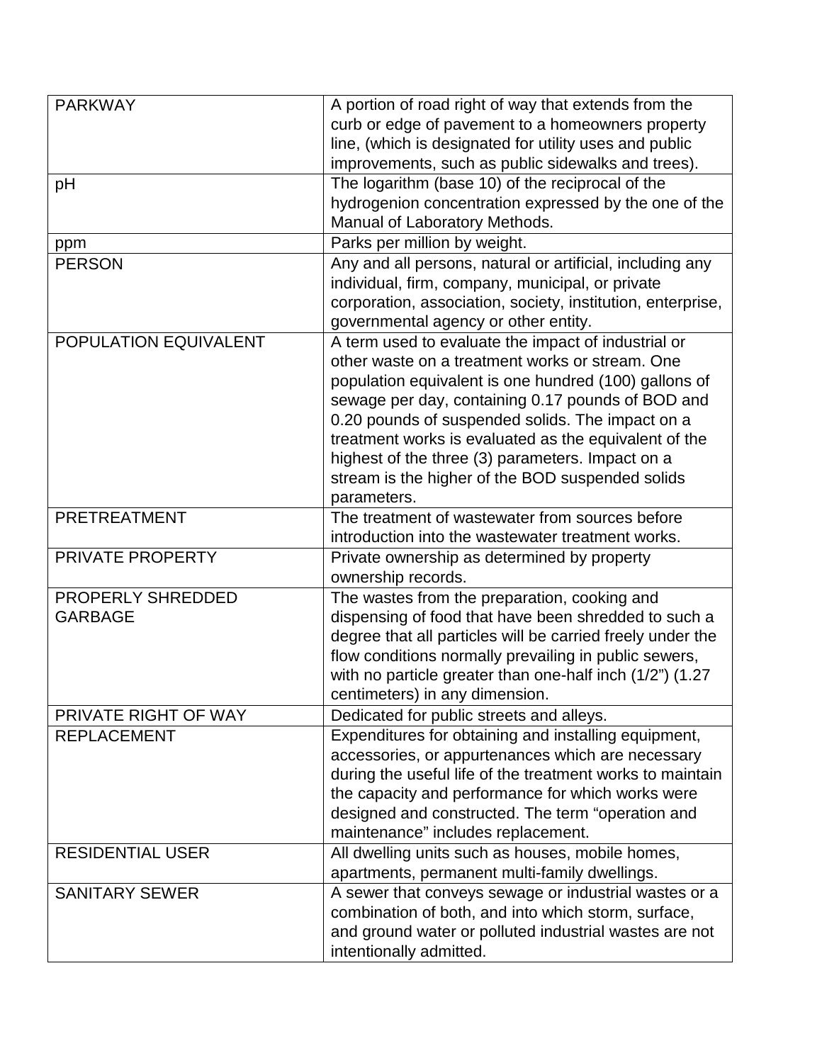| | |
|---|---|
| PARKWAY | A portion of road right of way that extends from the curb or edge of pavement to a homeowners property line, (which is designated for utility uses and public improvements, such as public sidewalks and trees). |
| pH | The logarithm (base 10) of the reciprocal of the hydrogenion concentration expressed by the one of the Manual of Laboratory Methods. |
| ppm | Parks per million by weight. |
| PERSON | Any and all persons, natural or artificial, including any individual, firm, company, municipal, or private corporation, association, society, institution, enterprise, governmental agency or other entity. |
| POPULATION EQUIVALENT | A term used to evaluate the impact of industrial or other waste on a treatment works or stream. One population equivalent is one hundred (100) gallons of sewage per day, containing 0.17 pounds of BOD and 0.20 pounds of suspended solids. The impact on a treatment works is evaluated as the equivalent of the highest of the three (3) parameters. Impact on a stream is the higher of the BOD suspended solids parameters. |
| PRETREATMENT | The treatment of wastewater from sources before introduction into the wastewater treatment works. |
| PRIVATE PROPERTY | Private ownership as determined by property ownership records. |
| PROPERLY SHREDDED GARBAGE | The wastes from the preparation, cooking and dispensing of food that have been shredded to such a degree that all particles will be carried freely under the flow conditions normally prevailing in public sewers, with no particle greater than one-half inch (1/2") (1.27 centimeters) in any dimension. |
| PRIVATE RIGHT OF WAY | Dedicated for public streets and alleys. |
| REPLACEMENT | Expenditures for obtaining and installing equipment, accessories, or appurtenances which are necessary during the useful life of the treatment works to maintain the capacity and performance for which works were designed and constructed. The term "operation and maintenance" includes replacement. |
| RESIDENTIAL USER | All dwelling units such as houses, mobile homes, apartments, permanent multi-family dwellings. |
| SANITARY SEWER | A sewer that conveys sewage or industrial wastes or a combination of both, and into which storm, surface, and ground water or polluted industrial wastes are not intentionally admitted. |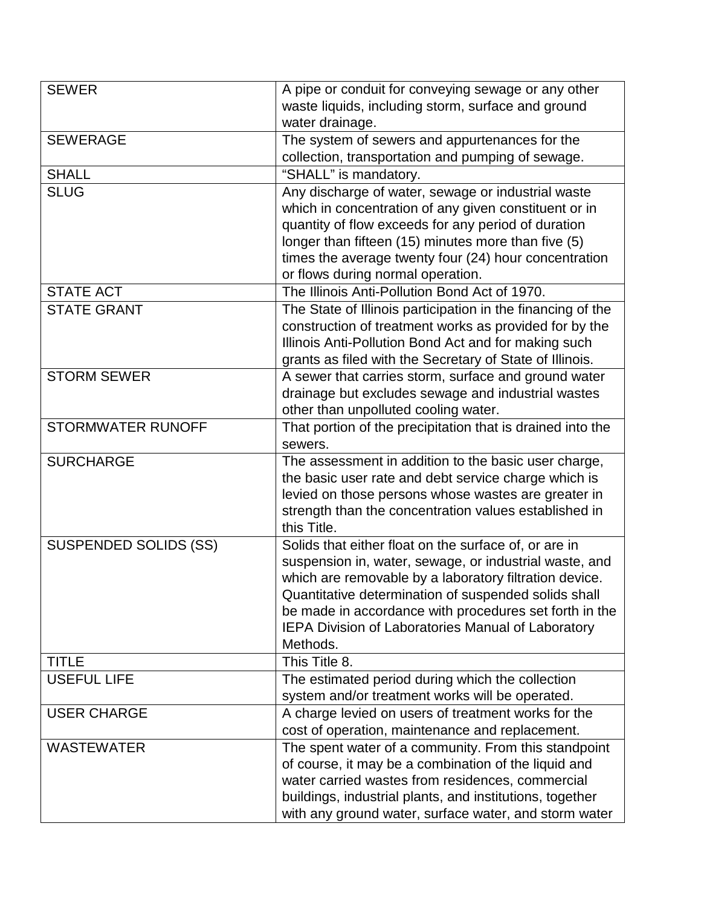| SEWER | A pipe or conduit for conveying sewage or any other waste liquids, including storm, surface and ground water drainage. |
|---|---|
| SEWERAGE | The system of sewers and appurtenances for the collection, transportation and pumping of sewage. |
| SHALL | “SHALL” is mandatory. |
| SLUG | Any discharge of water, sewage or industrial waste which in concentration of any given constituent or in quantity of flow exceeds for any period of duration longer than fifteen (15) minutes more than five (5) times the average twenty four (24) hour concentration or flows during normal operation. |
| STATE ACT | The Illinois Anti-Pollution Bond Act of 1970. |
| STATE GRANT | The State of Illinois participation in the financing of the construction of treatment works as provided for by the Illinois Anti-Pollution Bond Act and for making such grants as filed with the Secretary of State of Illinois. |
| STORM SEWER | A sewer that carries storm, surface and ground water drainage but excludes sewage and industrial wastes other than unpolluted cooling water. |
| STORMWATER RUNOFF | That portion of the precipitation that is drained into the sewers. |
| SURCHARGE | The assessment in addition to the basic user charge, the basic user rate and debt service charge which is levied on those persons whose wastes are greater in strength than the concentration values established in this Title. |
| SUSPENDED SOLIDS (SS) | Solids that either float on the surface of, or are in suspension in, water, sewage, or industrial waste, and which are removable by a laboratory filtration device. Quantitative determination of suspended solids shall be made in accordance with procedures set forth in the IEPA Division of Laboratories Manual of Laboratory Methods. |
| TITLE | This Title 8. |
| USEFUL LIFE | The estimated period during which the collection system and/or treatment works will be operated. |
| USER CHARGE | A charge levied on users of treatment works for the cost of operation, maintenance and replacement. |
| WASTEWATER | The spent water of a community. From this standpoint of course, it may be a combination of the liquid and water carried wastes from residences, commercial buildings, industrial plants, and institutions, together with any ground water, surface water, and storm water |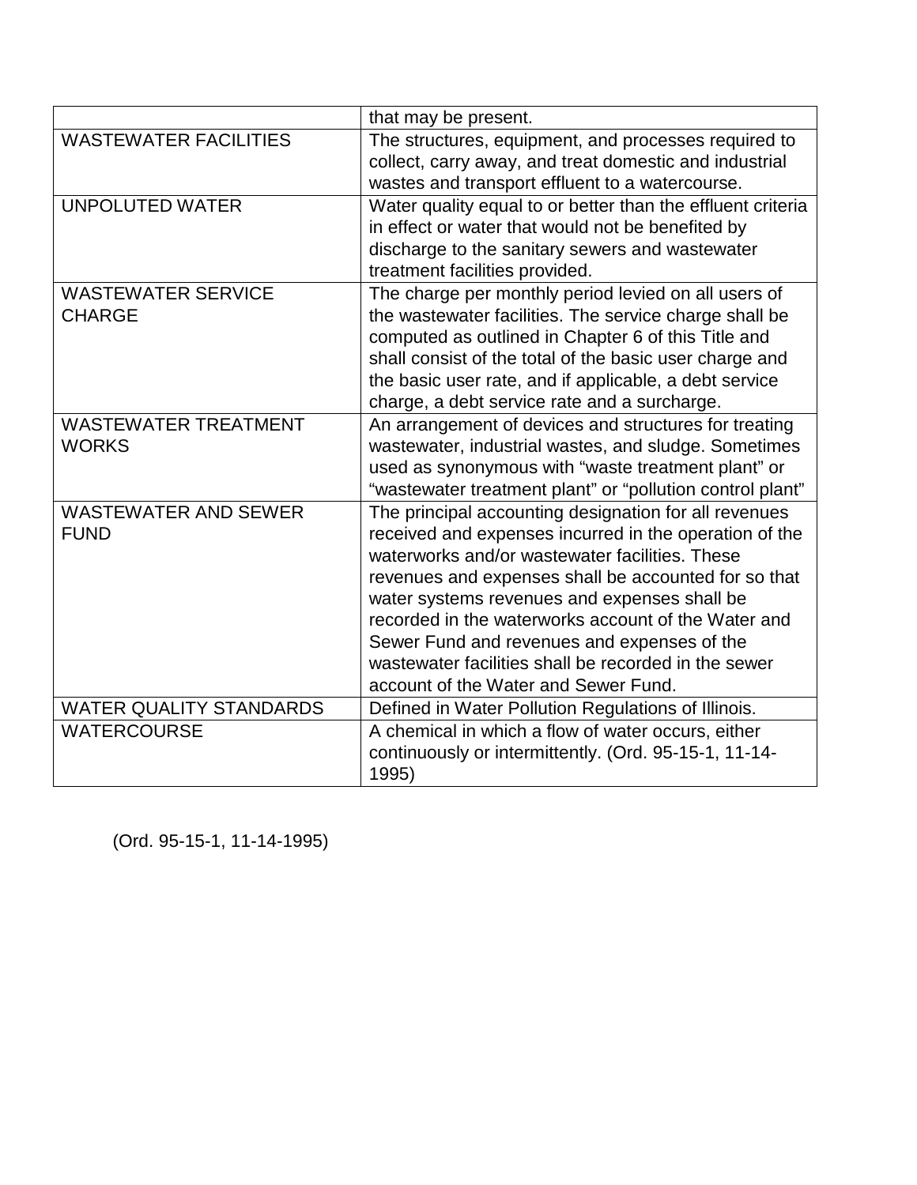| | |
|---|---|
| | that may be present. |
| WASTEWATER FACILITIES | The structures, equipment, and processes required to collect, carry away, and treat domestic and industrial wastes and transport effluent to a watercourse. |
| UNPOLUTED WATER | Water quality equal to or better than the effluent criteria in effect or water that would not be benefited by discharge to the sanitary sewers and wastewater treatment facilities provided. |
| WASTEWATER SERVICE CHARGE | The charge per monthly period levied on all users of the wastewater facilities. The service charge shall be computed as outlined in Chapter 6 of this Title and shall consist of the total of the basic user charge and the basic user rate, and if applicable, a debt service charge, a debt service rate and a surcharge. |
| WASTEWATER TREATMENT WORKS | An arrangement of devices and structures for treating wastewater, industrial wastes, and sludge. Sometimes used as synonymous with "waste treatment plant" or "wastewater treatment plant" or "pollution control plant" |
| WASTEWATER AND SEWER FUND | The principal accounting designation for all revenues received and expenses incurred in the operation of the waterworks and/or wastewater facilities. These revenues and expenses shall be accounted for so that water systems revenues and expenses shall be recorded in the waterworks account of the Water and Sewer Fund and revenues and expenses of the wastewater facilities shall be recorded in the sewer account of the Water and Sewer Fund. |
| WATER QUALITY STANDARDS | Defined in Water Pollution Regulations of Illinois. |
| WATERCOURSE | A chemical in which a flow of water occurs, either continuously or intermittently. (Ord. 95-15-1, 11-14-1995) |

(Ord. 95-15-1, 11-14-1995)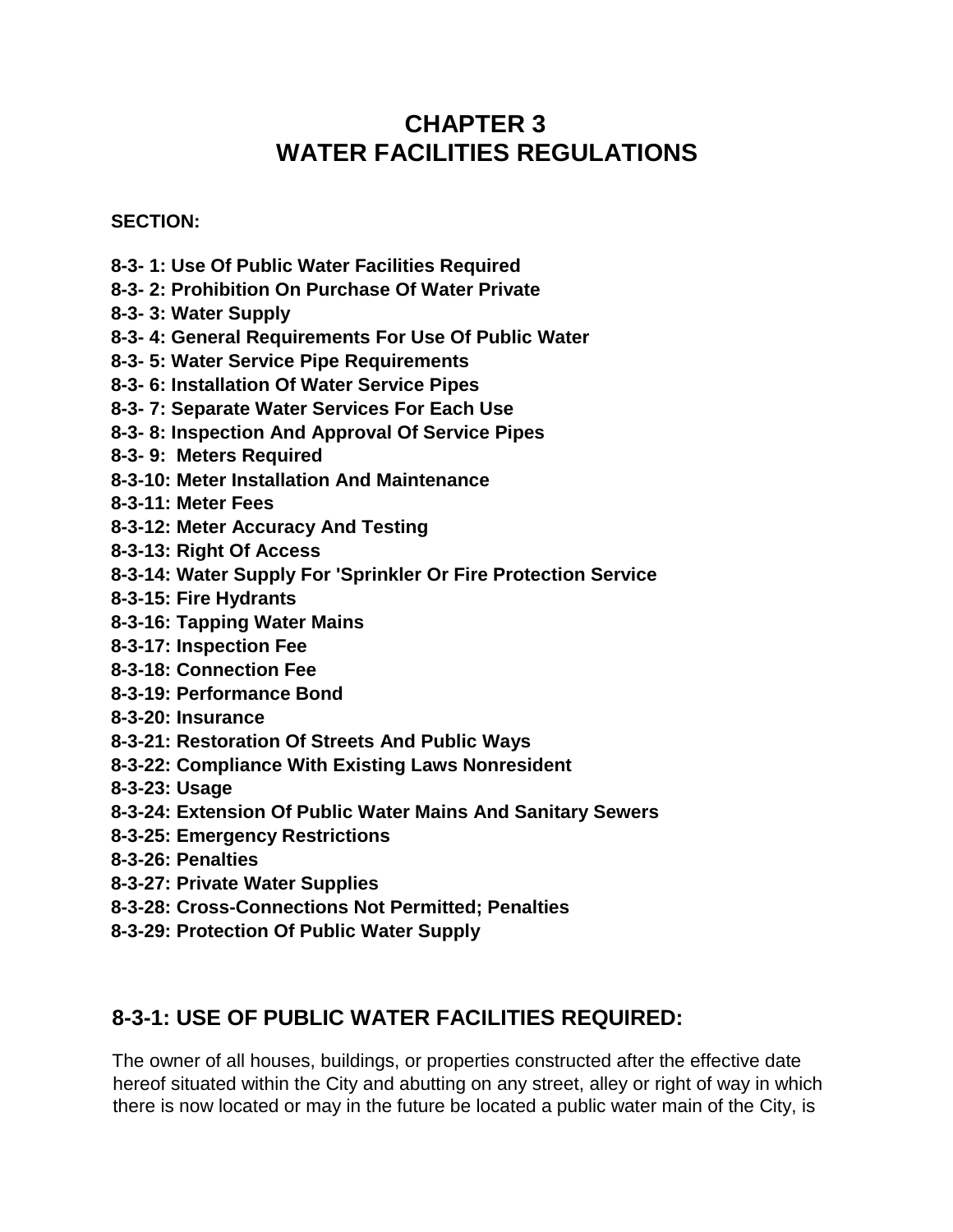# CHAPTER 3
# WATER FACILITIES REGULATIONS

**SECTION:**

**8-3- 1: Use Of Public Water Facilities Required**
**8-3- 2: Prohibition On Purchase Of Water Private**
**8-3- 3: Water Supply**
**8-3- 4: General Requirements For Use Of Public Water**
**8-3- 5: Water Service Pipe Requirements**
**8-3- 6: Installation Of Water Service Pipes**
**8-3- 7: Separate Water Services For Each Use**
**8-3- 8: Inspection And Approval Of Service Pipes**
**8-3- 9: Meters Required**
**8-3-10: Meter Installation And Maintenance**
**8-3-11: Meter Fees**
**8-3-12: Meter Accuracy And Testing**
**8-3-13: Right Of Access**
**8-3-14: Water Supply For 'Sprinkler Or Fire Protection Service**
**8-3-15: Fire Hydrants**
**8-3-16: Tapping Water Mains**
**8-3-17: Inspection Fee**
**8-3-18: Connection Fee**
**8-3-19: Performance Bond**
**8-3-20: Insurance**
**8-3-21: Restoration Of Streets And Public Ways**
**8-3-22: Compliance With Existing Laws Nonresident**
**8-3-23: Usage**
**8-3-24: Extension Of Public Water Mains And Sanitary Sewers**
**8-3-25: Emergency Restrictions**
**8-3-26: Penalties**
**8-3-27: Private Water Supplies**
**8-3-28: Cross-Connections Not Permitted; Penalties**
**8-3-29: Protection Of Public Water Supply**

## 8-3-1: USE OF PUBLIC WATER FACILITIES REQUIRED:

The owner of all houses, buildings, or properties constructed after the effective date hereof situated within the City and abutting on any street, alley or right of way in which there is now located or may in the future be located a public water main of the City, is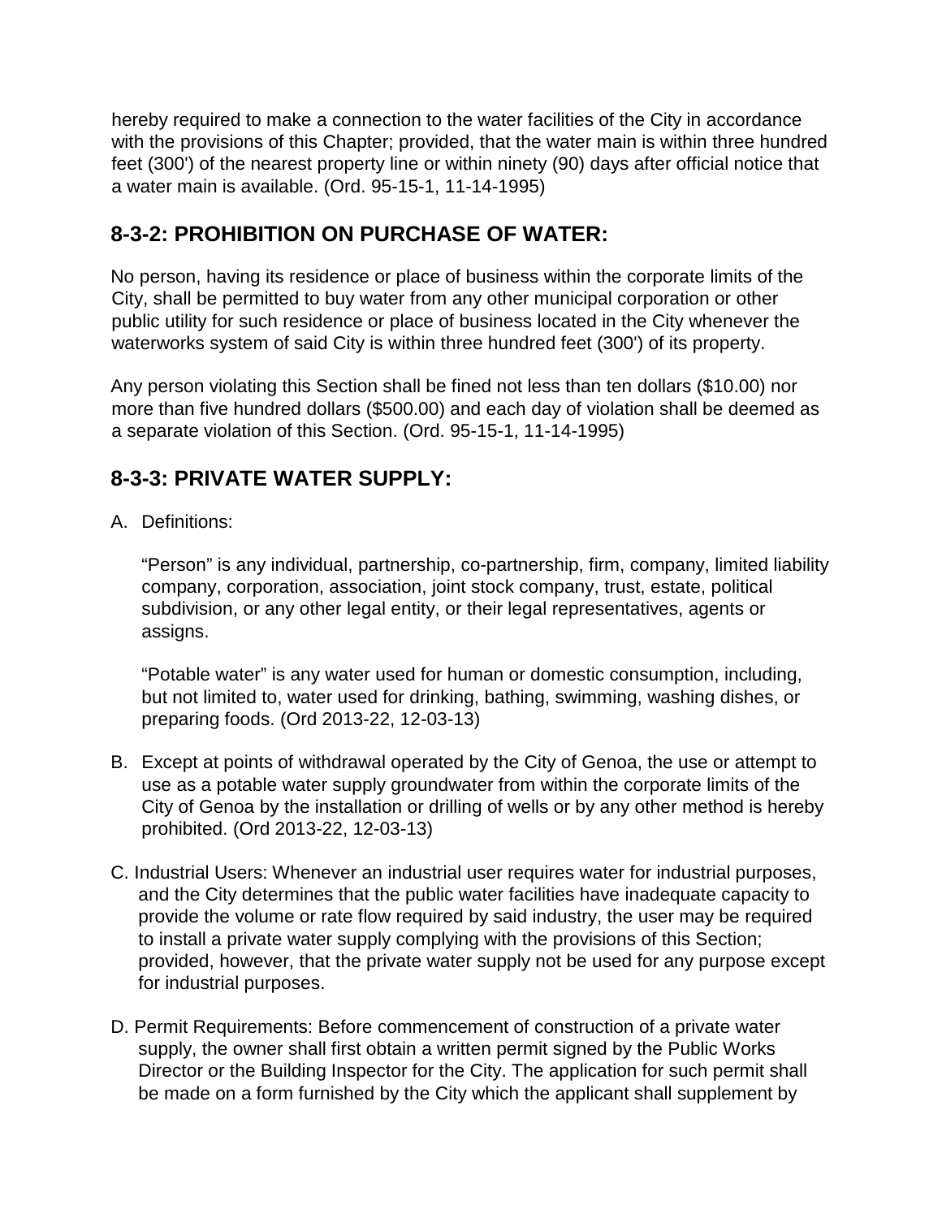hereby required to make a connection to the water facilities of the City in accordance with the provisions of this Chapter; provided, that the water main is within three hundred feet (300') of the nearest property line or within ninety (90) days after official notice that a water main is available. (Ord. 95-15-1, 11-14-1995)

## 8-3-2: PROHIBITION ON PURCHASE OF WATER:

No person, having its residence or place of business within the corporate limits of the City, shall be permitted to buy water from any other municipal corporation or other public utility for such residence or place of business located in the City whenever the waterworks system of said City is within three hundred feet (300') of its property.

Any person violating this Section shall be fined not less than ten dollars ($10.00) nor more than five hundred dollars ($500.00) and each day of violation shall be deemed as a separate violation of this Section. (Ord. 95-15-1, 11-14-1995)

## 8-3-3: PRIVATE WATER SUPPLY:

A. Definitions:

"Person" is any individual, partnership, co-partnership, firm, company, limited liability company, corporation, association, joint stock company, trust, estate, political subdivision, or any other legal entity, or their legal representatives, agents or assigns.

"Potable water" is any water used for human or domestic consumption, including, but not limited to, water used for drinking, bathing, swimming, washing dishes, or preparing foods. (Ord 2013-22, 12-03-13)

B. Except at points of withdrawal operated by the City of Genoa, the use or attempt to use as a potable water supply groundwater from within the corporate limits of the City of Genoa by the installation or drilling of wells or by any other method is hereby prohibited. (Ord 2013-22, 12-03-13)

C. Industrial Users: Whenever an industrial user requires water for industrial purposes, and the City determines that the public water facilities have inadequate capacity to provide the volume or rate flow required by said industry, the user may be required to install a private water supply complying with the provisions of this Section; provided, however, that the private water supply not be used for any purpose except for industrial purposes.

D. Permit Requirements: Before commencement of construction of a private water supply, the owner shall first obtain a written permit signed by the Public Works Director or the Building Inspector for the City. The application for such permit shall be made on a form furnished by the City which the applicant shall supplement by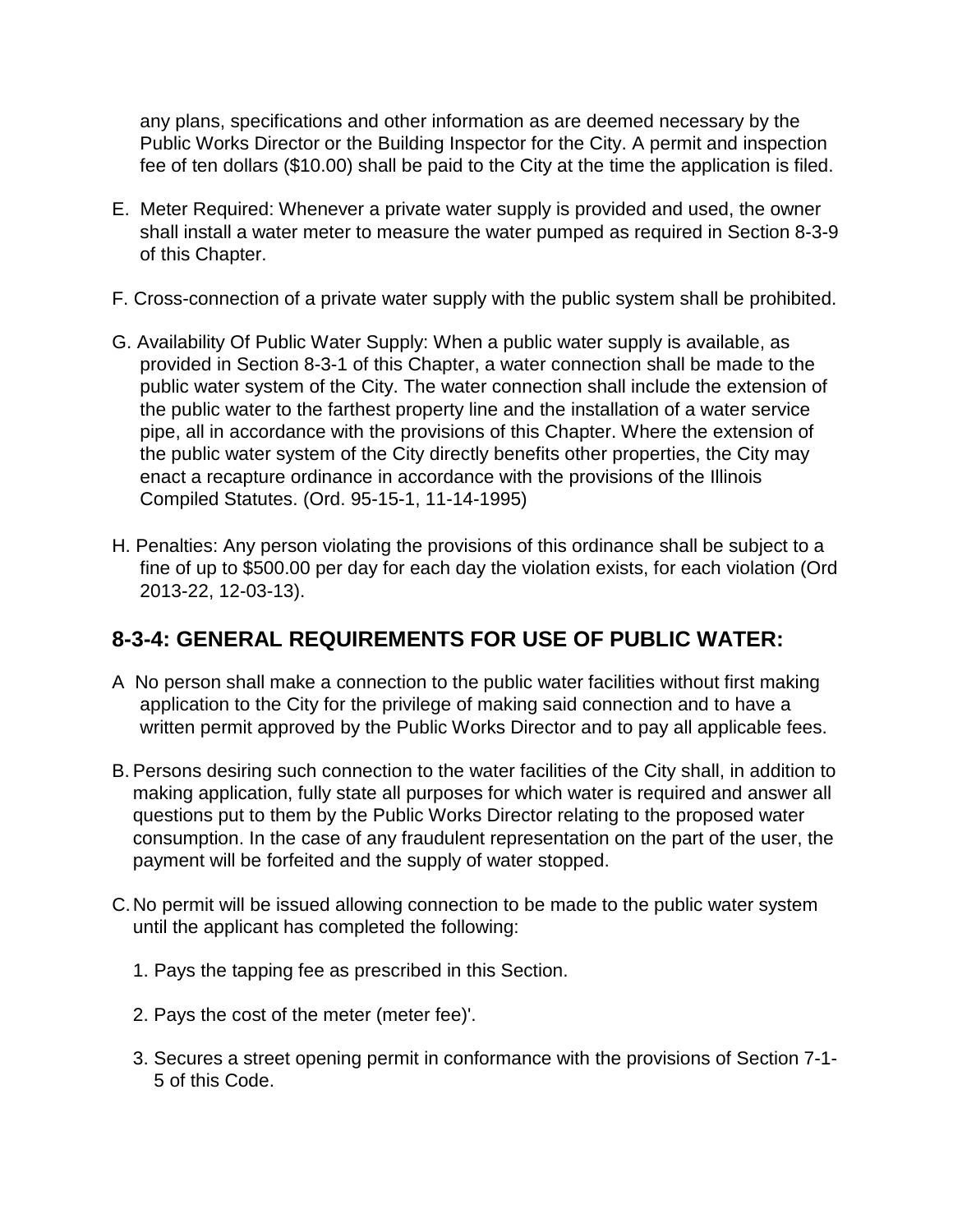any plans, specifications and other information as are deemed necessary by the Public Works Director or the Building Inspector for the City. A permit and inspection fee of ten dollars ($10.00) shall be paid to the City at the time the application is filed.

E. Meter Required: Whenever a private water supply is provided and used, the owner shall install a water meter to measure the water pumped as required in Section 8-3-9 of this Chapter.

F. Cross-connection of a private water supply with the public system shall be prohibited.

G. Availability Of Public Water Supply: When a public water supply is available, as provided in Section 8-3-1 of this Chapter, a water connection shall be made to the public water system of the City. The water connection shall include the extension of the public water to the farthest property line and the installation of a water service pipe, all in accordance with the provisions of this Chapter. Where the extension of the public water system of the City directly benefits other properties, the City may enact a recapture ordinance in accordance with the provisions of the Illinois Compiled Statutes. (Ord. 95-15-1, 11-14-1995)

H. Penalties: Any person violating the provisions of this ordinance shall be subject to a fine of up to $500.00 per day for each day the violation exists, for each violation (Ord 2013-22, 12-03-13).

## 8-3-4: GENERAL REQUIREMENTS FOR USE OF PUBLIC WATER:

A No person shall make a connection to the public water facilities without first making application to the City for the privilege of making said connection and to have a written permit approved by the Public Works Director and to pay all applicable fees.

B. Persons desiring such connection to the water facilities of the City shall, in addition to making application, fully state all purposes for which water is required and answer all questions put to them by the Public Works Director relating to the proposed water consumption. In the case of any fraudulent representation on the part of the user, the payment will be forfeited and the supply of water stopped.

C. No permit will be issued allowing connection to be made to the public water system until the applicant has completed the following:

1. Pays the tapping fee as prescribed in this Section.

2. Pays the cost of the meter (meter fee)'.

3. Secures a street opening permit in conformance with the provisions of Section 7-1-5 of this Code.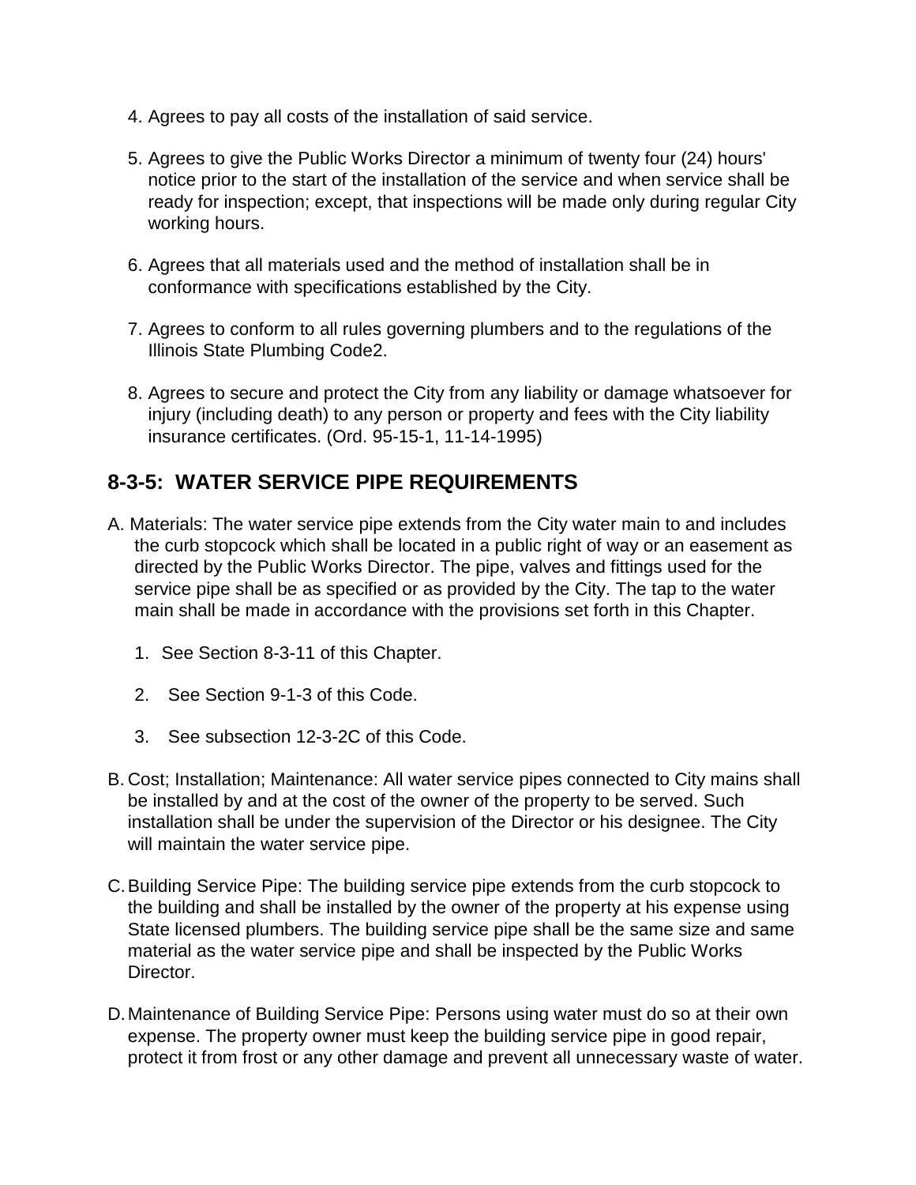4. Agrees to pay all costs of the installation of said service.

5. Agrees to give the Public Works Director a minimum of twenty four (24) hours' notice prior to the start of the installation of the service and when service shall be ready for inspection; except, that inspections will be made only during regular City working hours.

6. Agrees that all materials used and the method of installation shall be in conformance with specifications established by the City.

7. Agrees to conform to all rules governing plumbers and to the regulations of the Illinois State Plumbing Code2.

8. Agrees to secure and protect the City from any liability or damage whatsoever for injury (including death) to any person or property and fees with the City liability insurance certificates. (Ord. 95-15-1, 11-14-1995)

## 8-3-5: WATER SERVICE PIPE REQUIREMENTS

A. Materials: The water service pipe extends from the City water main to and includes the curb stopcock which shall be located in a public right of way or an easement as directed by the Public Works Director. The pipe, valves and fittings used for the service pipe shall be as specified or as provided by the City. The tap to the water main shall be made in accordance with the provisions set forth in this Chapter.

   1. See Section 8-3-11 of this Chapter.

   2. See Section 9-1-3 of this Code.

   3. See subsection 12-3-2C of this Code.

B. Cost; Installation; Maintenance: All water service pipes connected to City mains shall be installed by and at the cost of the owner of the property to be served. Such installation shall be under the supervision of the Director or his designee. The City will maintain the water service pipe.

C. Building Service Pipe: The building service pipe extends from the curb stopcock to the building and shall be installed by the owner of the property at his expense using State licensed plumbers. The building service pipe shall be the same size and same material as the water service pipe and shall be inspected by the Public Works Director.

D. Maintenance of Building Service Pipe: Persons using water must do so at their own expense. The property owner must keep the building service pipe in good repair, protect it from frost or any other damage and prevent all unnecessary waste of water.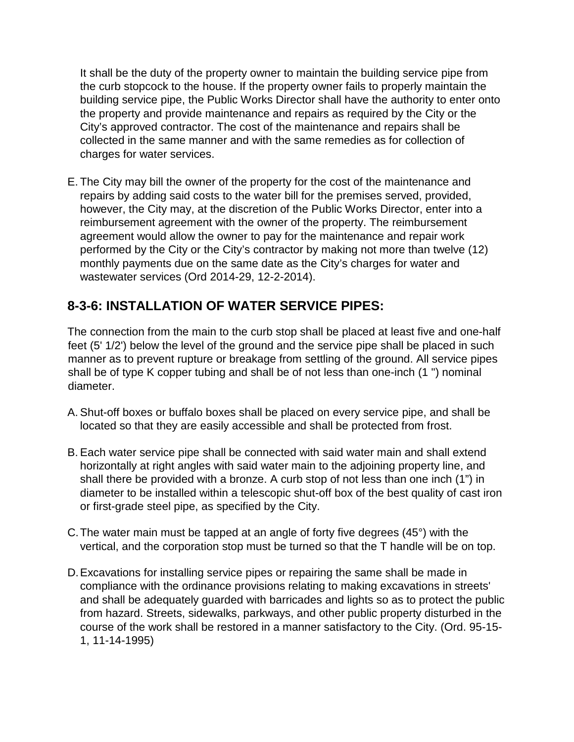It shall be the duty of the property owner to maintain the building service pipe from the curb stopcock to the house. If the property owner fails to properly maintain the building service pipe, the Public Works Director shall have the authority to enter onto the property and provide maintenance and repairs as required by the City or the City's approved contractor. The cost of the maintenance and repairs shall be collected in the same manner and with the same remedies as for collection of charges for water services.

E. The City may bill the owner of the property for the cost of the maintenance and repairs by adding said costs to the water bill for the premises served, provided, however, the City may, at the discretion of the Public Works Director, enter into a reimbursement agreement with the owner of the property. The reimbursement agreement would allow the owner to pay for the maintenance and repair work performed by the City or the City's contractor by making not more than twelve (12) monthly payments due on the same date as the City's charges for water and wastewater services (Ord 2014-29, 12-2-2014).

## 8-3-6: INSTALLATION OF WATER SERVICE PIPES:

The connection from the main to the curb stop shall be placed at least five and one-half feet (5' 1/2') below the level of the ground and the service pipe shall be placed in such manner as to prevent rupture or breakage from settling of the ground. All service pipes shall be of type K copper tubing and shall be of not less than one-inch (1 ") nominal diameter.

A. Shut-off boxes or buffalo boxes shall be placed on every service pipe, and shall be located so that they are easily accessible and shall be protected from frost.

B. Each water service pipe shall be connected with said water main and shall extend horizontally at right angles with said water main to the adjoining property line, and shall there be provided with a bronze. A curb stop of not less than one inch (1") in diameter to be installed within a telescopic shut-off box of the best quality of cast iron or first-grade steel pipe, as specified by the City.

C. The water main must be tapped at an angle of forty five degrees (45°) with the vertical, and the corporation stop must be turned so that the T handle will be on top.

D. Excavations for installing service pipes or repairing the same shall be made in compliance with the ordinance provisions relating to making excavations in streets' and shall be adequately guarded with barricades and lights so as to protect the public from hazard. Streets, sidewalks, parkways, and other public property disturbed in the course of the work shall be restored in a manner satisfactory to the City. (Ord. 95-15-1, 11-14-1995)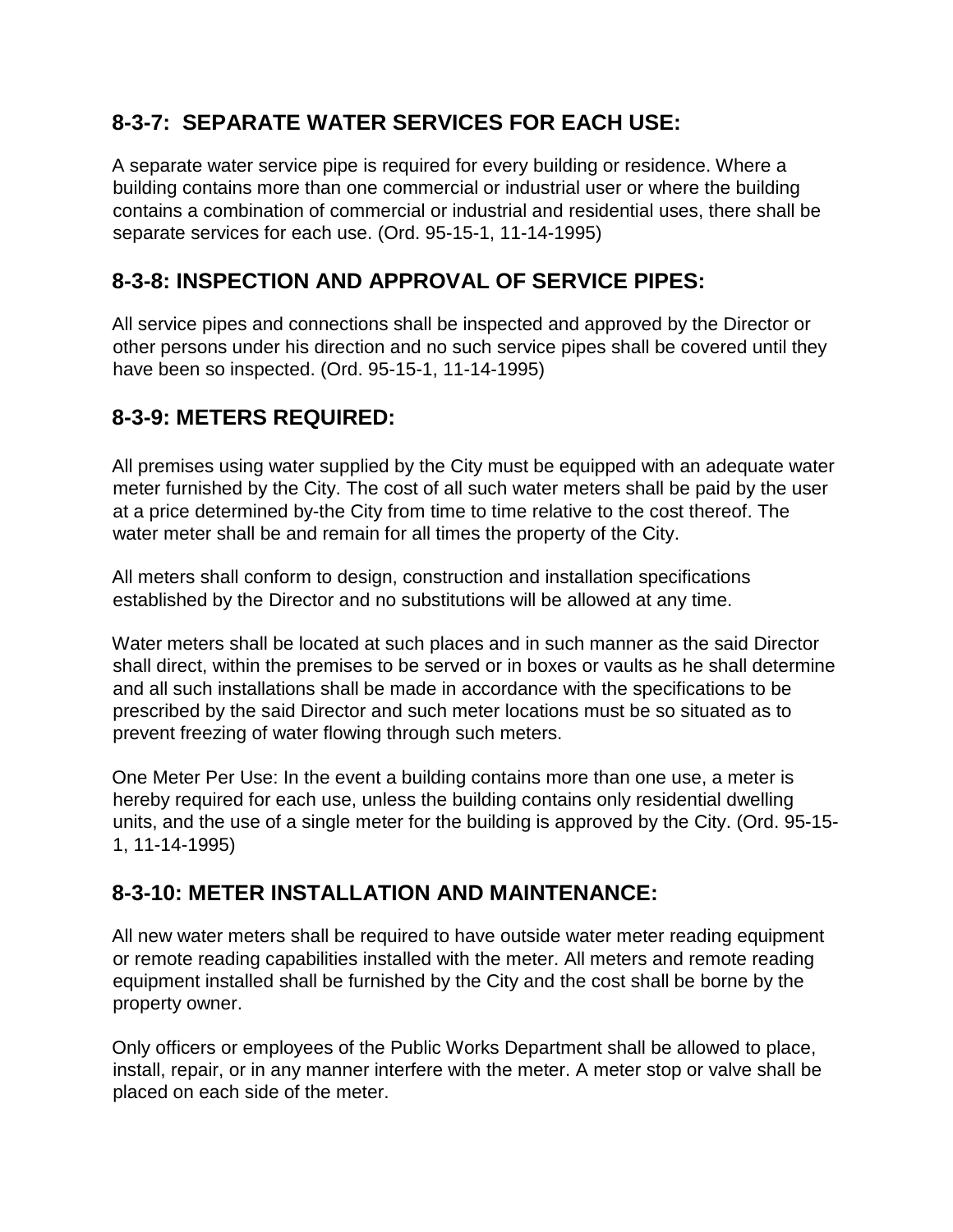## 8-3-7: SEPARATE WATER SERVICES FOR EACH USE:

A separate water service pipe is required for every building or residence. Where a building contains more than one commercial or industrial user or where the building contains a combination of commercial or industrial and residential uses, there shall be separate services for each use. (Ord. 95-15-1, 11-14-1995)

## 8-3-8: INSPECTION AND APPROVAL OF SERVICE PIPES:

All service pipes and connections shall be inspected and approved by the Director or other persons under his direction and no such service pipes shall be covered until they have been so inspected. (Ord. 95-15-1, 11-14-1995)

## 8-3-9: METERS REQUIRED:

All premises using water supplied by the City must be equipped with an adequate water meter furnished by the City. The cost of all such water meters shall be paid by the user at a price determined by-the City from time to time relative to the cost thereof. The water meter shall be and remain for all times the property of the City.

All meters shall conform to design, construction and installation specifications established by the Director and no substitutions will be allowed at any time.

Water meters shall be located at such places and in such manner as the said Director shall direct, within the premises to be served or in boxes or vaults as he shall determine and all such installations shall be made in accordance with the specifications to be prescribed by the said Director and such meter locations must be so situated as to prevent freezing of water flowing through such meters.

One Meter Per Use: In the event a building contains more than one use, a meter is hereby required for each use, unless the building contains only residential dwelling units, and the use of a single meter for the building is approved by the City. (Ord. 95-15-1, 11-14-1995)

## 8-3-10: METER INSTALLATION AND MAINTENANCE:

All new water meters shall be required to have outside water meter reading equipment or remote reading capabilities installed with the meter. All meters and remote reading equipment installed shall be furnished by the City and the cost shall be borne by the property owner.

Only officers or employees of the Public Works Department shall be allowed to place, install, repair, or in any manner interfere with the meter. A meter stop or valve shall be placed on each side of the meter.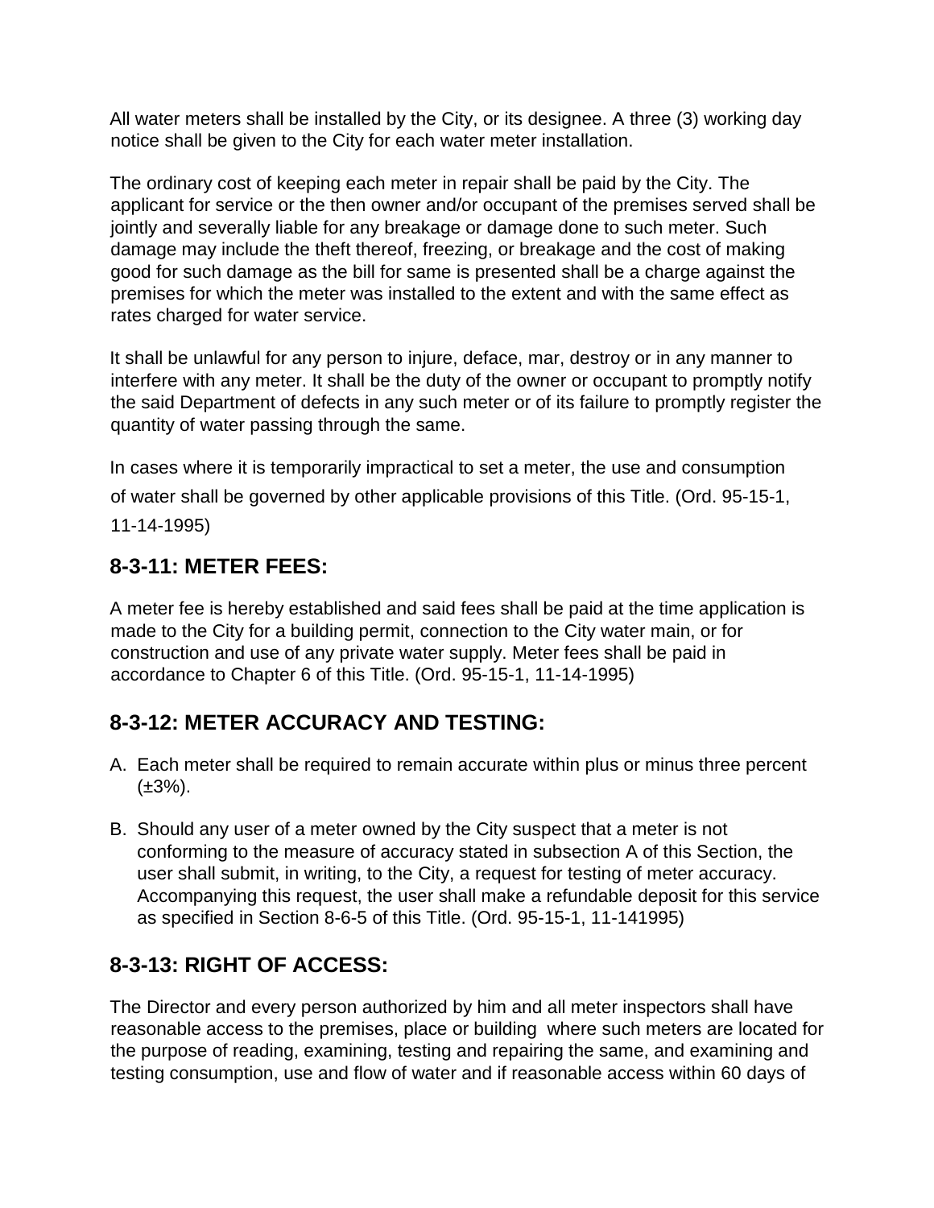All water meters shall be installed by the City, or its designee. A three (3) working day notice shall be given to the City for each water meter installation.

The ordinary cost of keeping each meter in repair shall be paid by the City. The applicant for service or the then owner and/or occupant of the premises served shall be jointly and severally liable for any breakage or damage done to such meter. Such damage may include the theft thereof, freezing, or breakage and the cost of making good for such damage as the bill for same is presented shall be a charge against the premises for which the meter was installed to the extent and with the same effect as rates charged for water service.

It shall be unlawful for any person to injure, deface, mar, destroy or in any manner to interfere with any meter. It shall be the duty of the owner or occupant to promptly notify the said Department of defects in any such meter or of its failure to promptly register the quantity of water passing through the same.

In cases where it is temporarily impractical to set a meter, the use and consumption of water shall be governed by other applicable provisions of this Title. (Ord. 95-15-1, 11-14-1995)

## 8-3-11: METER FEES:

A meter fee is hereby established and said fees shall be paid at the time application is made to the City for a building permit, connection to the City water main, or for construction and use of any private water supply. Meter fees shall be paid in accordance to Chapter 6 of this Title. (Ord. 95-15-1, 11-14-1995)

## 8-3-12: METER ACCURACY AND TESTING:

A. Each meter shall be required to remain accurate within plus or minus three percent (±3%).

B. Should any user of a meter owned by the City suspect that a meter is not conforming to the measure of accuracy stated in subsection A of this Section, the user shall submit, in writing, to the City, a request for testing of meter accuracy. Accompanying this request, the user shall make a refundable deposit for this service as specified in Section 8-6-5 of this Title. (Ord. 95-15-1, 11-141995)

## 8-3-13: RIGHT OF ACCESS:

The Director and every person authorized by him and all meter inspectors shall have reasonable access to the premises, place or building where such meters are located for the purpose of reading, examining, testing and repairing the same, and examining and testing consumption, use and flow of water and if reasonable access within 60 days of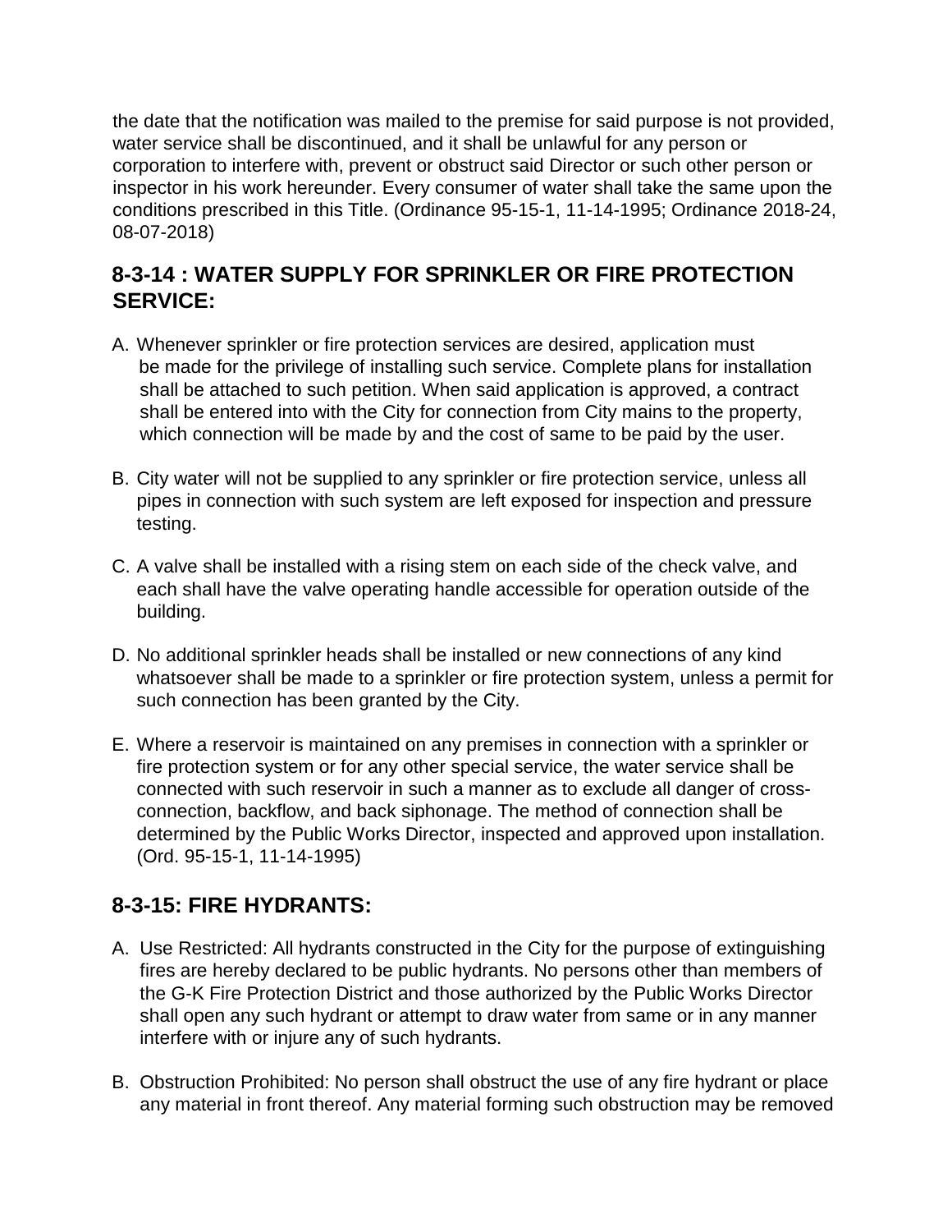the date that the notification was mailed to the premise for said purpose is not provided, water service shall be discontinued, and it shall be unlawful for any person or corporation to interfere with, prevent or obstruct said Director or such other person or inspector in his work hereunder. Every consumer of water shall take the same upon the conditions prescribed in this Title. (Ordinance 95-15-1, 11-14-1995; Ordinance 2018-24, 08-07-2018)

## 8-3-14 : WATER SUPPLY FOR SPRINKLER OR FIRE PROTECTION SERVICE:

A. Whenever sprinkler or fire protection services are desired, application must be made for the privilege of installing such service. Complete plans for installation shall be attached to such petition. When said application is approved, a contract shall be entered into with the City for connection from City mains to the property, which connection will be made by and the cost of same to be paid by the user.

B. City water will not be supplied to any sprinkler or fire protection service, unless all pipes in connection with such system are left exposed for inspection and pressure testing.

C. A valve shall be installed with a rising stem on each side of the check valve, and each shall have the valve operating handle accessible for operation outside of the building.

D. No additional sprinkler heads shall be installed or new connections of any kind whatsoever shall be made to a sprinkler or fire protection system, unless a permit for such connection has been granted by the City.

E. Where a reservoir is maintained on any premises in connection with a sprinkler or fire protection system or for any other special service, the water service shall be connected with such reservoir in such a manner as to exclude all danger of cross-connection, backflow, and back siphonage. The method of connection shall be determined by the Public Works Director, inspected and approved upon installation. (Ord. 95-15-1, 11-14-1995)

## 8-3-15: FIRE HYDRANTS:

A. Use Restricted: All hydrants constructed in the City for the purpose of extinguishing fires are hereby declared to be public hydrants. No persons other than members of the G-K Fire Protection District and those authorized by the Public Works Director shall open any such hydrant or attempt to draw water from same or in any manner interfere with or injure any of such hydrants.

B. Obstruction Prohibited: No person shall obstruct the use of any fire hydrant or place any material in front thereof. Any material forming such obstruction may be removed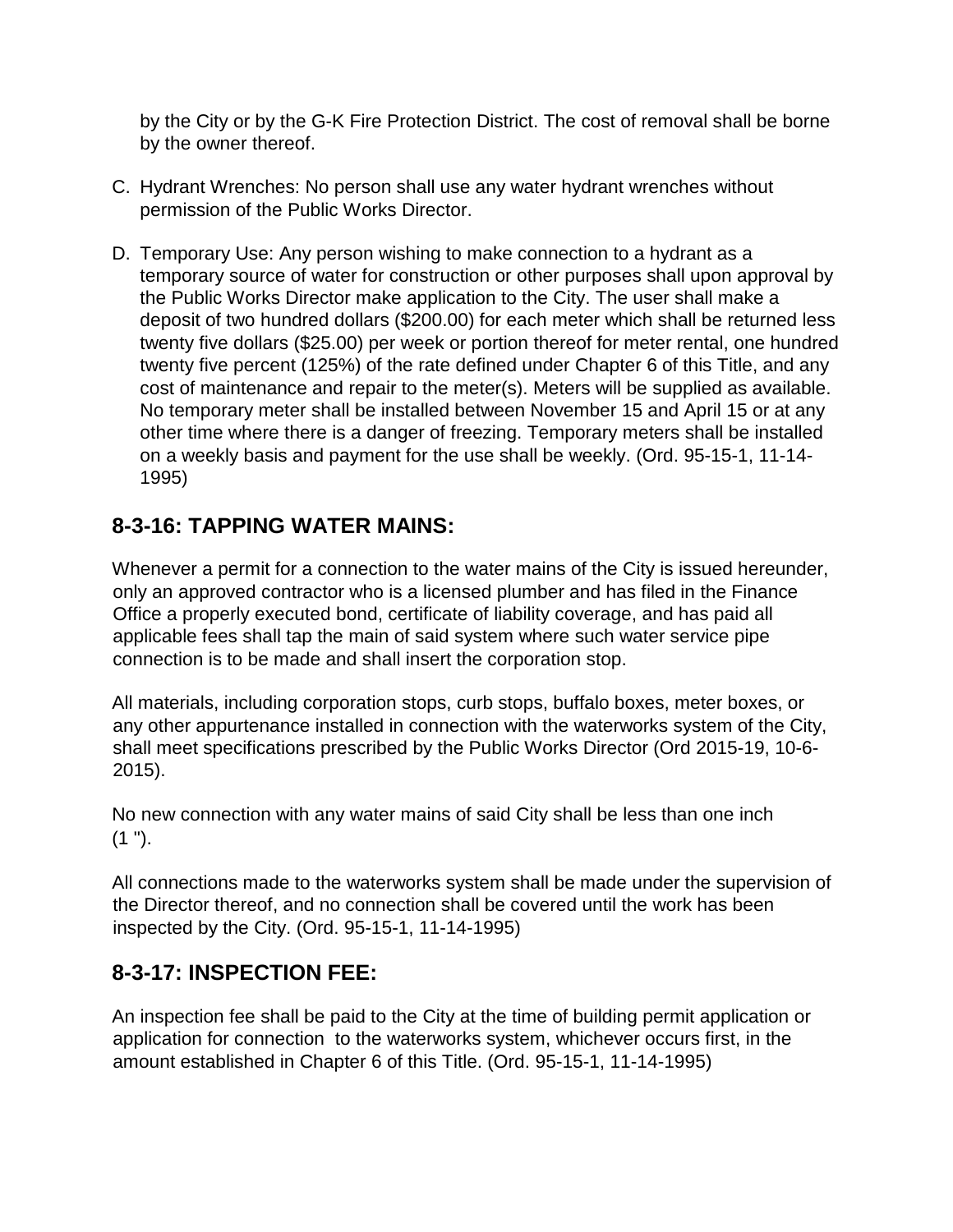by the City or by the G-K Fire Protection District. The cost of removal shall be borne by the owner thereof.

C. Hydrant Wrenches: No person shall use any water hydrant wrenches without permission of the Public Works Director.

D. Temporary Use: Any person wishing to make connection to a hydrant as a temporary source of water for construction or other purposes shall upon approval by the Public Works Director make application to the City. The user shall make a deposit of two hundred dollars ($200.00) for each meter which shall be returned less twenty five dollars ($25.00) per week or portion thereof for meter rental, one hundred twenty five percent (125%) of the rate defined under Chapter 6 of this Title, and any cost of maintenance and repair to the meter(s). Meters will be supplied as available. No temporary meter shall be installed between November 15 and April 15 or at any other time where there is a danger of freezing. Temporary meters shall be installed on a weekly basis and payment for the use shall be weekly. (Ord. 95-15-1, 11-14-1995)

## 8-3-16: TAPPING WATER MAINS:

Whenever a permit for a connection to the water mains of the City is issued hereunder, only an approved contractor who is a licensed plumber and has filed in the Finance Office a properly executed bond, certificate of liability coverage, and has paid all applicable fees shall tap the main of said system where such water service pipe connection is to be made and shall insert the corporation stop.

All materials, including corporation stops, curb stops, buffalo boxes, meter boxes, or any other appurtenance installed in connection with the waterworks system of the City, shall meet specifications prescribed by the Public Works Director (Ord 2015-19, 10-6-2015).

No new connection with any water mains of said City shall be less than one inch (1 ").

All connections made to the waterworks system shall be made under the supervision of the Director thereof, and no connection shall be covered until the work has been inspected by the City. (Ord. 95-15-1, 11-14-1995)

## 8-3-17: INSPECTION FEE:

An inspection fee shall be paid to the City at the time of building permit application or application for connection to the waterworks system, whichever occurs first, in the amount established in Chapter 6 of this Title. (Ord. 95-15-1, 11-14-1995)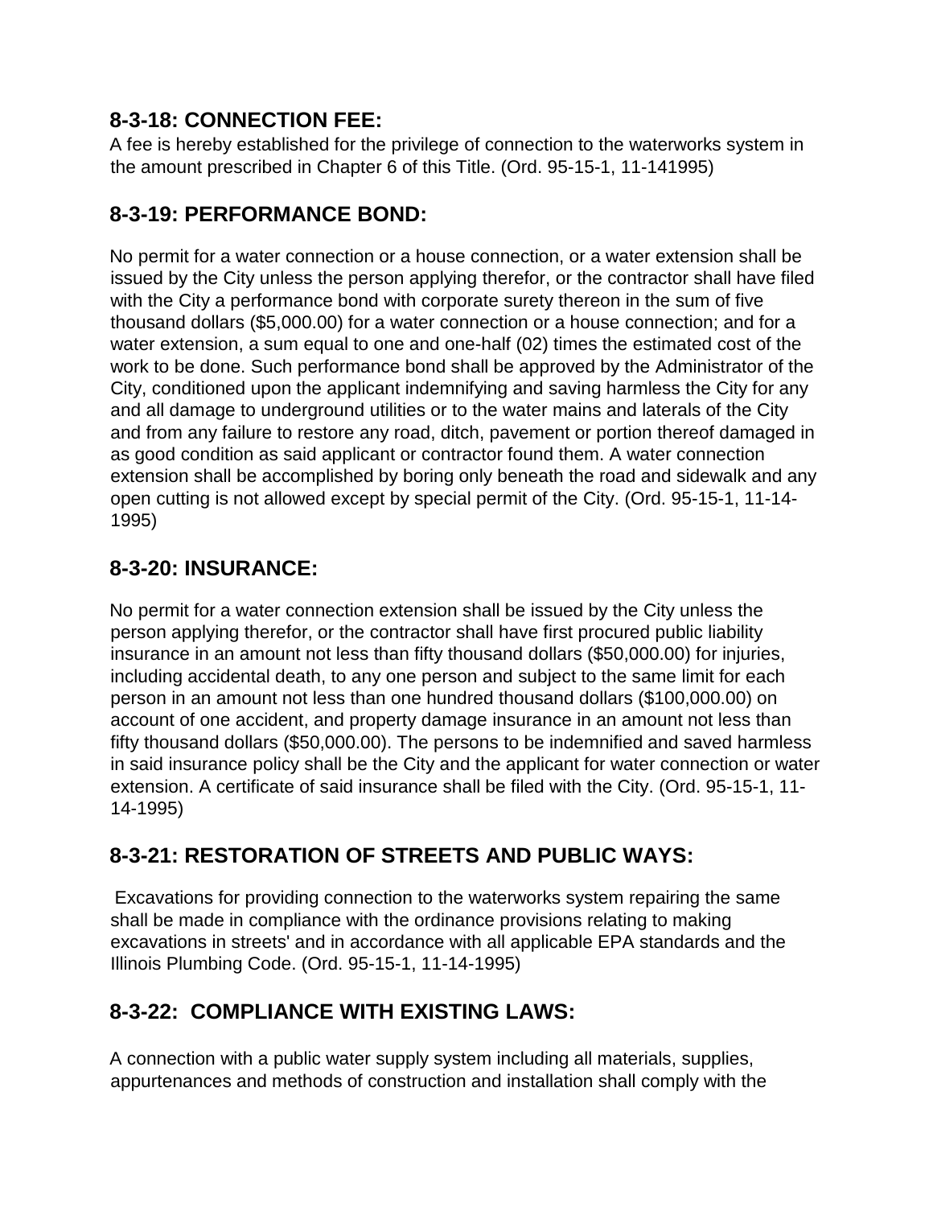## 8-3-18: CONNECTION FEE:

A fee is hereby established for the privilege of connection to the waterworks system in the amount prescribed in Chapter 6 of this Title. (Ord. 95-15-1, 11-141995)

## 8-3-19: PERFORMANCE BOND:

No permit for a water connection or a house connection, or a water extension shall be issued by the City unless the person applying therefor, or the contractor shall have filed with the City a performance bond with corporate surety thereon in the sum of five thousand dollars ($5,000.00) for a water connection or a house connection; and for a water extension, a sum equal to one and one-half (02) times the estimated cost of the work to be done. Such performance bond shall be approved by the Administrator of the City, conditioned upon the applicant indemnifying and saving harmless the City for any and all damage to underground utilities or to the water mains and laterals of the City and from any failure to restore any road, ditch, pavement or portion thereof damaged in as good condition as said applicant or contractor found them. A water connection extension shall be accomplished by boring only beneath the road and sidewalk and any open cutting is not allowed except by special permit of the City. (Ord. 95-15-1, 11-14-1995)

## 8-3-20: INSURANCE:

No permit for a water connection extension shall be issued by the City unless the person applying therefor, or the contractor shall have first procured public liability insurance in an amount not less than fifty thousand dollars ($50,000.00) for injuries, including accidental death, to any one person and subject to the same limit for each person in an amount not less than one hundred thousand dollars ($100,000.00) on account of one accident, and property damage insurance in an amount not less than fifty thousand dollars ($50,000.00). The persons to be indemnified and saved harmless in said insurance policy shall be the City and the applicant for water connection or water extension. A certificate of said insurance shall be filed with the City. (Ord. 95-15-1, 11-14-1995)

## 8-3-21: RESTORATION OF STREETS AND PUBLIC WAYS:

Excavations for providing connection to the waterworks system repairing the same shall be made in compliance with the ordinance provisions relating to making excavations in streets' and in accordance with all applicable EPA standards and the Illinois Plumbing Code. (Ord. 95-15-1, 11-14-1995)

## 8-3-22: COMPLIANCE WITH EXISTING LAWS:

A connection with a public water supply system including all materials, supplies, appurtenances and methods of construction and installation shall comply with the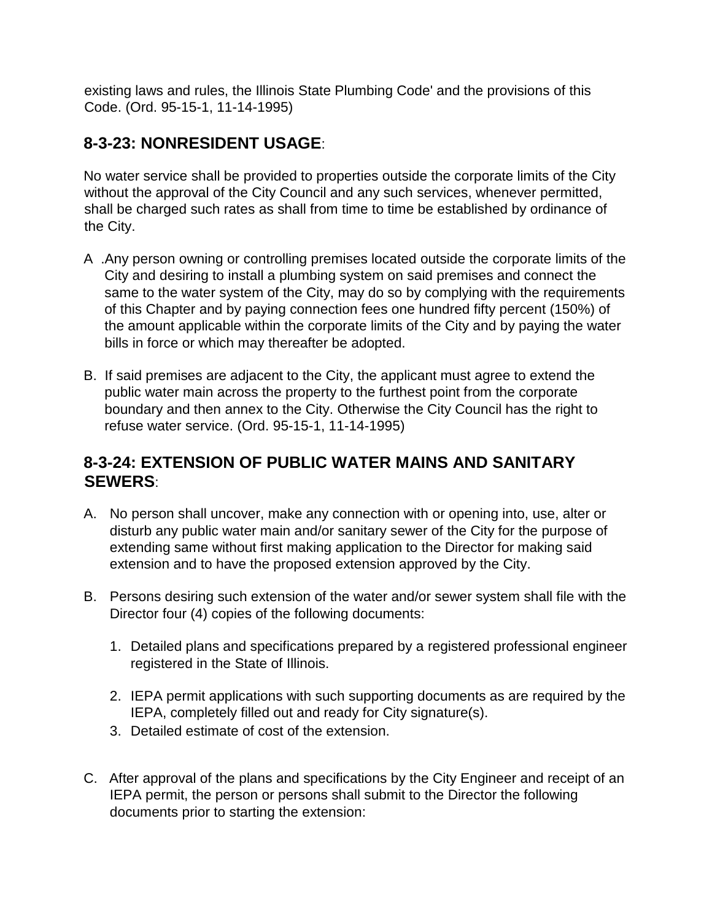existing laws and rules, the Illinois State Plumbing Code' and the provisions of this Code. (Ord. 95-15-1, 11-14-1995)

## 8-3-23: NONRESIDENT USAGE:

No water service shall be provided to properties outside the corporate limits of the City without the approval of the City Council and any such services, whenever permitted, shall be charged such rates as shall from time to time be established by ordinance of the City.

A .Any person owning or controlling premises located outside the corporate limits of the City and desiring to install a plumbing system on said premises and connect the same to the water system of the City, may do so by complying with the requirements of this Chapter and by paying connection fees one hundred fifty percent (150%) of the amount applicable within the corporate limits of the City and by paying the water bills in force or which may thereafter be adopted.

B. If said premises are adjacent to the City, the applicant must agree to extend the public water main across the property to the furthest point from the corporate boundary and then annex to the City. Otherwise the City Council has the right to refuse water service. (Ord. 95-15-1, 11-14-1995)

## 8-3-24: EXTENSION OF PUBLIC WATER MAINS AND SANITARY SEWERS:

A. No person shall uncover, make any connection with or opening into, use, alter or disturb any public water main and/or sanitary sewer of the City for the purpose of extending same without first making application to the Director for making said extension and to have the proposed extension approved by the City.

B. Persons desiring such extension of the water and/or sewer system shall file with the Director four (4) copies of the following documents:

   1. Detailed plans and specifications prepared by a registered professional engineer registered in the State of Illinois.

   2. IEPA permit applications with such supporting documents as are required by the IEPA, completely filled out and ready for City signature(s).

   3. Detailed estimate of cost of the extension.

C. After approval of the plans and specifications by the City Engineer and receipt of an IEPA permit, the person or persons shall submit to the Director the following documents prior to starting the extension: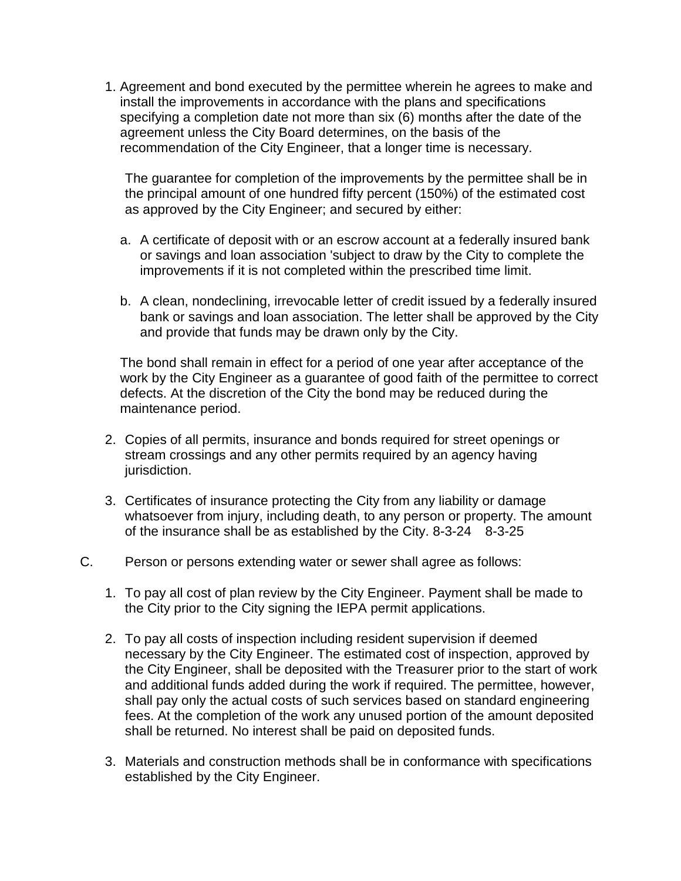1. Agreement and bond executed by the permittee wherein he agrees to make and install the improvements in accordance with the plans and specifications specifying a completion date not more than six (6) months after the date of the agreement unless the City Board determines, on the basis of the recommendation of the City Engineer, that a longer time is necessary.

   The guarantee for completion of the improvements by the permittee shall be in the principal amount of one hundred fifty percent (150%) of the estimated cost as approved by the City Engineer; and secured by either:

   a. A certificate of deposit with or an escrow account at a federally insured bank or savings and loan association 'subject to draw by the City to complete the improvements if it is not completed within the prescribed time limit.

   b. A clean, nondeclining, irrevocable letter of credit issued by a federally insured bank or savings and loan association. The letter shall be approved by the City and provide that funds may be drawn only by the City.

   The bond shall remain in effect for a period of one year after acceptance of the work by the City Engineer as a guarantee of good faith of the permittee to correct defects. At the discretion of the City the bond may be reduced during the maintenance period.

2. Copies of all permits, insurance and bonds required for street openings or stream crossings and any other permits required by an agency having jurisdiction.

3. Certificates of insurance protecting the City from any liability or damage whatsoever from injury, including death, to any person or property. The amount of the insurance shall be as established by the City. 8-3-24 8-3-25

C. Person or persons extending water or sewer shall agree as follows:

1. To pay all cost of plan review by the City Engineer. Payment shall be made to the City prior to the City signing the IEPA permit applications.

2. To pay all costs of inspection including resident supervision if deemed necessary by the City Engineer. The estimated cost of inspection, approved by the City Engineer, shall be deposited with the Treasurer prior to the start of work and additional funds added during the work if required. The permittee, however, shall pay only the actual costs of such services based on standard engineering fees. At the completion of the work any unused portion of the amount deposited shall be returned. No interest shall be paid on deposited funds.

3. Materials and construction methods shall be in conformance with specifications established by the City Engineer.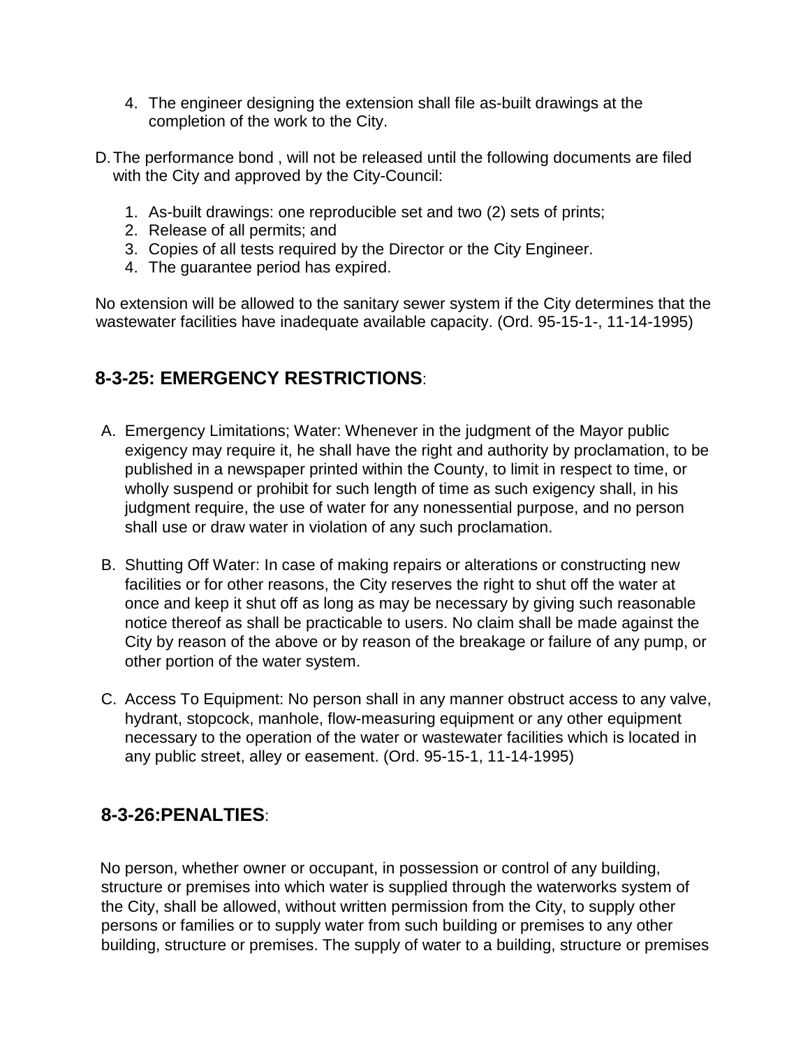4. The engineer designing the extension shall file as-built drawings at the completion of the work to the City.

D. The performance bond , will not be released until the following documents are filed with the City and approved by the City-Council:

1. As-built drawings: one reproducible set and two (2) sets of prints;
2. Release of all permits; and
3. Copies of all tests required by the Director or the City Engineer.
4. The guarantee period has expired.

No extension will be allowed to the sanitary sewer system if the City determines that the wastewater facilities have inadequate available capacity. (Ord. 95-15-1-, 11-14-1995)

## 8-3-25: EMERGENCY RESTRICTIONS:

A. Emergency Limitations; Water: Whenever in the judgment of the Mayor public exigency may require it, he shall have the right and authority by proclamation, to be published in a newspaper printed within the County, to limit in respect to time, or wholly suspend or prohibit for such length of time as such exigency shall, in his judgment require, the use of water for any nonessential purpose, and no person shall use or draw water in violation of any such proclamation.

B. Shutting Off Water: In case of making repairs or alterations or constructing new facilities or for other reasons, the City reserves the right to shut off the water at once and keep it shut off as long as may be necessary by giving such reasonable notice thereof as shall be practicable to users. No claim shall be made against the City by reason of the above or by reason of the breakage or failure of any pump, or other portion of the water system.

C. Access To Equipment: No person shall in any manner obstruct access to any valve, hydrant, stopcock, manhole, flow-measuring equipment or any other equipment necessary to the operation of the water or wastewater facilities which is located in any public street, alley or easement. (Ord. 95-15-1, 11-14-1995)

## 8-3-26:PENALTIES:

No person, whether owner or occupant, in possession or control of any building, structure or premises into which water is supplied through the waterworks system of the City, shall be allowed, without written permission from the City, to supply other persons or families or to supply water from such building or premises to any other building, structure or premises. The supply of water to a building, structure or premises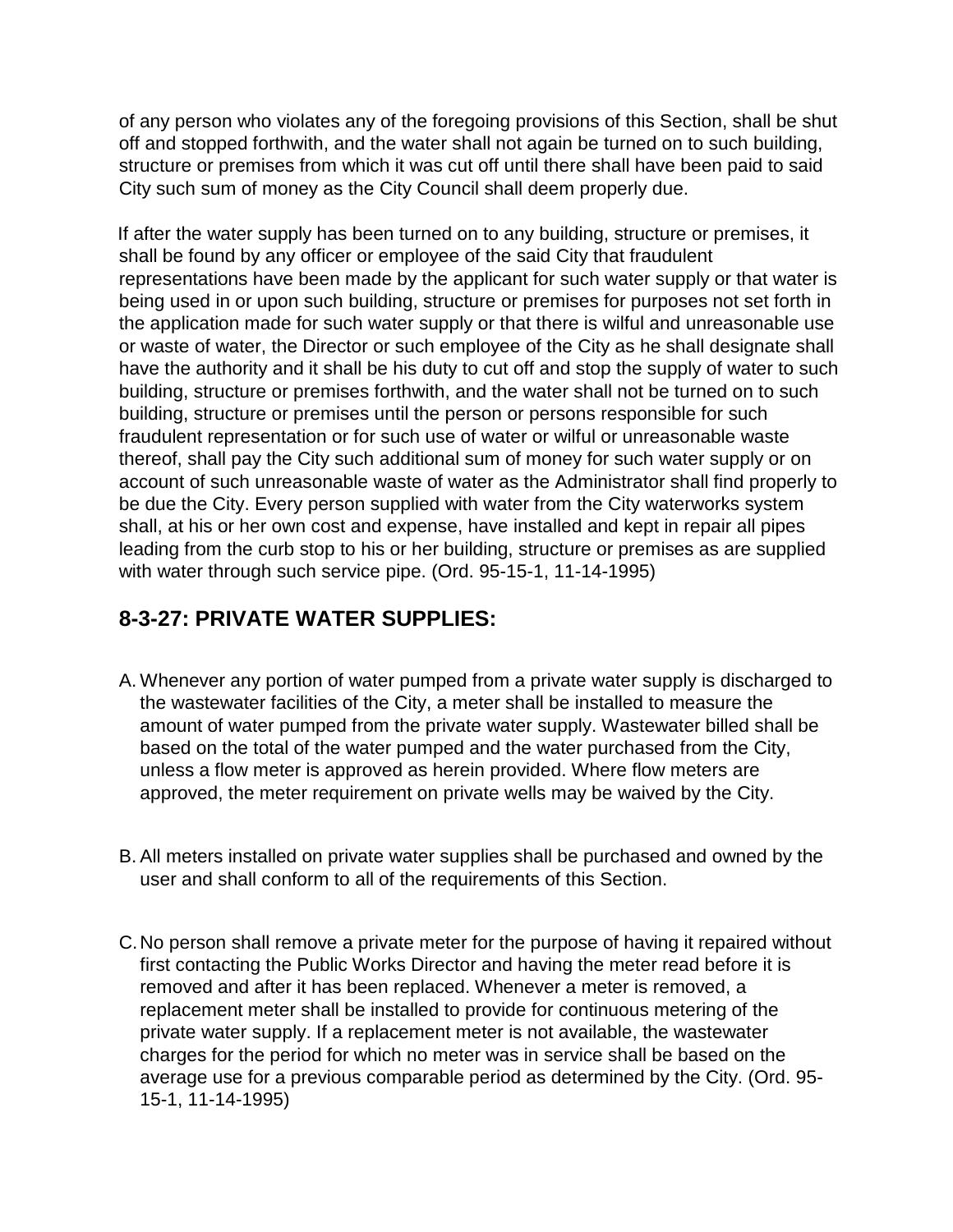of any person who violates any of the foregoing provisions of this Section, shall be shut off and stopped forthwith, and the water shall not again be turned on to such building, structure or premises from which it was cut off until there shall have been paid to said City such sum of money as the City Council shall deem properly due.

If after the water supply has been turned on to any building, structure or premises, it shall be found by any officer or employee of the said City that fraudulent representations have been made by the applicant for such water supply or that water is being used in or upon such building, structure or premises for purposes not set forth in the application made for such water supply or that there is wilful and unreasonable use or waste of water, the Director or such employee of the City as he shall designate shall have the authority and it shall be his duty to cut off and stop the supply of water to such building, structure or premises forthwith, and the water shall not be turned on to such building, structure or premises until the person or persons responsible for such fraudulent representation or for such use of water or wilful or unreasonable waste thereof, shall pay the City such additional sum of money for such water supply or on account of such unreasonable waste of water as the Administrator shall find properly to be due the City. Every person supplied with water from the City waterworks system shall, at his or her own cost and expense, have installed and kept in repair all pipes leading from the curb stop to his or her building, structure or premises as are supplied with water through such service pipe. (Ord. 95-15-1, 11-14-1995)

## 8-3-27: PRIVATE WATER SUPPLIES:

A. Whenever any portion of water pumped from a private water supply is discharged to the wastewater facilities of the City, a meter shall be installed to measure the amount of water pumped from the private water supply. Wastewater billed shall be based on the total of the water pumped and the water purchased from the City, unless a flow meter is approved as herein provided. Where flow meters are approved, the meter requirement on private wells may be waived by the City.

B. All meters installed on private water supplies shall be purchased and owned by the user and shall conform to all of the requirements of this Section.

C. No person shall remove a private meter for the purpose of having it repaired without first contacting the Public Works Director and having the meter read before it is removed and after it has been replaced. Whenever a meter is removed, a replacement meter shall be installed to provide for continuous metering of the private water supply. If a replacement meter is not available, the wastewater charges for the period for which no meter was in service shall be based on the average use for a previous comparable period as determined by the City. (Ord. 95-15-1, 11-14-1995)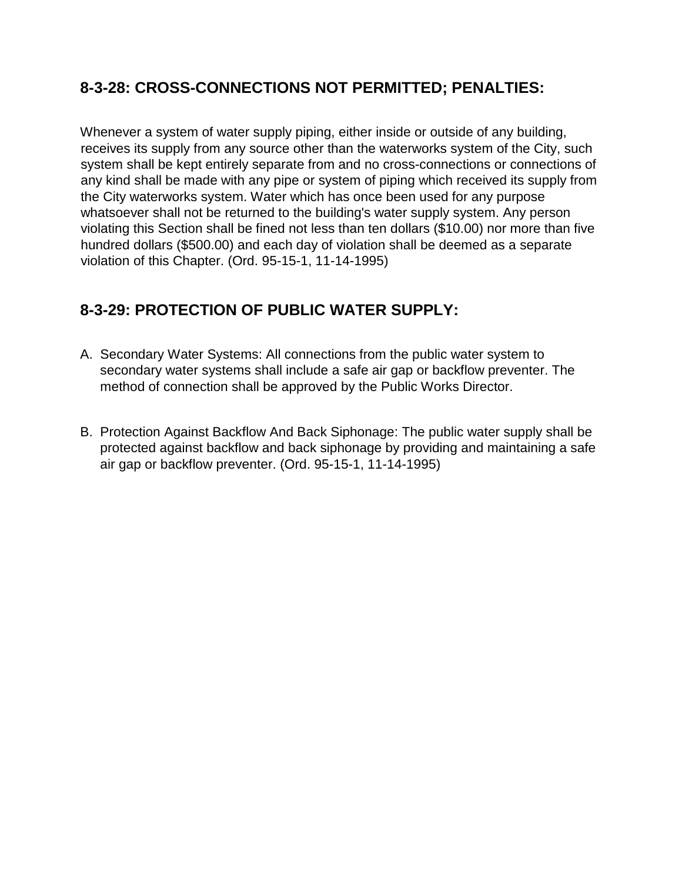## 8-3-28: CROSS-CONNECTIONS NOT PERMITTED; PENALTIES:

Whenever a system of water supply piping, either inside or outside of any building, receives its supply from any source other than the waterworks system of the City, such system shall be kept entirely separate from and no cross-connections or connections of any kind shall be made with any pipe or system of piping which received its supply from the City waterworks system. Water which has once been used for any purpose whatsoever shall not be returned to the building's water supply system. Any person violating this Section shall be fined not less than ten dollars ($10.00) nor more than five hundred dollars ($500.00) and each day of violation shall be deemed as a separate violation of this Chapter. (Ord. 95-15-1, 11-14-1995)

## 8-3-29: PROTECTION OF PUBLIC WATER SUPPLY:

A. Secondary Water Systems: All connections from the public water system to secondary water systems shall include a safe air gap or backflow preventer. The method of connection shall be approved by the Public Works Director.

B. Protection Against Backflow And Back Siphonage: The public water supply shall be protected against backflow and back siphonage by providing and maintaining a safe air gap or backflow preventer. (Ord. 95-15-1, 11-14-1995)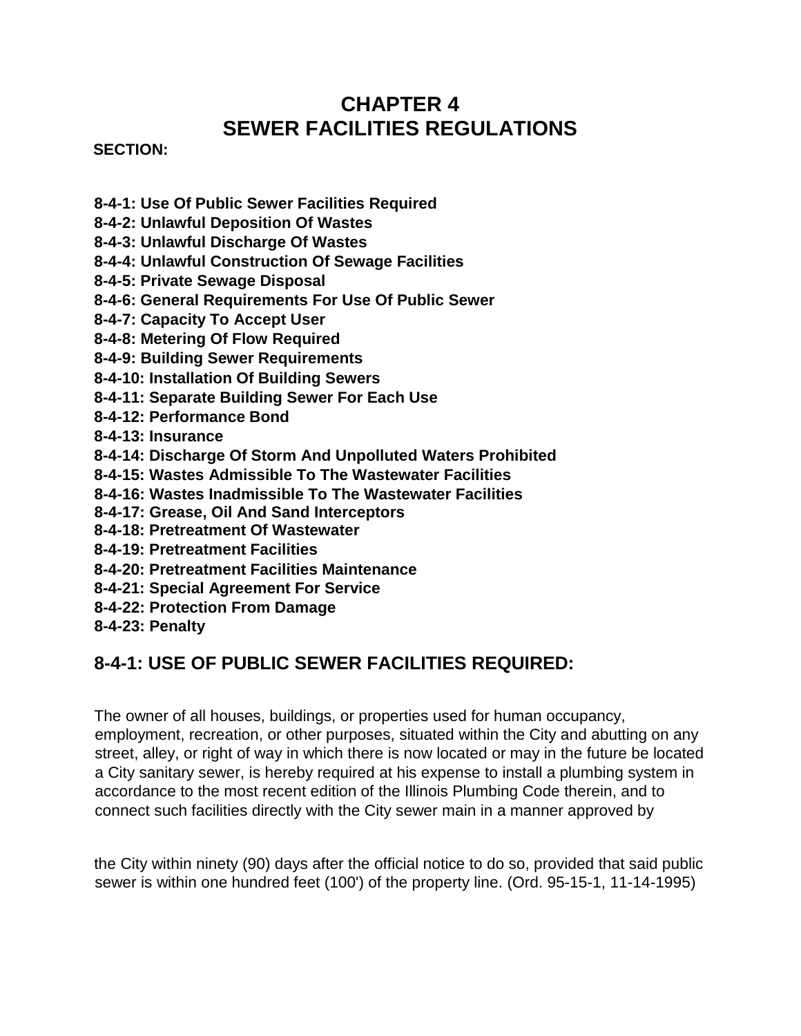# CHAPTER 4
# SEWER FACILITIES REGULATIONS

**SECTION:**

**8-4-1: Use Of Public Sewer Facilities Required**
**8-4-2: Unlawful Deposition Of Wastes**
**8-4-3: Unlawful Discharge Of Wastes**
**8-4-4: Unlawful Construction Of Sewage Facilities**
**8-4-5: Private Sewage Disposal**
**8-4-6: General Requirements For Use Of Public Sewer**
**8-4-7: Capacity To Accept User**
**8-4-8: Metering Of Flow Required**
**8-4-9: Building Sewer Requirements**
**8-4-10: Installation Of Building Sewers**
**8-4-11: Separate Building Sewer For Each Use**
**8-4-12: Performance Bond**
**8-4-13: Insurance**
**8-4-14: Discharge Of Storm And Unpolluted Waters Prohibited**
**8-4-15: Wastes Admissible To The Wastewater Facilities**
**8-4-16: Wastes Inadmissible To The Wastewater Facilities**
**8-4-17: Grease, Oil And Sand Interceptors**
**8-4-18: Pretreatment Of Wastewater**
**8-4-19: Pretreatment Facilities**
**8-4-20: Pretreatment Facilities Maintenance**
**8-4-21: Special Agreement For Service**
**8-4-22: Protection From Damage**
**8-4-23: Penalty**

## 8-4-1: USE OF PUBLIC SEWER FACILITIES REQUIRED:

The owner of all houses, buildings, or properties used for human occupancy, employment, recreation, or other purposes, situated within the City and abutting on any street, alley, or right of way in which there is now located or may in the future be located a City sanitary sewer, is hereby required at his expense to install a plumbing system in accordance to the most recent edition of the Illinois Plumbing Code therein, and to connect such facilities directly with the City sewer main in a manner approved by the City within ninety (90) days after the official notice to do so, provided that said public sewer is within one hundred feet (100') of the property line. (Ord. 95-15-1, 11-14-1995)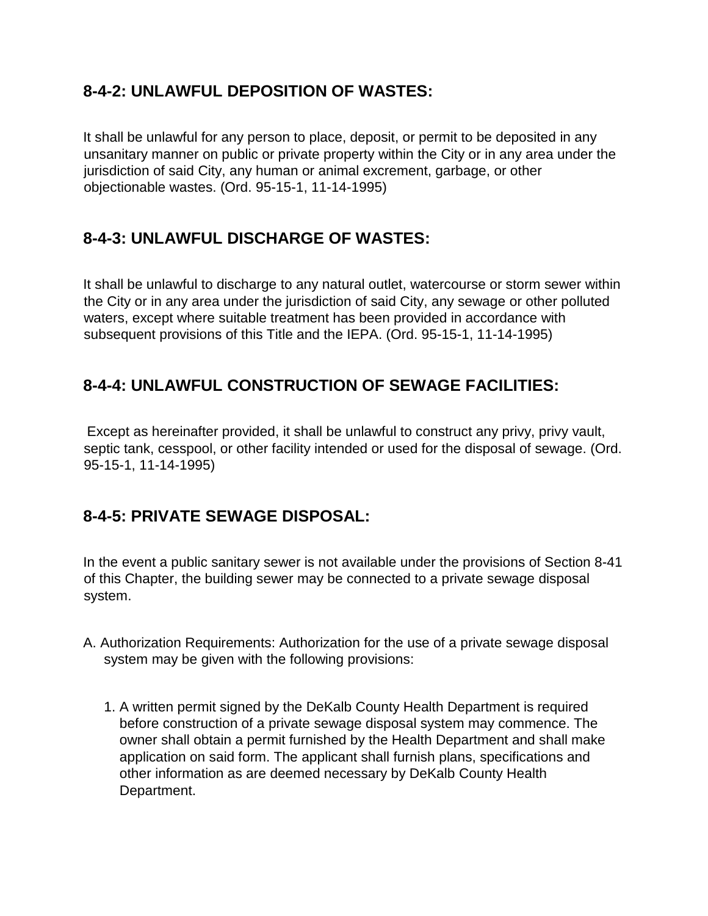## 8-4-2: UNLAWFUL DEPOSITION OF WASTES:

It shall be unlawful for any person to place, deposit, or permit to be deposited in any unsanitary manner on public or private property within the City or in any area under the jurisdiction of said City, any human or animal excrement, garbage, or other objectionable wastes. (Ord. 95-15-1, 11-14-1995)

## 8-4-3: UNLAWFUL DISCHARGE OF WASTES:

It shall be unlawful to discharge to any natural outlet, watercourse or storm sewer within the City or in any area under the jurisdiction of said City, any sewage or other polluted waters, except where suitable treatment has been provided in accordance with subsequent provisions of this Title and the IEPA. (Ord. 95-15-1, 11-14-1995)

## 8-4-4: UNLAWFUL CONSTRUCTION OF SEWAGE FACILITIES:

Except as hereinafter provided, it shall be unlawful to construct any privy, privy vault, septic tank, cesspool, or other facility intended or used for the disposal of sewage. (Ord. 95-15-1, 11-14-1995)

## 8-4-5: PRIVATE SEWAGE DISPOSAL:

In the event a public sanitary sewer is not available under the provisions of Section 8-41 of this Chapter, the building sewer may be connected to a private sewage disposal system.

A. Authorization Requirements: Authorization for the use of a private sewage disposal system may be given with the following provisions:

1. A written permit signed by the DeKalb County Health Department is required before construction of a private sewage disposal system may commence. The owner shall obtain a permit furnished by the Health Department and shall make application on said form. The applicant shall furnish plans, specifications and other information as are deemed necessary by DeKalb County Health Department.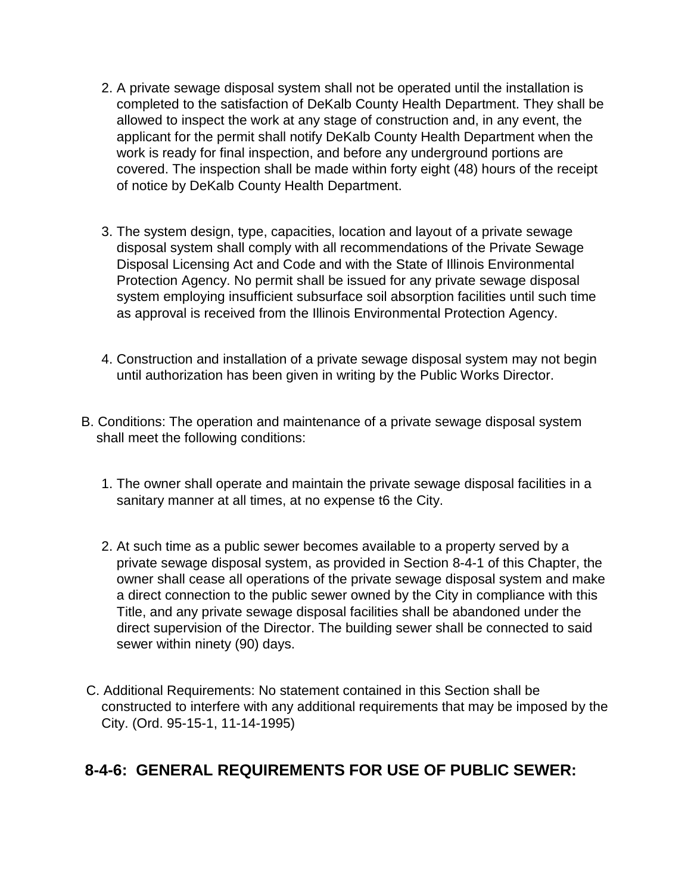2. A private sewage disposal system shall not be operated until the installation is completed to the satisfaction of DeKalb County Health Department. They shall be allowed to inspect the work at any stage of construction and, in any event, the applicant for the permit shall notify DeKalb County Health Department when the work is ready for final inspection, and before any underground portions are covered. The inspection shall be made within forty eight (48) hours of the receipt of notice by DeKalb County Health Department.

3. The system design, type, capacities, location and layout of a private sewage disposal system shall comply with all recommendations of the Private Sewage Disposal Licensing Act and Code and with the State of Illinois Environmental Protection Agency. No permit shall be issued for any private sewage disposal system employing insufficient subsurface soil absorption facilities until such time as approval is received from the Illinois Environmental Protection Agency.

4. Construction and installation of a private sewage disposal system may not begin until authorization has been given in writing by the Public Works Director.

B. Conditions: The operation and maintenance of a private sewage disposal system shall meet the following conditions:

1. The owner shall operate and maintain the private sewage disposal facilities in a sanitary manner at all times, at no expense t6 the City.

2. At such time as a public sewer becomes available to a property served by a private sewage disposal system, as provided in Section 8-4-1 of this Chapter, the owner shall cease all operations of the private sewage disposal system and make a direct connection to the public sewer owned by the City in compliance with this Title, and any private sewage disposal facilities shall be abandoned under the direct supervision of the Director. The building sewer shall be connected to said sewer within ninety (90) days.

C. Additional Requirements: No statement contained in this Section shall be constructed to interfere with any additional requirements that may be imposed by the City. (Ord. 95-15-1, 11-14-1995)

## 8-4-6: GENERAL REQUIREMENTS FOR USE OF PUBLIC SEWER: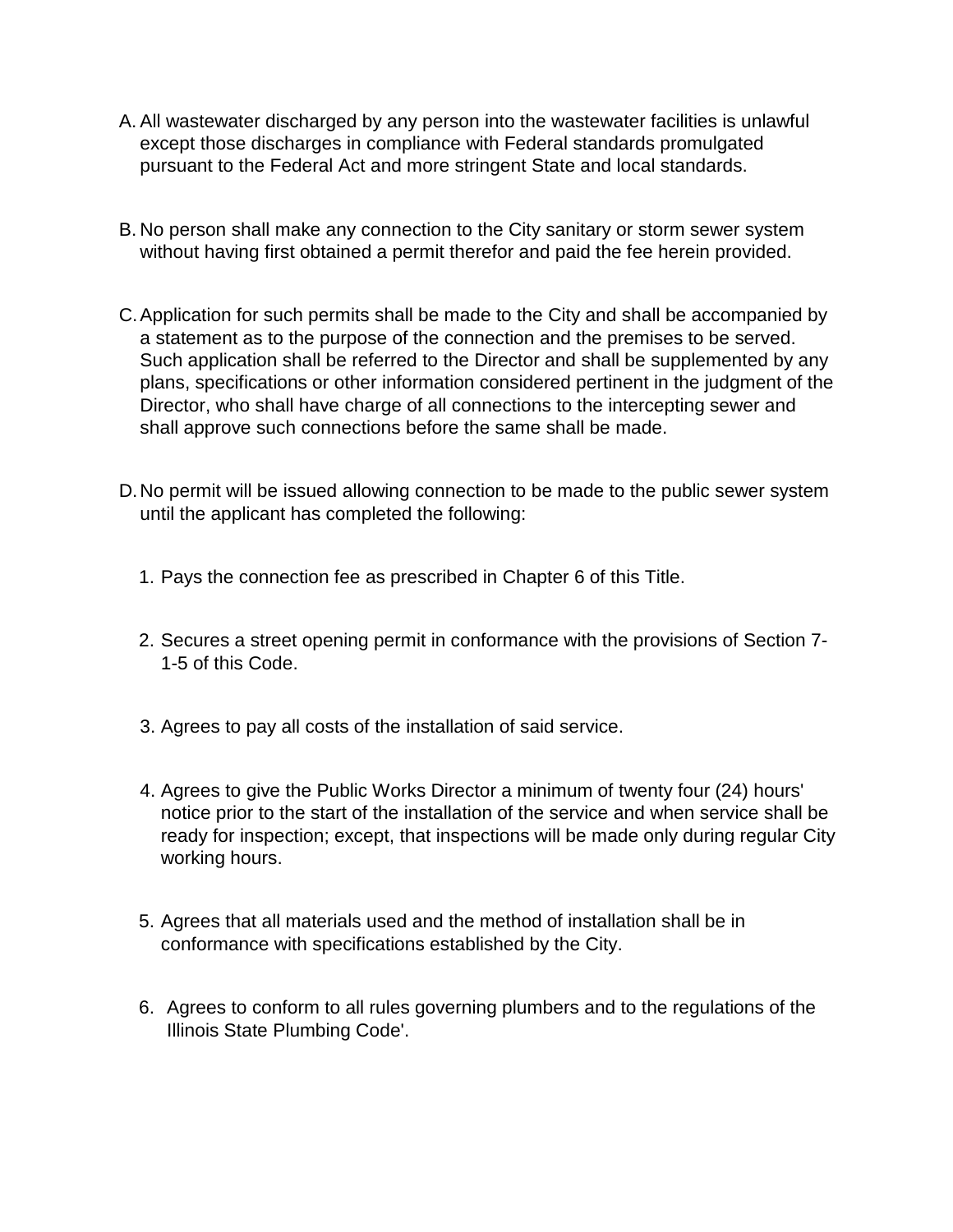A. All wastewater discharged by any person into the wastewater facilities is unlawful except those discharges in compliance with Federal standards promulgated pursuant to the Federal Act and more stringent State and local standards.

B. No person shall make any connection to the City sanitary or storm sewer system without having first obtained a permit therefor and paid the fee herein provided.

C. Application for such permits shall be made to the City and shall be accompanied by a statement as to the purpose of the connection and the premises to be served. Such application shall be referred to the Director and shall be supplemented by any plans, specifications or other information considered pertinent in the judgment of the Director, who shall have charge of all connections to the intercepting sewer and shall approve such connections before the same shall be made.

D. No permit will be issued allowing connection to be made to the public sewer system until the applicant has completed the following:

   1. Pays the connection fee as prescribed in Chapter 6 of this Title.

   2. Secures a street opening permit in conformance with the provisions of Section 7-1-5 of this Code.

   3. Agrees to pay all costs of the installation of said service.

   4. Agrees to give the Public Works Director a minimum of twenty four (24) hours' notice prior to the start of the installation of the service and when service shall be ready for inspection; except, that inspections will be made only during regular City working hours.

   5. Agrees that all materials used and the method of installation shall be in conformance with specifications established by the City.

   6. Agrees to conform to all rules governing plumbers and to the regulations of the Illinois State Plumbing Code'.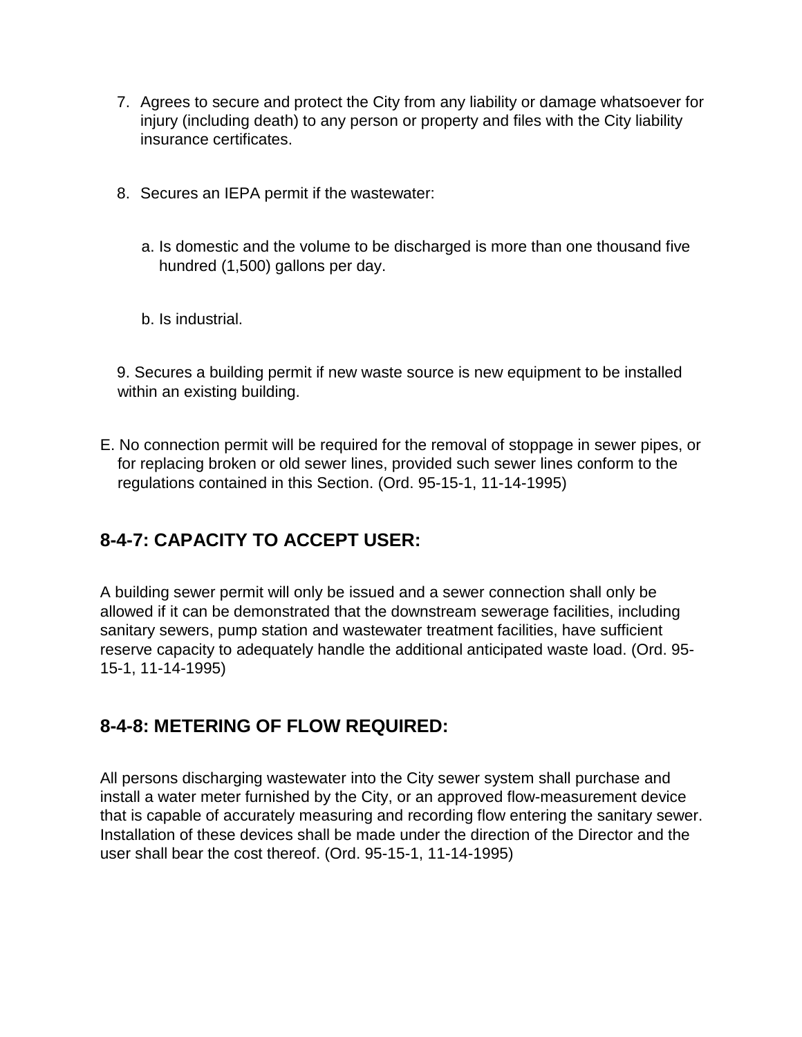7. Agrees to secure and protect the City from any liability or damage whatsoever for injury (including death) to any person or property and files with the City liability insurance certificates.

8. Secures an IEPA permit if the wastewater:

   a. Is domestic and the volume to be discharged is more than one thousand five hundred (1,500) gallons per day.

   b. Is industrial.

9. Secures a building permit if new waste source is new equipment to be installed within an existing building.

E. No connection permit will be required for the removal of stoppage in sewer pipes, or for replacing broken or old sewer lines, provided such sewer lines conform to the regulations contained in this Section. (Ord. 95-15-1, 11-14-1995)

## 8-4-7: CAPACITY TO ACCEPT USER:

A building sewer permit will only be issued and a sewer connection shall only be allowed if it can be demonstrated that the downstream sewerage facilities, including sanitary sewers, pump station and wastewater treatment facilities, have sufficient reserve capacity to adequately handle the additional anticipated waste load. (Ord. 95-15-1, 11-14-1995)

## 8-4-8: METERING OF FLOW REQUIRED:

All persons discharging wastewater into the City sewer system shall purchase and install a water meter furnished by the City, or an approved flow-measurement device that is capable of accurately measuring and recording flow entering the sanitary sewer. Installation of these devices shall be made under the direction of the Director and the user shall bear the cost thereof. (Ord. 95-15-1, 11-14-1995)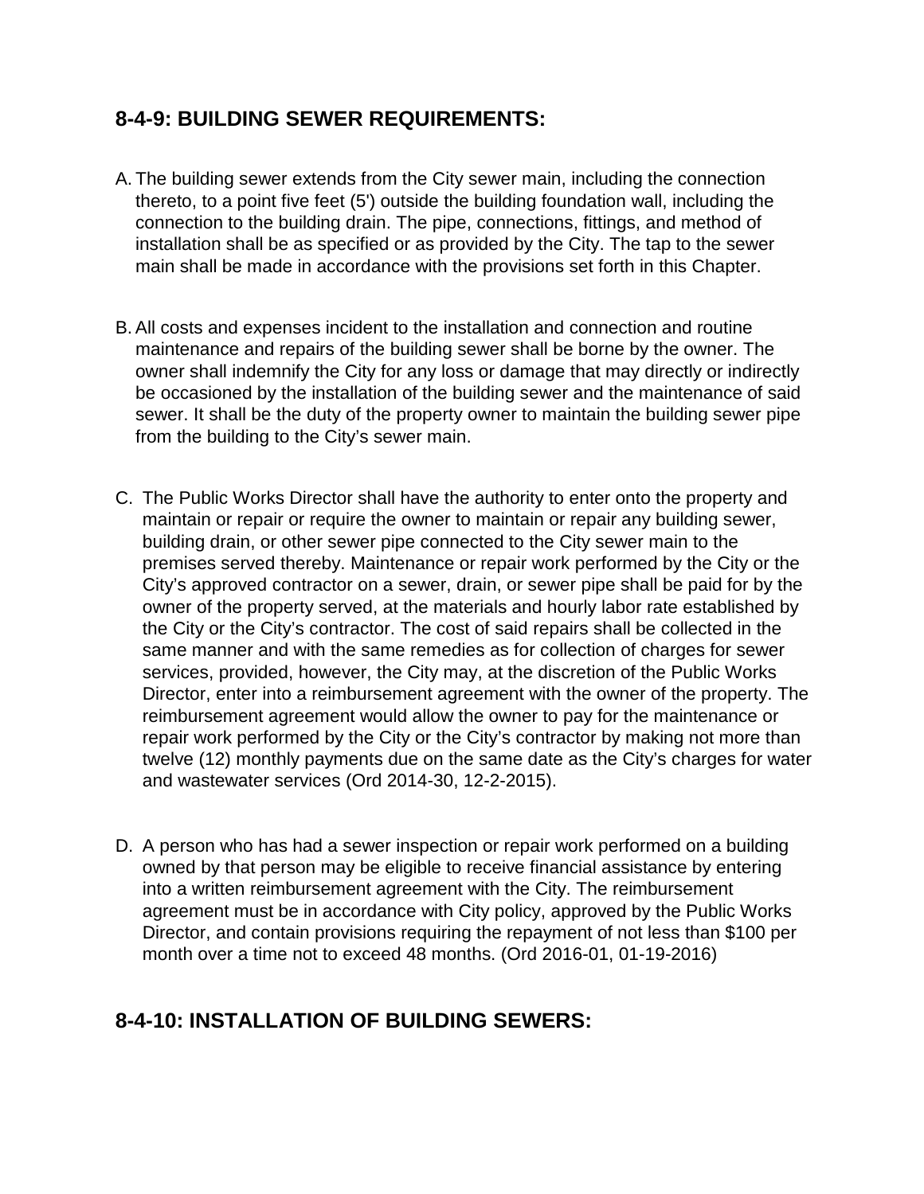## 8-4-9: BUILDING SEWER REQUIREMENTS:

A. The building sewer extends from the City sewer main, including the connection thereto, to a point five feet (5') outside the building foundation wall, including the connection to the building drain. The pipe, connections, fittings, and method of installation shall be as specified or as provided by the City. The tap to the sewer main shall be made in accordance with the provisions set forth in this Chapter.

B. All costs and expenses incident to the installation and connection and routine maintenance and repairs of the building sewer shall be borne by the owner. The owner shall indemnify the City for any loss or damage that may directly or indirectly be occasioned by the installation of the building sewer and the maintenance of said sewer. It shall be the duty of the property owner to maintain the building sewer pipe from the building to the City's sewer main.

C. The Public Works Director shall have the authority to enter onto the property and maintain or repair or require the owner to maintain or repair any building sewer, building drain, or other sewer pipe connected to the City sewer main to the premises served thereby. Maintenance or repair work performed by the City or the City's approved contractor on a sewer, drain, or sewer pipe shall be paid for by the owner of the property served, at the materials and hourly labor rate established by the City or the City's contractor. The cost of said repairs shall be collected in the same manner and with the same remedies as for collection of charges for sewer services, provided, however, the City may, at the discretion of the Public Works Director, enter into a reimbursement agreement with the owner of the property. The reimbursement agreement would allow the owner to pay for the maintenance or repair work performed by the City or the City's contractor by making not more than twelve (12) monthly payments due on the same date as the City's charges for water and wastewater services (Ord 2014-30, 12-2-2015).

D. A person who has had a sewer inspection or repair work performed on a building owned by that person may be eligible to receive financial assistance by entering into a written reimbursement agreement with the City. The reimbursement agreement must be in accordance with City policy, approved by the Public Works Director, and contain provisions requiring the repayment of not less than $100 per month over a time not to exceed 48 months. (Ord 2016-01, 01-19-2016)

## 8-4-10: INSTALLATION OF BUILDING SEWERS: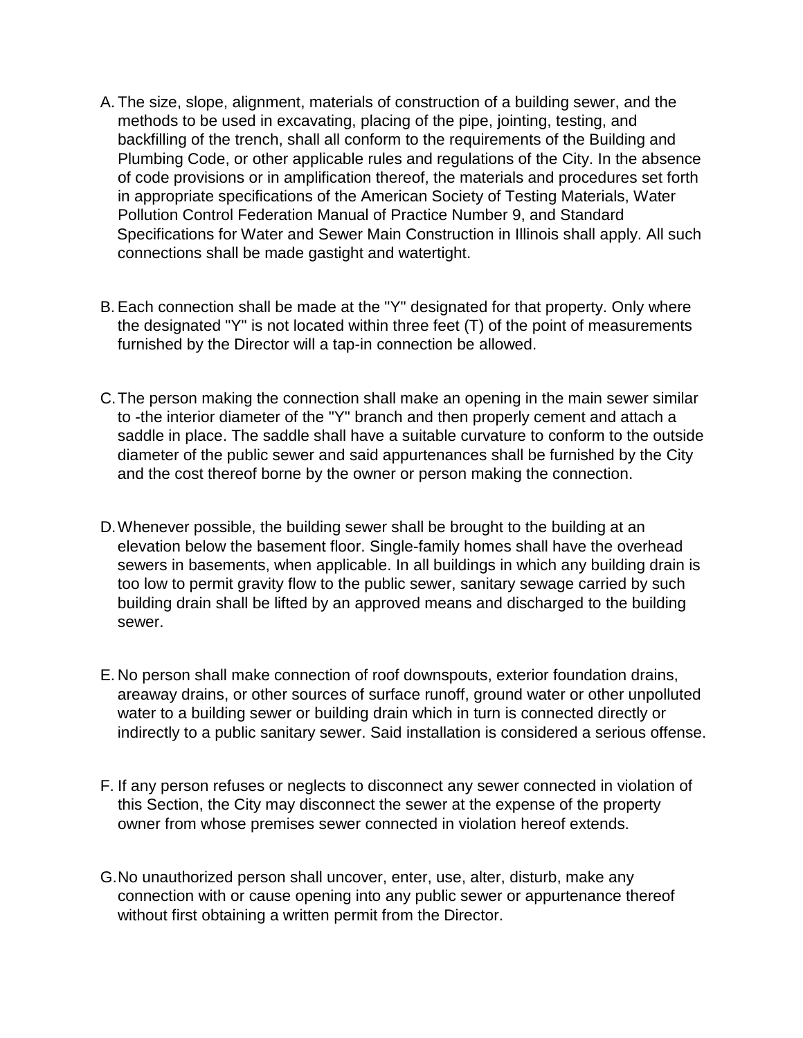A. The size, slope, alignment, materials of construction of a building sewer, and the methods to be used in excavating, placing of the pipe, jointing, testing, and backfilling of the trench, shall all conform to the requirements of the Building and Plumbing Code, or other applicable rules and regulations of the City. In the absence of code provisions or in amplification thereof, the materials and procedures set forth in appropriate specifications of the American Society of Testing Materials, Water Pollution Control Federation Manual of Practice Number 9, and Standard Specifications for Water and Sewer Main Construction in Illinois shall apply. All such connections shall be made gastight and watertight.

B. Each connection shall be made at the "Y" designated for that property. Only where the designated "Y" is not located within three feet (T) of the point of measurements furnished by the Director will a tap-in connection be allowed.

C. The person making the connection shall make an opening in the main sewer similar to -the interior diameter of the "Y" branch and then properly cement and attach a saddle in place. The saddle shall have a suitable curvature to conform to the outside diameter of the public sewer and said appurtenances shall be furnished by the City and the cost thereof borne by the owner or person making the connection.

D. Whenever possible, the building sewer shall be brought to the building at an elevation below the basement floor. Single-family homes shall have the overhead sewers in basements, when applicable. In all buildings in which any building drain is too low to permit gravity flow to the public sewer, sanitary sewage carried by such building drain shall be lifted by an approved means and discharged to the building sewer.

E. No person shall make connection of roof downspouts, exterior foundation drains, areaway drains, or other sources of surface runoff, ground water or other unpolluted water to a building sewer or building drain which in turn is connected directly or indirectly to a public sanitary sewer. Said installation is considered a serious offense.

F. If any person refuses or neglects to disconnect any sewer connected in violation of this Section, the City may disconnect the sewer at the expense of the property owner from whose premises sewer connected in violation hereof extends.

G. No unauthorized person shall uncover, enter, use, alter, disturb, make any connection with or cause opening into any public sewer or appurtenance thereof without first obtaining a written permit from the Director.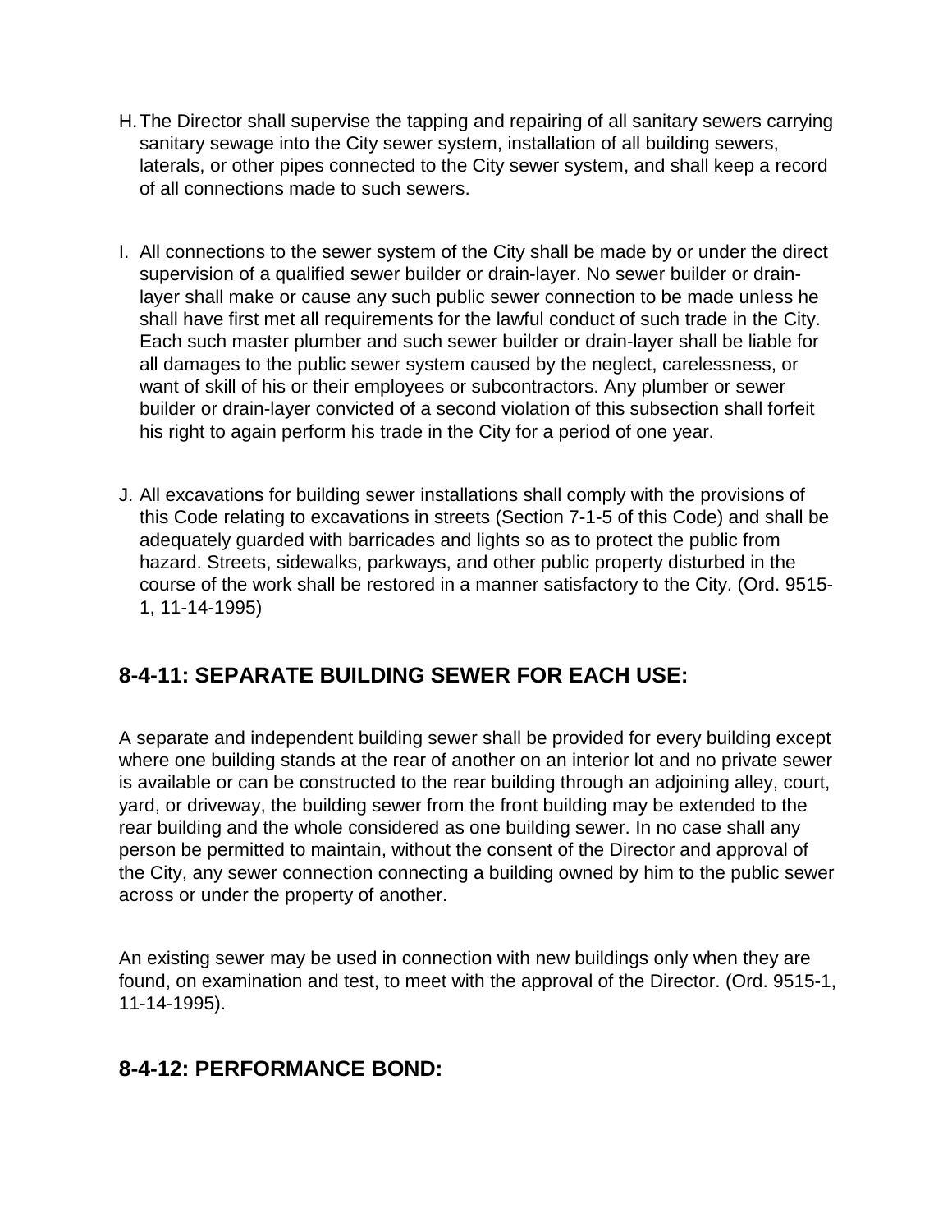H. The Director shall supervise the tapping and repairing of all sanitary sewers carrying sanitary sewage into the City sewer system, installation of all building sewers, laterals, or other pipes connected to the City sewer system, and shall keep a record of all connections made to such sewers.

I. All connections to the sewer system of the City shall be made by or under the direct supervision of a qualified sewer builder or drain-layer. No sewer builder or drain-layer shall make or cause any such public sewer connection to be made unless he shall have first met all requirements for the lawful conduct of such trade in the City. Each such master plumber and such sewer builder or drain-layer shall be liable for all damages to the public sewer system caused by the neglect, carelessness, or want of skill of his or their employees or subcontractors. Any plumber or sewer builder or drain-layer convicted of a second violation of this subsection shall forfeit his right to again perform his trade in the City for a period of one year.

J. All excavations for building sewer installations shall comply with the provisions of this Code relating to excavations in streets (Section 7-1-5 of this Code) and shall be adequately guarded with barricades and lights so as to protect the public from hazard. Streets, sidewalks, parkways, and other public property disturbed in the course of the work shall be restored in a manner satisfactory to the City. (Ord. 9515-1, 11-14-1995)

## 8-4-11: SEPARATE BUILDING SEWER FOR EACH USE:

A separate and independent building sewer shall be provided for every building except where one building stands at the rear of another on an interior lot and no private sewer is available or can be constructed to the rear building through an adjoining alley, court, yard, or driveway, the building sewer from the front building may be extended to the rear building and the whole considered as one building sewer. In no case shall any person be permitted to maintain, without the consent of the Director and approval of the City, any sewer connection connecting a building owned by him to the public sewer across or under the property of another.

An existing sewer may be used in connection with new buildings only when they are found, on examination and test, to meet with the approval of the Director. (Ord. 9515-1, 11-14-1995).

## 8-4-12: PERFORMANCE BOND: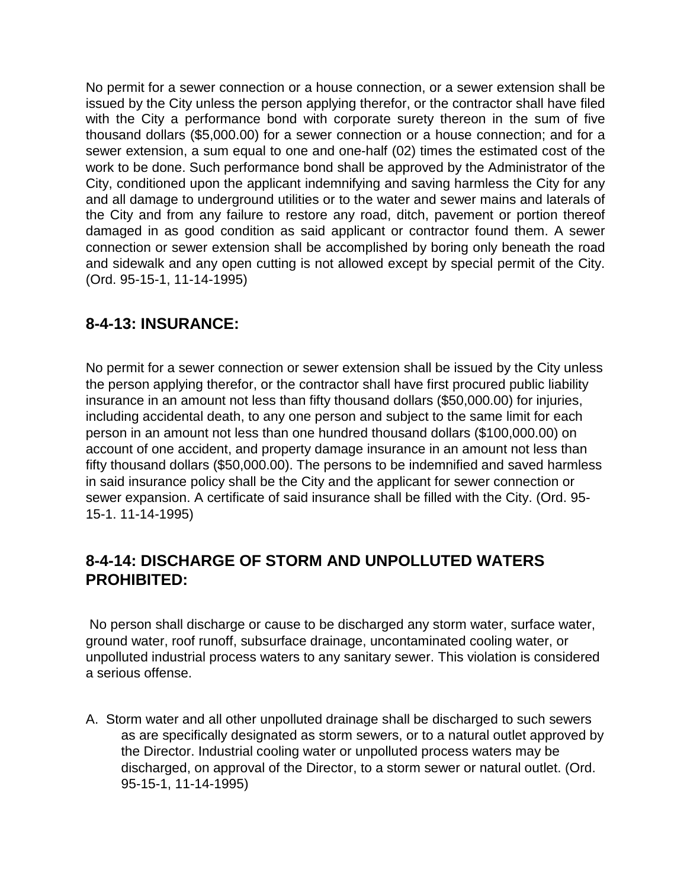No permit for a sewer connection or a house connection, or a sewer extension shall be issued by the City unless the person applying therefor, or the contractor shall have filed with the City a performance bond with corporate surety thereon in the sum of five thousand dollars ($5,000.00) for a sewer connection or a house connection; and for a sewer extension, a sum equal to one and one-half (02) times the estimated cost of the work to be done. Such performance bond shall be approved by the Administrator of the City, conditioned upon the applicant indemnifying and saving harmless the City for any and all damage to underground utilities or to the water and sewer mains and laterals of the City and from any failure to restore any road, ditch, pavement or portion thereof damaged in as good condition as said applicant or contractor found them. A sewer connection or sewer extension shall be accomplished by boring only beneath the road and sidewalk and any open cutting is not allowed except by special permit of the City. (Ord. 95-15-1, 11-14-1995)

## 8-4-13: INSURANCE:

No permit for a sewer connection or sewer extension shall be issued by the City unless the person applying therefor, or the contractor shall have first procured public liability insurance in an amount not less than fifty thousand dollars ($50,000.00) for injuries, including accidental death, to any one person and subject to the same limit for each person in an amount not less than one hundred thousand dollars ($100,000.00) on account of one accident, and property damage insurance in an amount not less than fifty thousand dollars ($50,000.00). The persons to be indemnified and saved harmless in said insurance policy shall be the City and the applicant for sewer connection or sewer expansion. A certificate of said insurance shall be filled with the City. (Ord. 95-15-1. 11-14-1995)

## 8-4-14: DISCHARGE OF STORM AND UNPOLLUTED WATERS PROHIBITED:

No person shall discharge or cause to be discharged any storm water, surface water, ground water, roof runoff, subsurface drainage, uncontaminated cooling water, or unpolluted industrial process waters to any sanitary sewer. This violation is considered a serious offense.

A. Storm water and all other unpolluted drainage shall be discharged to such sewers as are specifically designated as storm sewers, or to a natural outlet approved by the Director. Industrial cooling water or unpolluted process waters may be discharged, on approval of the Director, to a storm sewer or natural outlet. (Ord. 95-15-1, 11-14-1995)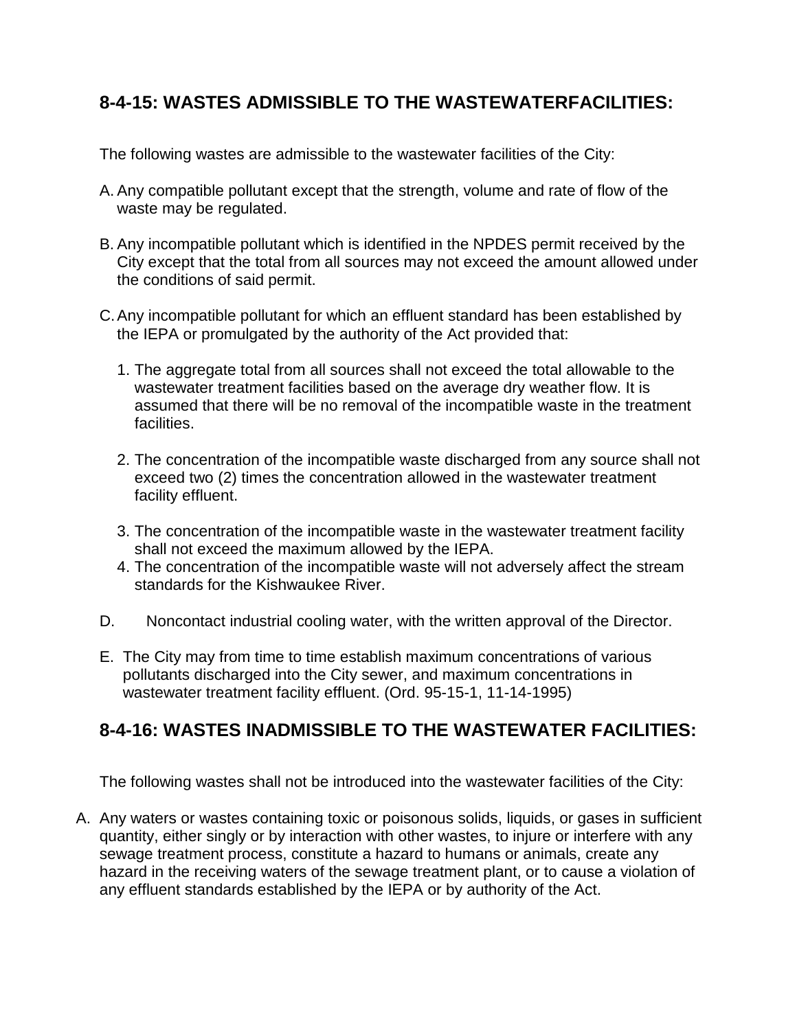## 8-4-15: WASTES ADMISSIBLE TO THE WASTEWATERFACILITIES:

The following wastes are admissible to the wastewater facilities of the City:

A. Any compatible pollutant except that the strength, volume and rate of flow of the waste may be regulated.

B. Any incompatible pollutant which is identified in the NPDES permit received by the City except that the total from all sources may not exceed the amount allowed under the conditions of said permit.

C. Any incompatible pollutant for which an effluent standard has been established by the IEPA or promulgated by the authority of the Act provided that:

   1. The aggregate total from all sources shall not exceed the total allowable to the wastewater treatment facilities based on the average dry weather flow. It is assumed that there will be no removal of the incompatible waste in the treatment facilities.

   2. The concentration of the incompatible waste discharged from any source shall not exceed two (2) times the concentration allowed in the wastewater treatment facility effluent.

   3. The concentration of the incompatible waste in the wastewater treatment facility shall not exceed the maximum allowed by the IEPA.

   4. The concentration of the incompatible waste will not adversely affect the stream standards for the Kishwaukee River.

D. Noncontact industrial cooling water, with the written approval of the Director.

E. The City may from time to time establish maximum concentrations of various pollutants discharged into the City sewer, and maximum concentrations in wastewater treatment facility effluent. (Ord. 95-15-1, 11-14-1995)

## 8-4-16: WASTES INADMISSIBLE TO THE WASTEWATER FACILITIES:

The following wastes shall not be introduced into the wastewater facilities of the City:

A. Any waters or wastes containing toxic or poisonous solids, liquids, or gases in sufficient quantity, either singly or by interaction with other wastes, to injure or interfere with any sewage treatment process, constitute a hazard to humans or animals, create any hazard in the receiving waters of the sewage treatment plant, or to cause a violation of any effluent standards established by the IEPA or by authority of the Act.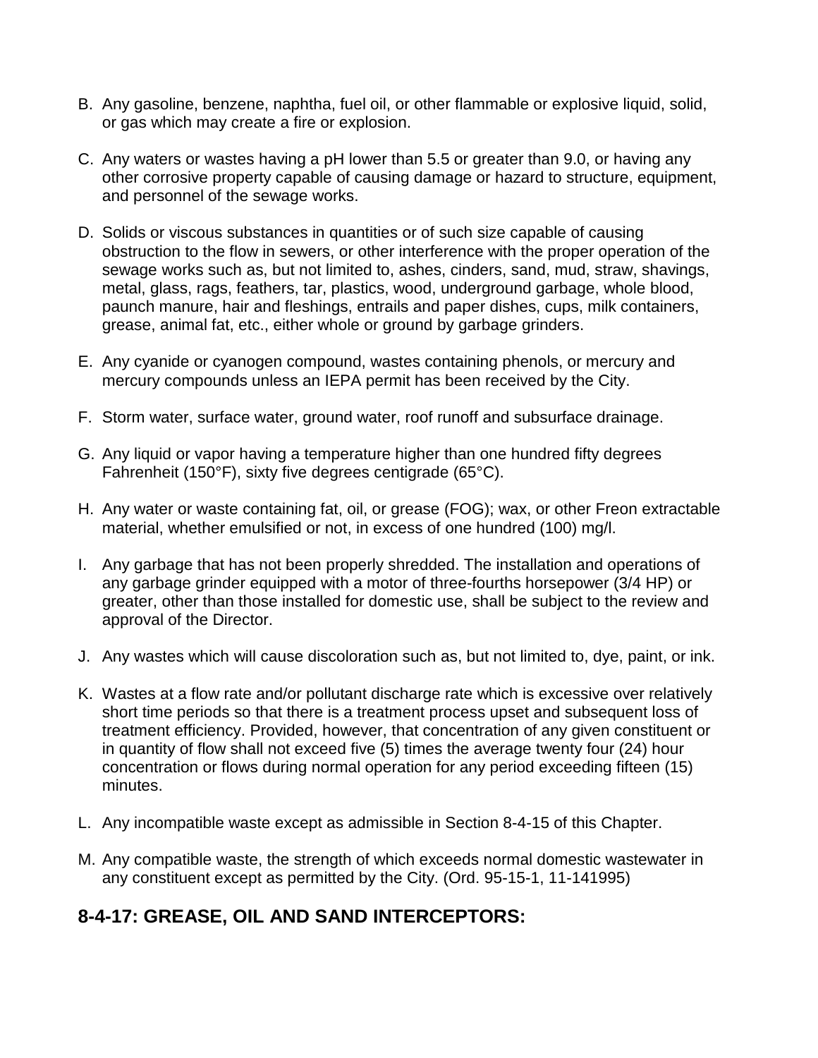B. Any gasoline, benzene, naphtha, fuel oil, or other flammable or explosive liquid, solid, or gas which may create a fire or explosion.

C. Any waters or wastes having a pH lower than 5.5 or greater than 9.0, or having any other corrosive property capable of causing damage or hazard to structure, equipment, and personnel of the sewage works.

D. Solids or viscous substances in quantities or of such size capable of causing obstruction to the flow in sewers, or other interference with the proper operation of the sewage works such as, but not limited to, ashes, cinders, sand, mud, straw, shavings, metal, glass, rags, feathers, tar, plastics, wood, underground garbage, whole blood, paunch manure, hair and fleshings, entrails and paper dishes, cups, milk containers, grease, animal fat, etc., either whole or ground by garbage grinders.

E. Any cyanide or cyanogen compound, wastes containing phenols, or mercury and mercury compounds unless an IEPA permit has been received by the City.

F. Storm water, surface water, ground water, roof runoff and subsurface drainage.

G. Any liquid or vapor having a temperature higher than one hundred fifty degrees Fahrenheit (150°F), sixty five degrees centigrade (65°C).

H. Any water or waste containing fat, oil, or grease (FOG); wax, or other Freon extractable material, whether emulsified or not, in excess of one hundred (100) mg/l.

I. Any garbage that has not been properly shredded. The installation and operations of any garbage grinder equipped with a motor of three-fourths horsepower (3/4 HP) or greater, other than those installed for domestic use, shall be subject to the review and approval of the Director.

J. Any wastes which will cause discoloration such as, but not limited to, dye, paint, or ink.

K. Wastes at a flow rate and/or pollutant discharge rate which is excessive over relatively short time periods so that there is a treatment process upset and subsequent loss of treatment efficiency. Provided, however, that concentration of any given constituent or in quantity of flow shall not exceed five (5) times the average twenty four (24) hour concentration or flows during normal operation for any period exceeding fifteen (15) minutes.

L. Any incompatible waste except as admissible in Section 8-4-15 of this Chapter.

M. Any compatible waste, the strength of which exceeds normal domestic wastewater in any constituent except as permitted by the City. (Ord. 95-15-1, 11-141995)

## 8-4-17: GREASE, OIL AND SAND INTERCEPTORS: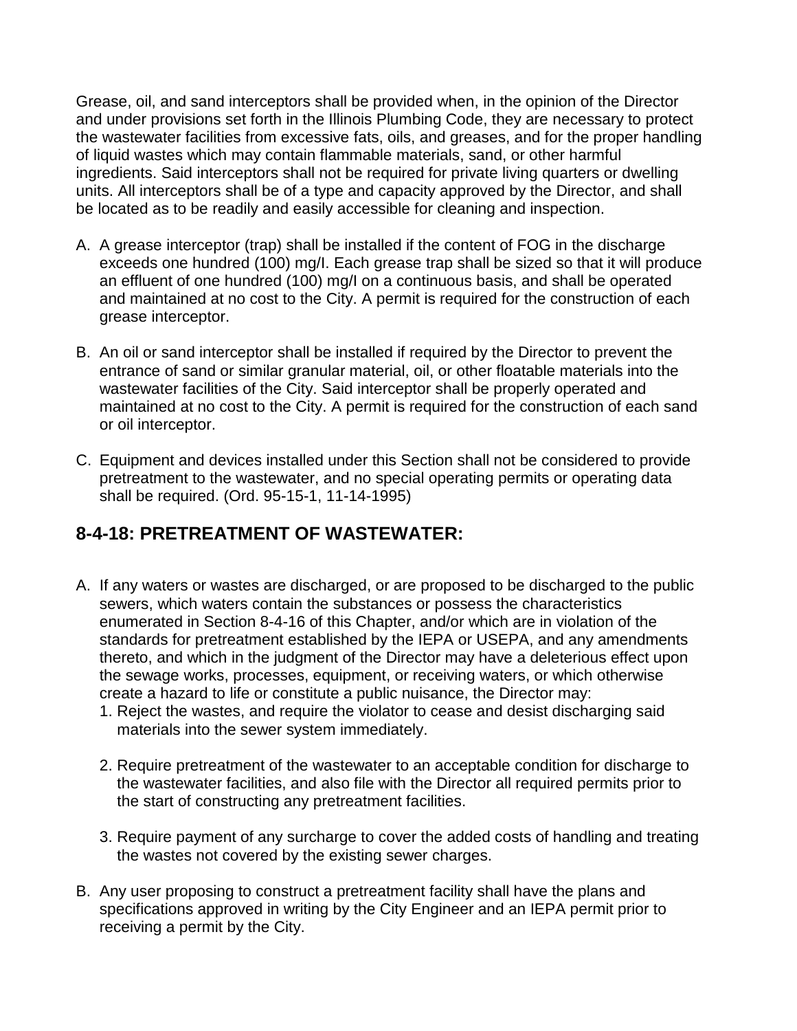Grease, oil, and sand interceptors shall be provided when, in the opinion of the Director and under provisions set forth in the Illinois Plumbing Code, they are necessary to protect the wastewater facilities from excessive fats, oils, and greases, and for the proper handling of liquid wastes which may contain flammable materials, sand, or other harmful ingredients. Said interceptors shall not be required for private living quarters or dwelling units. All interceptors shall be of a type and capacity approved by the Director, and shall be located as to be readily and easily accessible for cleaning and inspection.

A. A grease interceptor (trap) shall be installed if the content of FOG in the discharge exceeds one hundred (100) mg/I. Each grease trap shall be sized so that it will produce an effluent of one hundred (100) mg/I on a continuous basis, and shall be operated and maintained at no cost to the City. A permit is required for the construction of each grease interceptor.

B. An oil or sand interceptor shall be installed if required by the Director to prevent the entrance of sand or similar granular material, oil, or other floatable materials into the wastewater facilities of the City. Said interceptor shall be properly operated and maintained at no cost to the City. A permit is required for the construction of each sand or oil interceptor.

C. Equipment and devices installed under this Section shall not be considered to provide pretreatment to the wastewater, and no special operating permits or operating data shall be required. (Ord. 95-15-1, 11-14-1995)

## 8-4-18: PRETREATMENT OF WASTEWATER:

A. If any waters or wastes are discharged, or are proposed to be discharged to the public sewers, which waters contain the substances or possess the characteristics enumerated in Section 8-4-16 of this Chapter, and/or which are in violation of the standards for pretreatment established by the IEPA or USEPA, and any amendments thereto, and which in the judgment of the Director may have a deleterious effect upon the sewage works, processes, equipment, or receiving waters, or which otherwise create a hazard to life or constitute a public nuisance, the Director may:
   1. Reject the wastes, and require the violator to cease and desist discharging said materials into the sewer system immediately.

   2. Require pretreatment of the wastewater to an acceptable condition for discharge to the wastewater facilities, and also file with the Director all required permits prior to the start of constructing any pretreatment facilities.

   3. Require payment of any surcharge to cover the added costs of handling and treating the wastes not covered by the existing sewer charges.

B. Any user proposing to construct a pretreatment facility shall have the plans and specifications approved in writing by the City Engineer and an IEPA permit prior to receiving a permit by the City.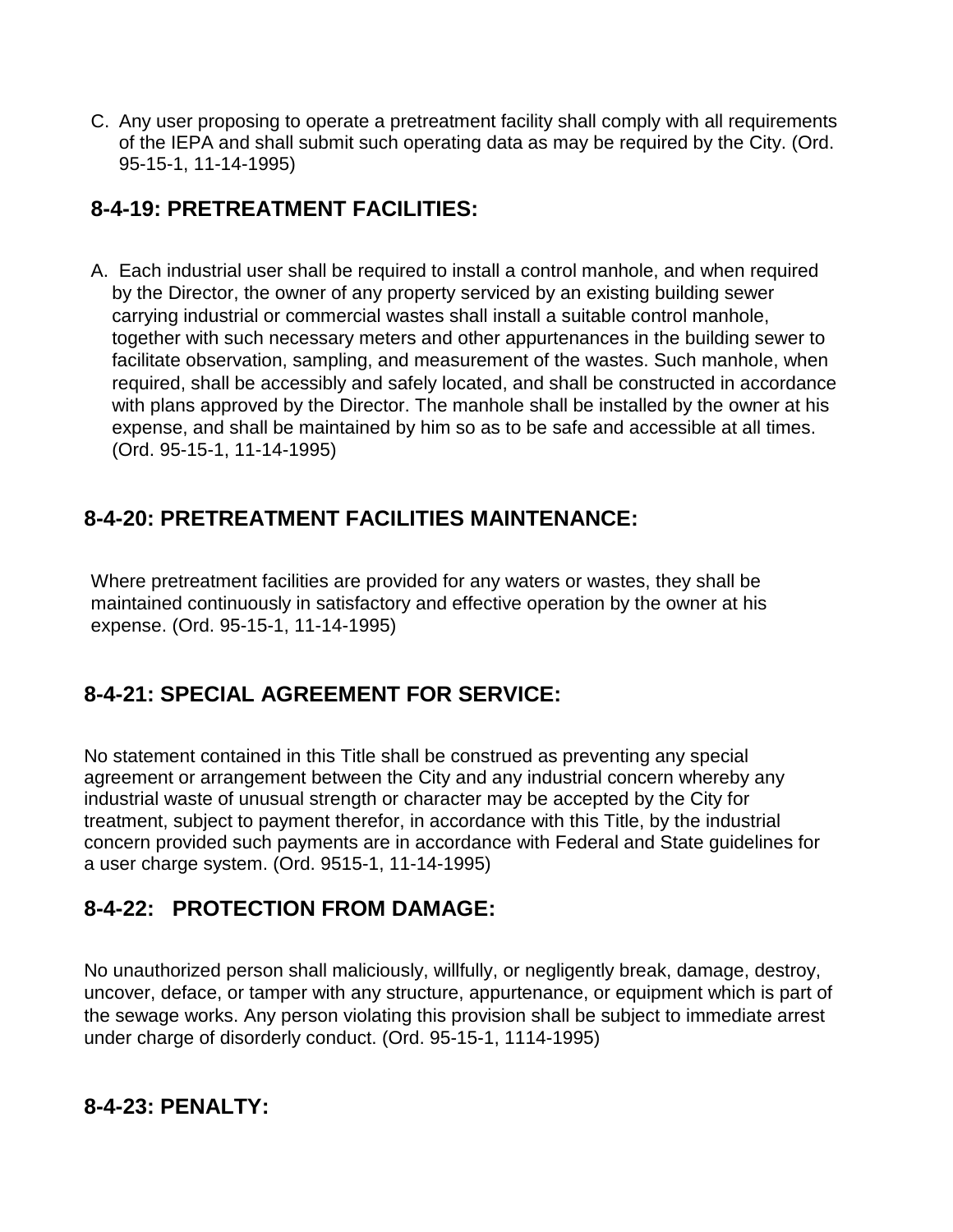C. Any user proposing to operate a pretreatment facility shall comply with all requirements of the IEPA and shall submit such operating data as may be required by the City. (Ord. 95-15-1, 11-14-1995)

## 8-4-19: PRETREATMENT FACILITIES:

A. Each industrial user shall be required to install a control manhole, and when required by the Director, the owner of any property serviced by an existing building sewer carrying industrial or commercial wastes shall install a suitable control manhole, together with such necessary meters and other appurtenances in the building sewer to facilitate observation, sampling, and measurement of the wastes. Such manhole, when required, shall be accessibly and safely located, and shall be constructed in accordance with plans approved by the Director. The manhole shall be installed by the owner at his expense, and shall be maintained by him so as to be safe and accessible at all times. (Ord. 95-15-1, 11-14-1995)

## 8-4-20: PRETREATMENT FACILITIES MAINTENANCE:

Where pretreatment facilities are provided for any waters or wastes, they shall be maintained continuously in satisfactory and effective operation by the owner at his expense. (Ord. 95-15-1, 11-14-1995)

## 8-4-21: SPECIAL AGREEMENT FOR SERVICE:

No statement contained in this Title shall be construed as preventing any special agreement or arrangement between the City and any industrial concern whereby any industrial waste of unusual strength or character may be accepted by the City for treatment, subject to payment therefor, in accordance with this Title, by the industrial concern provided such payments are in accordance with Federal and State guidelines for a user charge system. (Ord. 9515-1, 11-14-1995)

## 8-4-22: PROTECTION FROM DAMAGE:

No unauthorized person shall maliciously, willfully, or negligently break, damage, destroy, uncover, deface, or tamper with any structure, appurtenance, or equipment which is part of the sewage works. Any person violating this provision shall be subject to immediate arrest under charge of disorderly conduct. (Ord. 95-15-1, 1114-1995)

## 8-4-23: PENALTY: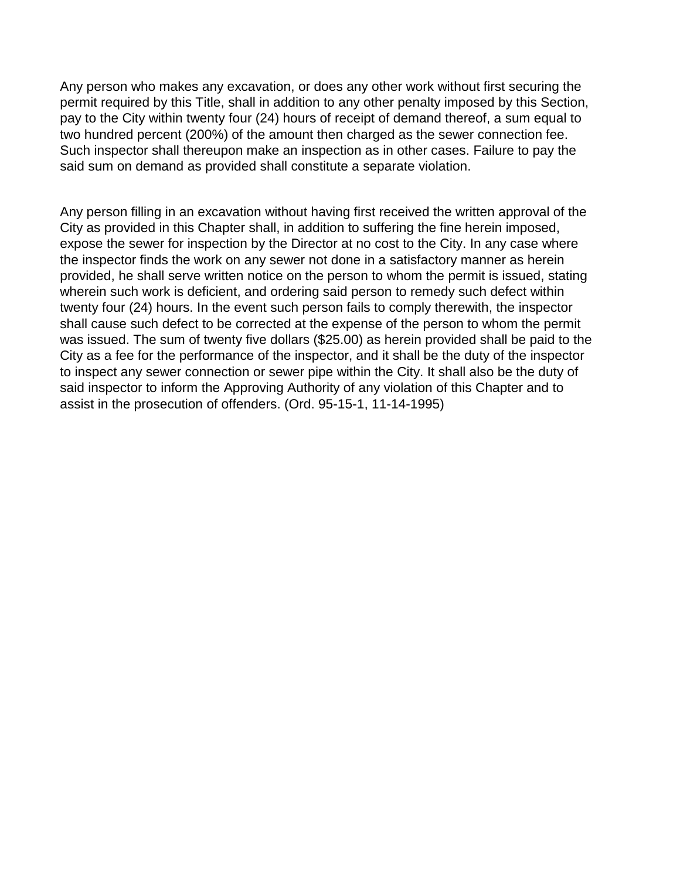Any person who makes any excavation, or does any other work without first securing the permit required by this Title, shall in addition to any other penalty imposed by this Section, pay to the City within twenty four (24) hours of receipt of demand thereof, a sum equal to two hundred percent (200%) of the amount then charged as the sewer connection fee. Such inspector shall thereupon make an inspection as in other cases. Failure to pay the said sum on demand as provided shall constitute a separate violation.

Any person filling in an excavation without having first received the written approval of the City as provided in this Chapter shall, in addition to suffering the fine herein imposed, expose the sewer for inspection by the Director at no cost to the City. In any case where the inspector finds the work on any sewer not done in a satisfactory manner as herein provided, he shall serve written notice on the person to whom the permit is issued, stating wherein such work is deficient, and ordering said person to remedy such defect within twenty four (24) hours. In the event such person fails to comply therewith, the inspector shall cause such defect to be corrected at the expense of the person to whom the permit was issued. The sum of twenty five dollars ($25.00) as herein provided shall be paid to the City as a fee for the performance of the inspector, and it shall be the duty of the inspector to inspect any sewer connection or sewer pipe within the City. It shall also be the duty of said inspector to inform the Approving Authority of any violation of this Chapter and to assist in the prosecution of offenders. (Ord. 95-15-1, 11-14-1995)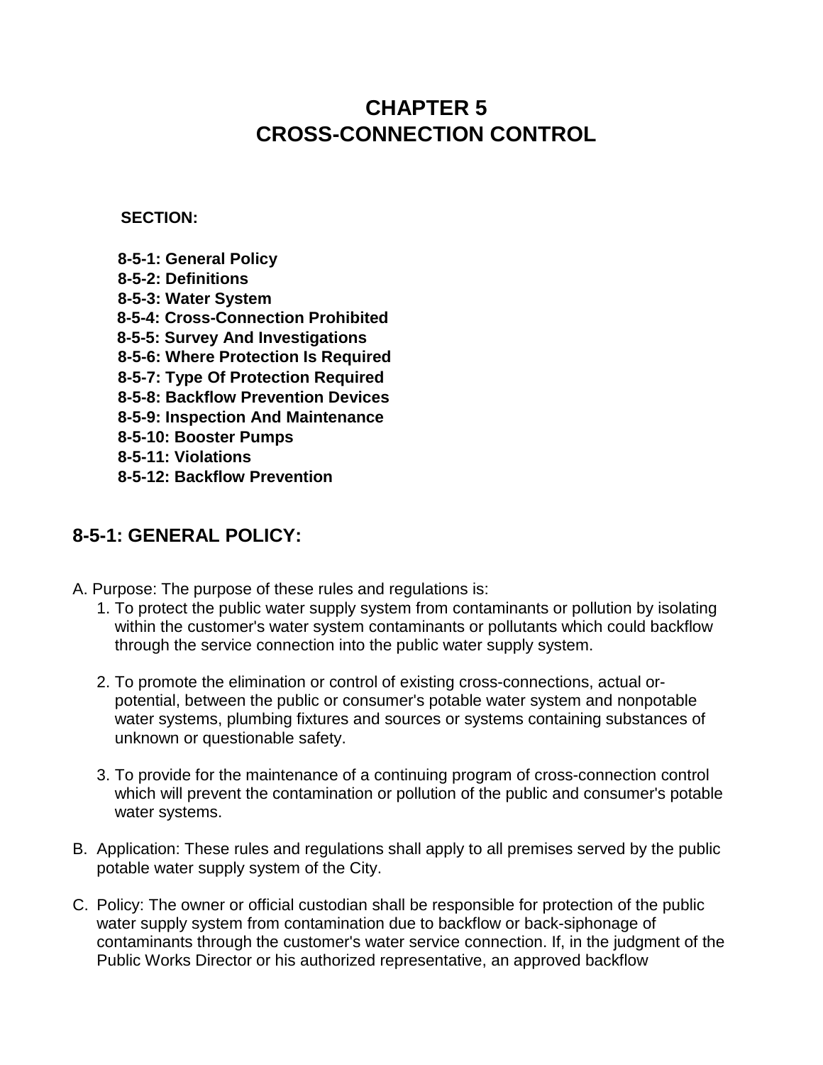# CHAPTER 5
# CROSS-CONNECTION CONTROL

**SECTION:**

**8-5-1: General Policy**
**8-5-2: Definitions**
**8-5-3: Water System**
**8-5-4: Cross-Connection Prohibited**
**8-5-5: Survey And Investigations**
**8-5-6: Where Protection Is Required**
**8-5-7: Type Of Protection Required**
**8-5-8: Backflow Prevention Devices**
**8-5-9: Inspection And Maintenance**
**8-5-10: Booster Pumps**
**8-5-11: Violations**
**8-5-12: Backflow Prevention**

## 8-5-1: GENERAL POLICY:

A. Purpose: The purpose of these rules and regulations is:

1. To protect the public water supply system from contaminants or pollution by isolating within the customer's water system contaminants or pollutants which could backflow through the service connection into the public water supply system.

2. To promote the elimination or control of existing cross-connections, actual or-potential, between the public or consumer's potable water system and nonpotable water systems, plumbing fixtures and sources or systems containing substances of unknown or questionable safety.

3. To provide for the maintenance of a continuing program of cross-connection control which will prevent the contamination or pollution of the public and consumer's potable water systems.

B. Application: These rules and regulations shall apply to all premises served by the public potable water supply system of the City.

C. Policy: The owner or official custodian shall be responsible for protection of the public water supply system from contamination due to backflow or back-siphonage of contaminants through the customer's water service connection. If, in the judgment of the Public Works Director or his authorized representative, an approved backflow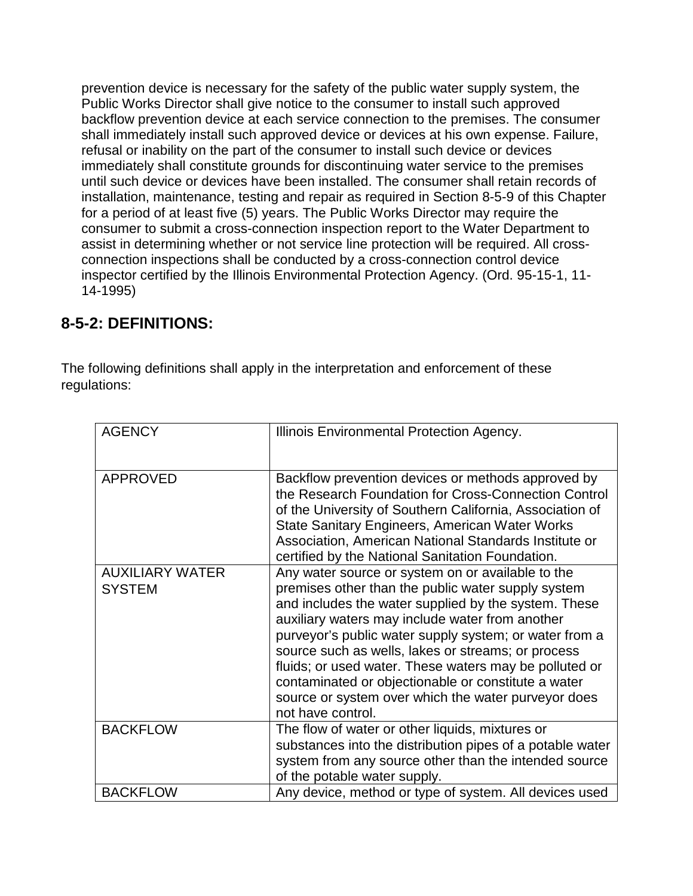prevention device is necessary for the safety of the public water supply system, the Public Works Director shall give notice to the consumer to install such approved backflow prevention device at each service connection to the premises. The consumer shall immediately install such approved device or devices at his own expense. Failure, refusal or inability on the part of the consumer to install such device or devices immediately shall constitute grounds for discontinuing water service to the premises until such device or devices have been installed. The consumer shall retain records of installation, maintenance, testing and repair as required in Section 8-5-9 of this Chapter for a period of at least five (5) years. The Public Works Director may require the consumer to submit a cross-connection inspection report to the Water Department to assist in determining whether or not service line protection will be required. All cross-connection inspections shall be conducted by a cross-connection control device inspector certified by the Illinois Environmental Protection Agency. (Ord. 95-15-1, 11-14-1995)

## 8-5-2: DEFINITIONS:

The following definitions shall apply in the interpretation and enforcement of these regulations:

| | |
|---|---|
| AGENCY | Illinois Environmental Protection Agency. |
| APPROVED | Backflow prevention devices or methods approved by the Research Foundation for Cross-Connection Control of the University of Southern California, Association of State Sanitary Engineers, American Water Works Association, American National Standards Institute or certified by the National Sanitation Foundation. |
| AUXILIARY WATER SYSTEM | Any water source or system on or available to the premises other than the public water supply system and includes the water supplied by the system. These auxiliary waters may include water from another purveyor's public water supply system; or water from a source such as wells, lakes or streams; or process fluids; or used water. These waters may be polluted or contaminated or objectionable or constitute a water source or system over which the water purveyor does not have control. |
| BACKFLOW | The flow of water or other liquids, mixtures or substances into the distribution pipes of a potable water system from any source other than the intended source of the potable water supply. |
| BACKFLOW | Any device, method or type of system. All devices used |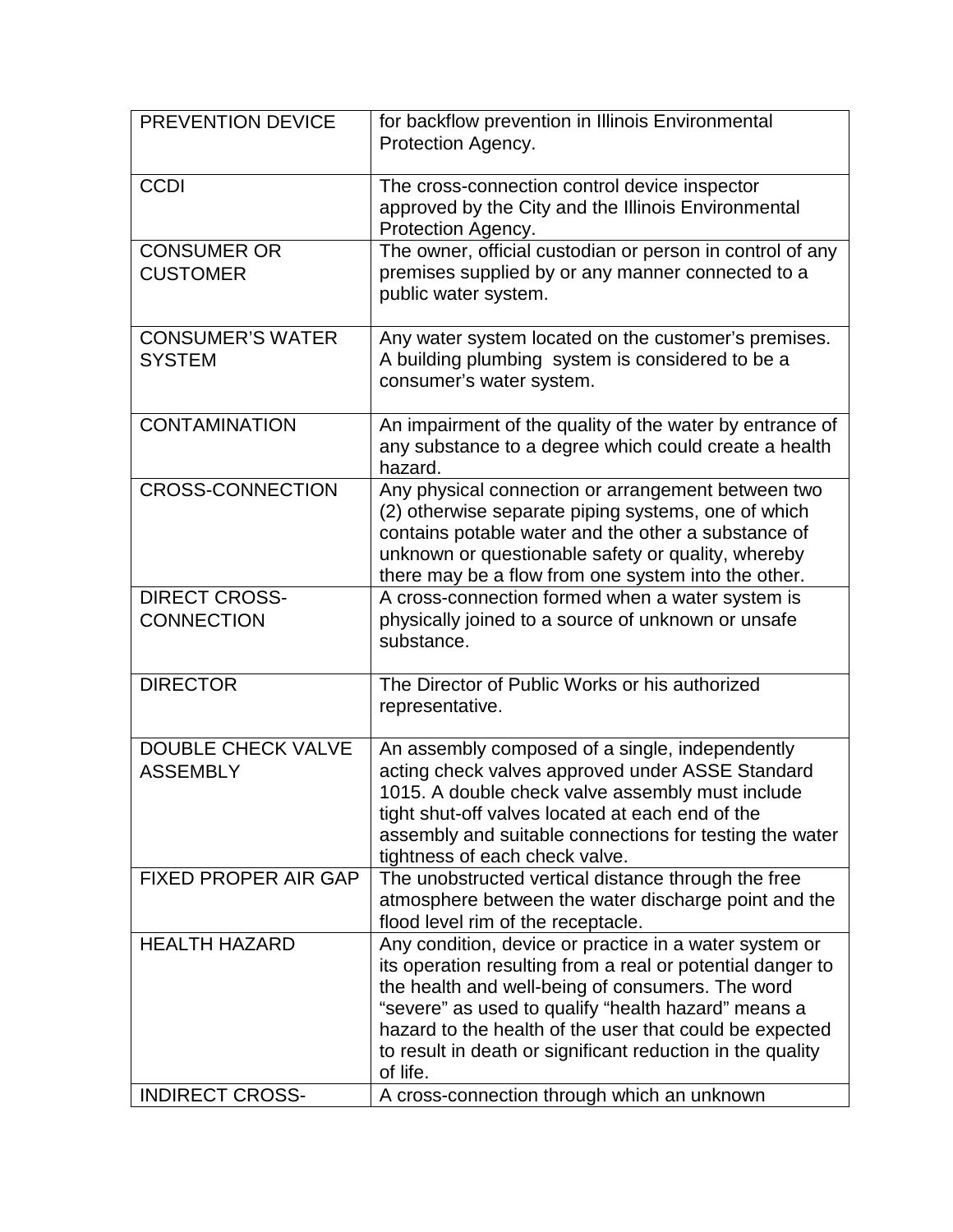| | |
|---|---|
| PREVENTION DEVICE | for backflow prevention in Illinois Environmental Protection Agency. |
| CCDI | The cross-connection control device inspector approved by the City and the Illinois Environmental Protection Agency. |
| CONSUMER OR CUSTOMER | The owner, official custodian or person in control of any premises supplied by or any manner connected to a public water system. |
| CONSUMER'S WATER SYSTEM | Any water system located on the customer's premises. A building plumbing system is considered to be a consumer's water system. |
| CONTAMINATION | An impairment of the quality of the water by entrance of any substance to a degree which could create a health hazard. |
| CROSS-CONNECTION | Any physical connection or arrangement between two (2) otherwise separate piping systems, one of which contains potable water and the other a substance of unknown or questionable safety or quality, whereby there may be a flow from one system into the other. |
| DIRECT CROSS-CONNECTION | A cross-connection formed when a water system is physically joined to a source of unknown or unsafe substance. |
| DIRECTOR | The Director of Public Works or his authorized representative. |
| DOUBLE CHECK VALVE ASSEMBLY | An assembly composed of a single, independently acting check valves approved under ASSE Standard 1015. A double check valve assembly must include tight shut-off valves located at each end of the assembly and suitable connections for testing the water tightness of each check valve. |
| FIXED PROPER AIR GAP | The unobstructed vertical distance through the free atmosphere between the water discharge point and the flood level rim of the receptacle. |
| HEALTH HAZARD | Any condition, device or practice in a water system or its operation resulting from a real or potential danger to the health and well-being of consumers. The word "severe" as used to qualify "health hazard" means a hazard to the health of the user that could be expected to result in death or significant reduction in the quality of life. |
| INDIRECT CROSS- | A cross-connection through which an unknown |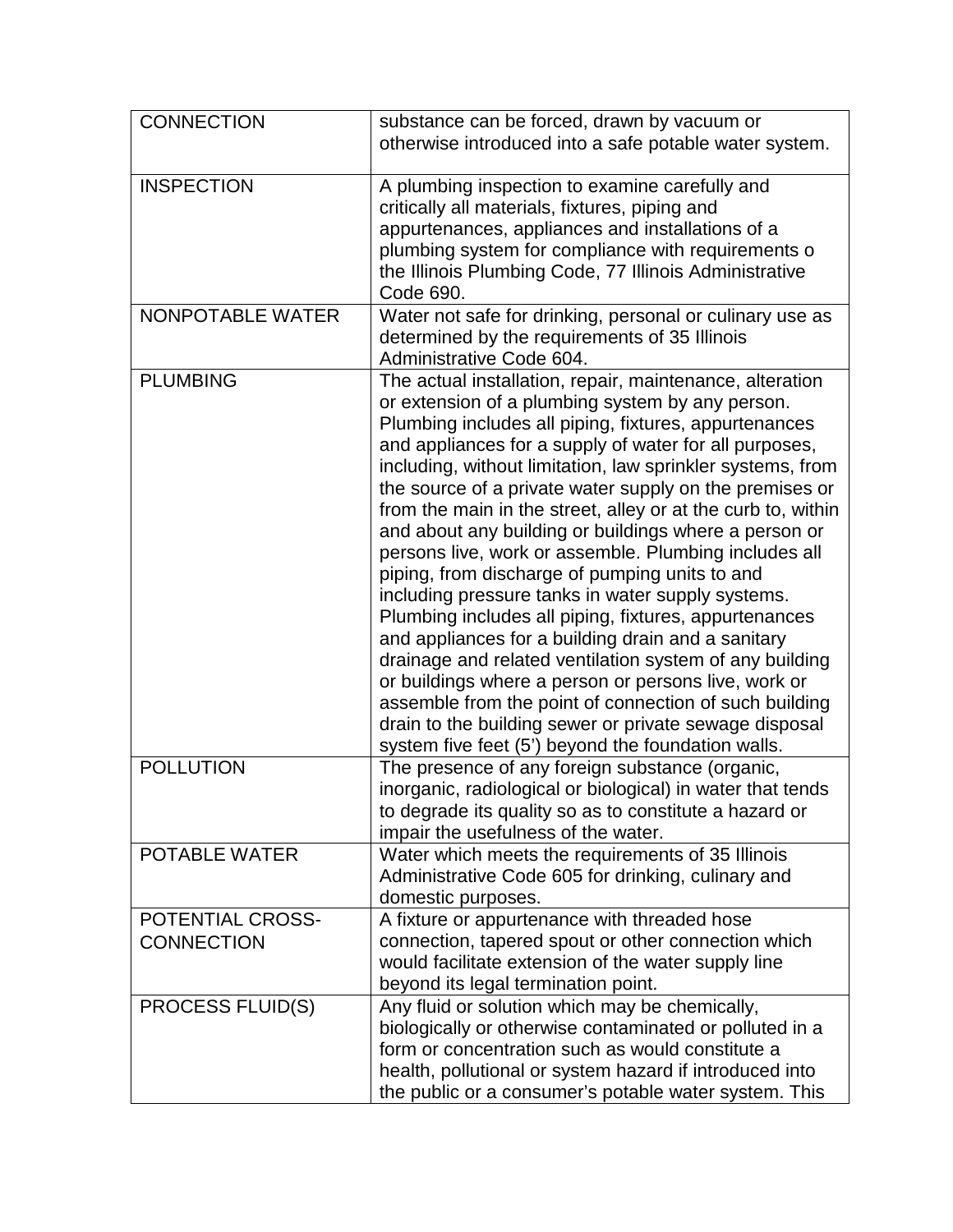| | |
|---|---|
| CONNECTION | substance can be forced, drawn by vacuum or otherwise introduced into a safe potable water system. |
| INSPECTION | A plumbing inspection to examine carefully and critically all materials, fixtures, piping and appurtenances, appliances and installations of a plumbing system for compliance with requirements o the Illinois Plumbing Code, 77 Illinois Administrative Code 690. |
| NONPOTABLE WATER | Water not safe for drinking, personal or culinary use as determined by the requirements of 35 Illinois Administrative Code 604. |
| PLUMBING | The actual installation, repair, maintenance, alteration or extension of a plumbing system by any person. Plumbing includes all piping, fixtures, appurtenances and appliances for a supply of water for all purposes, including, without limitation, law sprinkler systems, from the source of a private water supply on the premises or from the main in the street, alley or at the curb to, within and about any building or buildings where a person or persons live, work or assemble. Plumbing includes all piping, from discharge of pumping units to and including pressure tanks in water supply systems. Plumbing includes all piping, fixtures, appurtenances and appliances for a building drain and a sanitary drainage and related ventilation system of any building or buildings where a person or persons live, work or assemble from the point of connection of such building drain to the building sewer or private sewage disposal system five feet (5') beyond the foundation walls. |
| POLLUTION | The presence of any foreign substance (organic, inorganic, radiological or biological) in water that tends to degrade its quality so as to constitute a hazard or impair the usefulness of the water. |
| POTABLE WATER | Water which meets the requirements of 35 Illinois Administrative Code 605 for drinking, culinary and domestic purposes. |
| POTENTIAL CROSS-CONNECTION | A fixture or appurtenance with threaded hose connection, tapered spout or other connection which would facilitate extension of the water supply line beyond its legal termination point. |
| PROCESS FLUID(S) | Any fluid or solution which may be chemically, biologically or otherwise contaminated or polluted in a form or concentration such as would constitute a health, pollutional or system hazard if introduced into the public or a consumer's potable water system. This |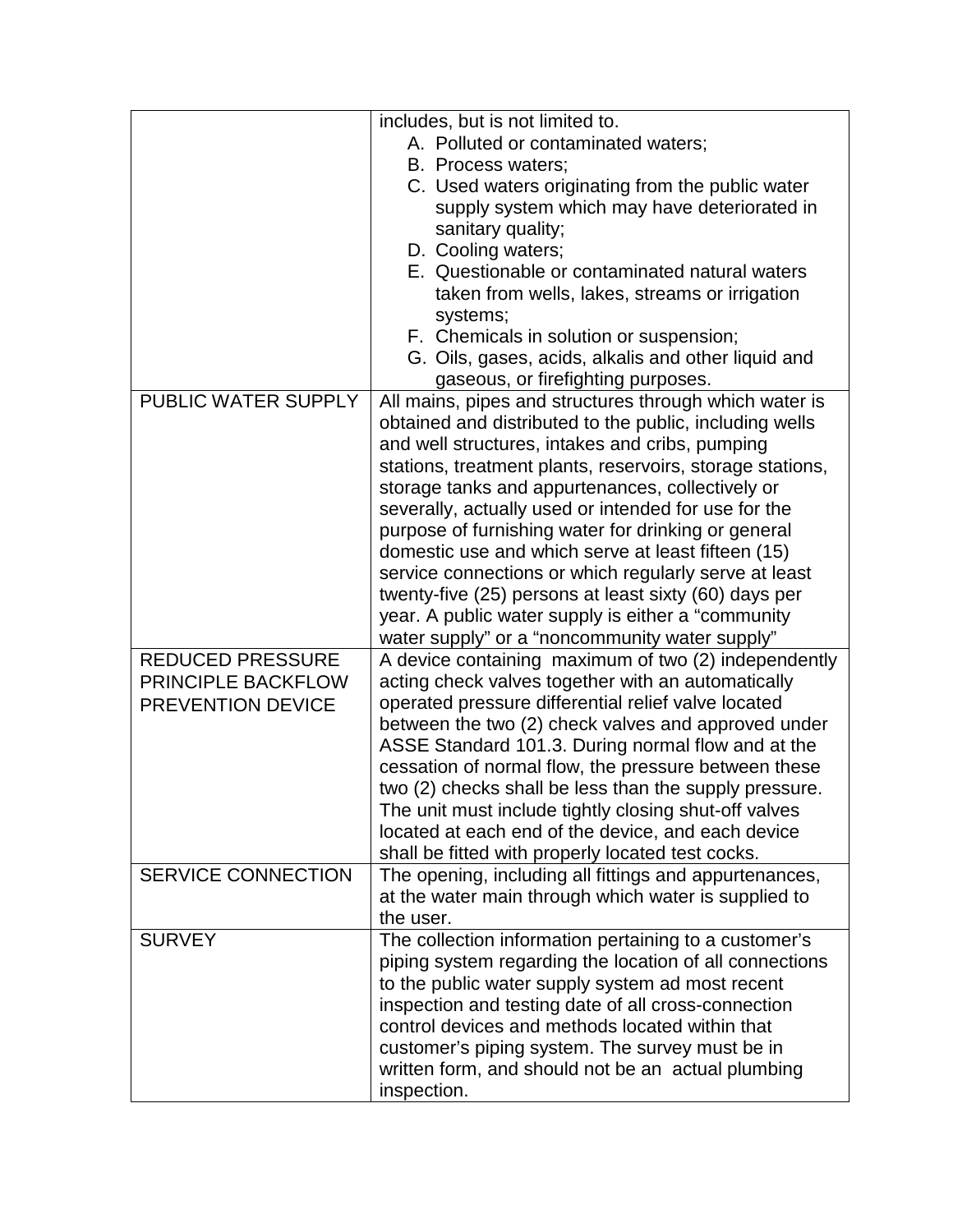| | |
|---|---|
| | includes, but is not limited to.<br>A. Polluted or contaminated waters;<br>B. Process waters;<br>C. Used waters originating from the public water supply system which may have deteriorated in sanitary quality;<br>D. Cooling waters;<br>E. Questionable or contaminated natural waters taken from wells, lakes, streams or irrigation systems;<br>F. Chemicals in solution or suspension;<br>G. Oils, gases, acids, alkalis and other liquid and gaseous, or firefighting purposes. |
| PUBLIC WATER SUPPLY | All mains, pipes and structures through which water is obtained and distributed to the public, including wells and well structures, intakes and cribs, pumping stations, treatment plants, reservoirs, storage stations, storage tanks and appurtenances, collectively or severally, actually used or intended for use for the purpose of furnishing water for drinking or general domestic use and which serve at least fifteen (15) service connections or which regularly serve at least twenty-five (25) persons at least sixty (60) days per year. A public water supply is either a “community water supply” or a “noncommunity water supply” |
| REDUCED PRESSURE PRINCIPLE BACKFLOW PREVENTION DEVICE | A device containing maximum of two (2) independently acting check valves together with an automatically operated pressure differential relief valve located between the two (2) check valves and approved under ASSE Standard 101.3. During normal flow and at the cessation of normal flow, the pressure between these two (2) checks shall be less than the supply pressure. The unit must include tightly closing shut-off valves located at each end of the device, and each device shall be fitted with properly located test cocks. |
| SERVICE CONNECTION | The opening, including all fittings and appurtenances, at the water main through which water is supplied to the user. |
| SURVEY | The collection information pertaining to a customer’s piping system regarding the location of all connections to the public water supply system ad most recent inspection and testing date of all cross-connection control devices and methods located within that customer’s piping system. The survey must be in written form, and should not be an actual plumbing inspection. |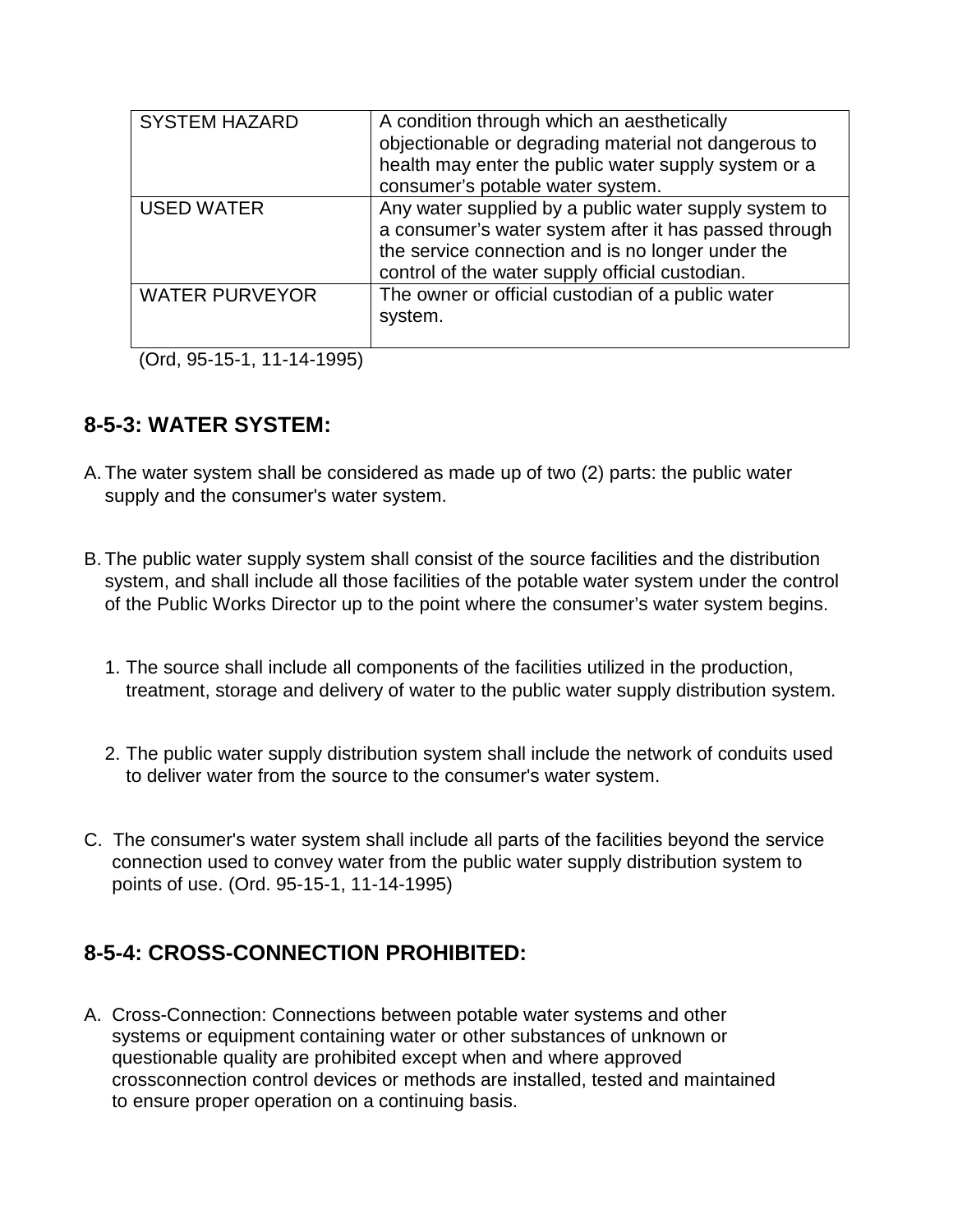| SYSTEM HAZARD | A condition through which an aesthetically objectionable or degrading material not dangerous to health may enter the public water supply system or a consumer's potable water system. |
|---|---|
| USED WATER | Any water supplied by a public water supply system to a consumer's water system after it has passed through the service connection and is no longer under the control of the water supply official custodian. |
| WATER PURVEYOR | The owner or official custodian of a public water system. |

(Ord, 95-15-1, 11-14-1995)

## 8-5-3: WATER SYSTEM:

A. The water system shall be considered as made up of two (2) parts: the public water supply and the consumer's water system.

B. The public water supply system shall consist of the source facilities and the distribution system, and shall include all those facilities of the potable water system under the control of the Public Works Director up to the point where the consumer's water system begins.

   1. The source shall include all components of the facilities utilized in the production, treatment, storage and delivery of water to the public water supply distribution system.

   2. The public water supply distribution system shall include the network of conduits used to deliver water from the source to the consumer's water system.

C. The consumer's water system shall include all parts of the facilities beyond the service connection used to convey water from the public water supply distribution system to points of use. (Ord. 95-15-1, 11-14-1995)

## 8-5-4: CROSS-CONNECTION PROHIBITED:

A. Cross-Connection: Connections between potable water systems and other systems or equipment containing water or other substances of unknown or questionable quality are prohibited except when and where approved crossconnection control devices or methods are installed, tested and maintained to ensure proper operation on a continuing basis.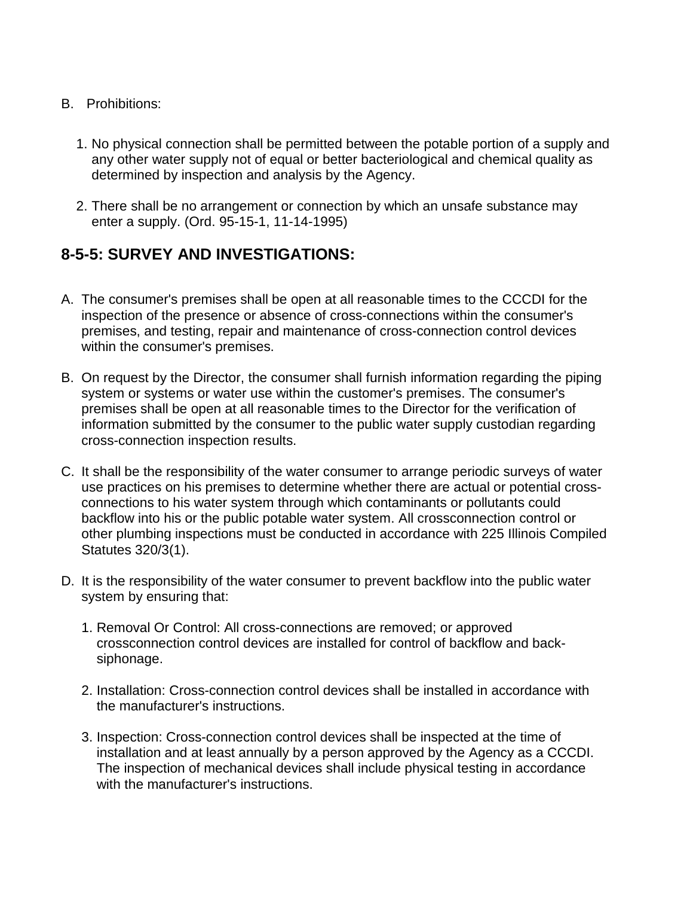B. Prohibitions:

1. No physical connection shall be permitted between the potable portion of a supply and any other water supply not of equal or better bacteriological and chemical quality as determined by inspection and analysis by the Agency.

2. There shall be no arrangement or connection by which an unsafe substance may enter a supply. (Ord. 95-15-1, 11-14-1995)

## 8-5-5: SURVEY AND INVESTIGATIONS:

A. The consumer's premises shall be open at all reasonable times to the CCCDI for the inspection of the presence or absence of cross-connections within the consumer's premises, and testing, repair and maintenance of cross-connection control devices within the consumer's premises.

B. On request by the Director, the consumer shall furnish information regarding the piping system or systems or water use within the customer's premises. The consumer's premises shall be open at all reasonable times to the Director for the verification of information submitted by the consumer to the public water supply custodian regarding cross-connection inspection results.

C. It shall be the responsibility of the water consumer to arrange periodic surveys of water use practices on his premises to determine whether there are actual or potential cross-connections to his water system through which contaminants or pollutants could backflow into his or the public potable water system. All crossconnection control or other plumbing inspections must be conducted in accordance with 225 Illinois Compiled Statutes 320/3(1).

D. It is the responsibility of the water consumer to prevent backflow into the public water system by ensuring that:

1. Removal Or Control: All cross-connections are removed; or approved crossconnection control devices are installed for control of backflow and back-siphonage.

2. Installation: Cross-connection control devices shall be installed in accordance with the manufacturer's instructions.

3. Inspection: Cross-connection control devices shall be inspected at the time of installation and at least annually by a person approved by the Agency as a CCCDI. The inspection of mechanical devices shall include physical testing in accordance with the manufacturer's instructions.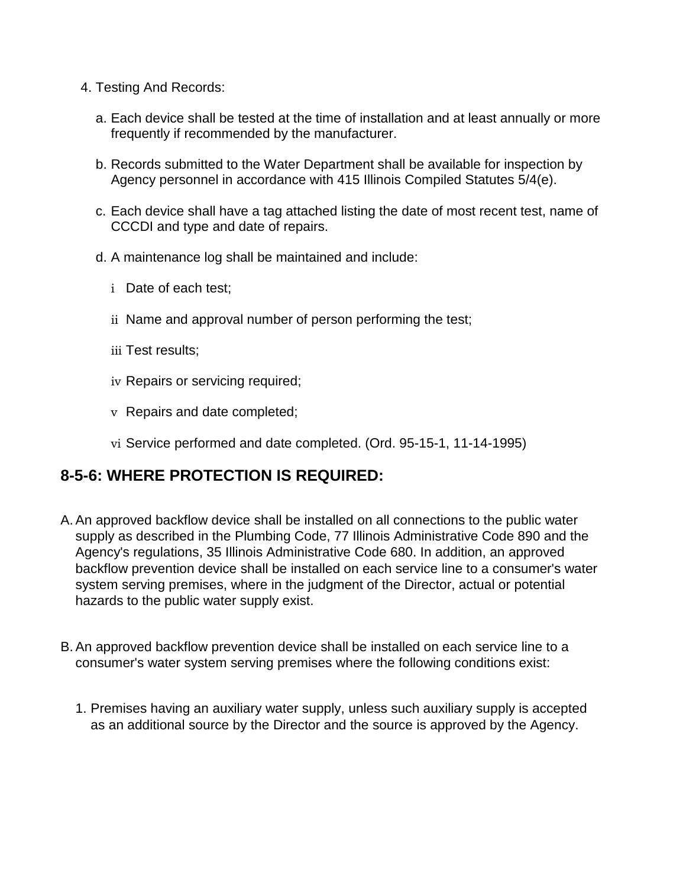4. Testing And Records:

   a. Each device shall be tested at the time of installation and at least annually or more frequently if recommended by the manufacturer.

   b. Records submitted to the Water Department shall be available for inspection by Agency personnel in accordance with 415 Illinois Compiled Statutes 5/4(e).

   c. Each device shall have a tag attached listing the date of most recent test, name of CCCDI and type and date of repairs.

   d. A maintenance log shall be maintained and include:

      i Date of each test;

      ii Name and approval number of person performing the test;

      iii Test results;

      iv Repairs or servicing required;

      v Repairs and date completed;

      vi Service performed and date completed. (Ord. 95-15-1, 11-14-1995)

## 8-5-6: WHERE PROTECTION IS REQUIRED:

A. An approved backflow device shall be installed on all connections to the public water supply as described in the Plumbing Code, 77 Illinois Administrative Code 890 and the Agency's regulations, 35 Illinois Administrative Code 680. In addition, an approved backflow prevention device shall be installed on each service line to a consumer's water system serving premises, where in the judgment of the Director, actual or potential hazards to the public water supply exist.

B. An approved backflow prevention device shall be installed on each service line to a consumer's water system serving premises where the following conditions exist:

   1. Premises having an auxiliary water supply, unless such auxiliary supply is accepted as an additional source by the Director and the source is approved by the Agency.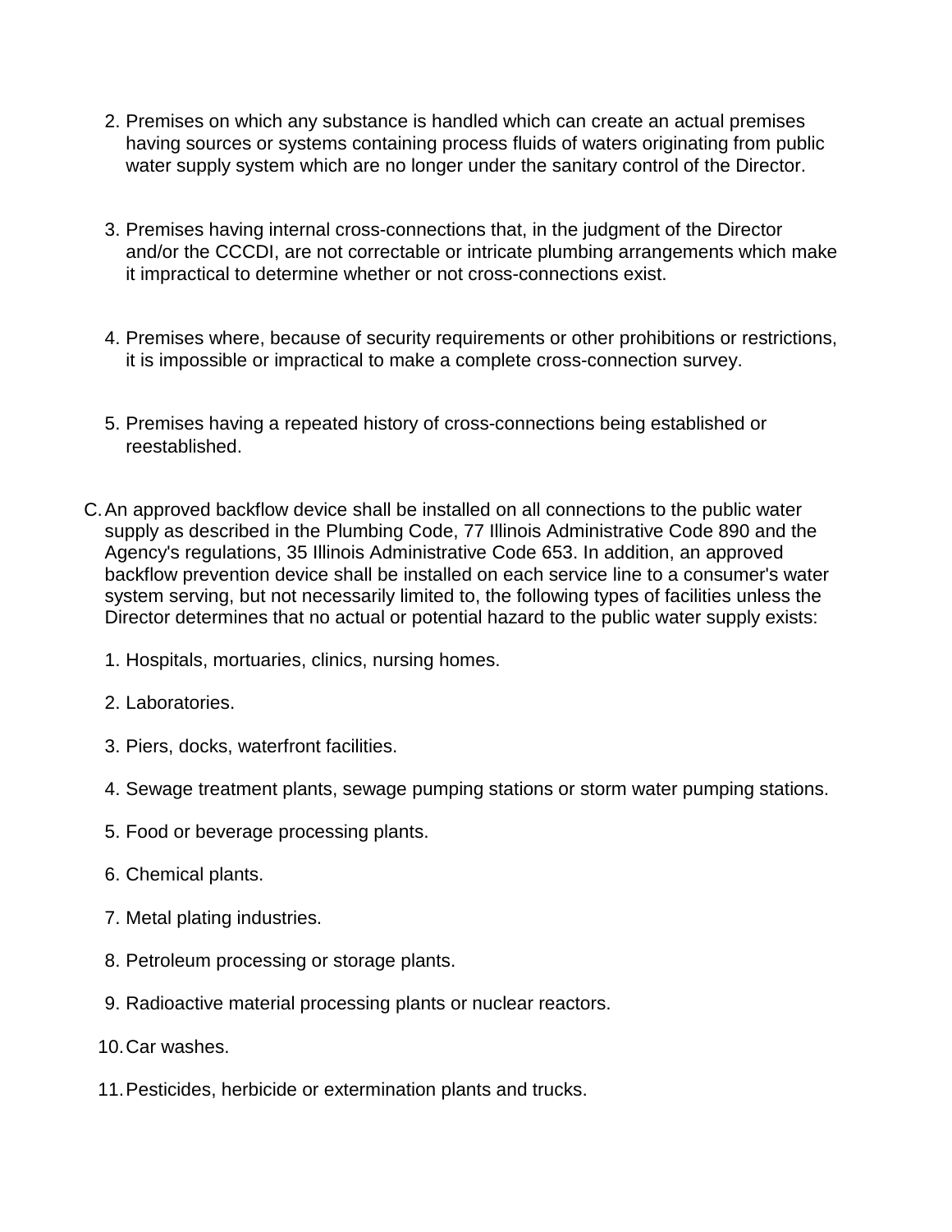2. Premises on which any substance is handled which can create an actual premises having sources or systems containing process fluids of waters originating from public water supply system which are no longer under the sanitary control of the Director.

3. Premises having internal cross-connections that, in the judgment of the Director and/or the CCCDI, are not correctable or intricate plumbing arrangements which make it impractical to determine whether or not cross-connections exist.

4. Premises where, because of security requirements or other prohibitions or restrictions, it is impossible or impractical to make a complete cross-connection survey.

5. Premises having a repeated history of cross-connections being established or reestablished.

C. An approved backflow device shall be installed on all connections to the public water supply as described in the Plumbing Code, 77 Illinois Administrative Code 890 and the Agency's regulations, 35 Illinois Administrative Code 653. In addition, an approved backflow prevention device shall be installed on each service line to a consumer's water system serving, but not necessarily limited to, the following types of facilities unless the Director determines that no actual or potential hazard to the public water supply exists:

   1. Hospitals, mortuaries, clinics, nursing homes.
   2. Laboratories.
   3. Piers, docks, waterfront facilities.
   4. Sewage treatment plants, sewage pumping stations or storm water pumping stations.
   5. Food or beverage processing plants.
   6. Chemical plants.
   7. Metal plating industries.
   8. Petroleum processing or storage plants.
   9. Radioactive material processing plants or nuclear reactors.
   10. Car washes.
   11. Pesticides, herbicide or extermination plants and trucks.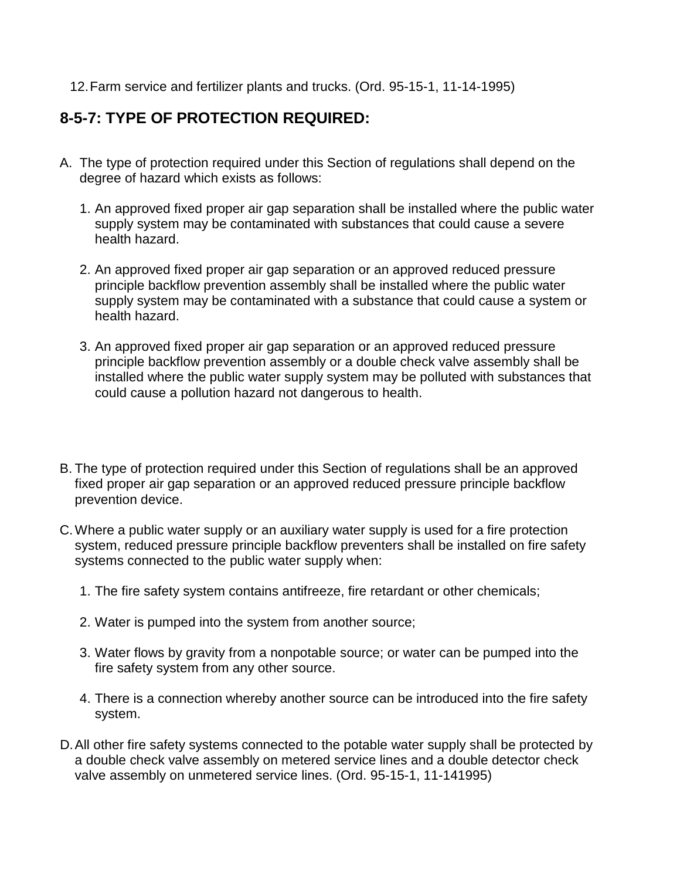12. Farm service and fertilizer plants and trucks. (Ord. 95-15-1, 11-14-1995)

## 8-5-7: TYPE OF PROTECTION REQUIRED:

A. The type of protection required under this Section of regulations shall depend on the degree of hazard which exists as follows:

   1. An approved fixed proper air gap separation shall be installed where the public water supply system may be contaminated with substances that could cause a severe health hazard.

   2. An approved fixed proper air gap separation or an approved reduced pressure principle backflow prevention assembly shall be installed where the public water supply system may be contaminated with a substance that could cause a system or health hazard.

   3. An approved fixed proper air gap separation or an approved reduced pressure principle backflow prevention assembly or a double check valve assembly shall be installed where the public water supply system may be polluted with substances that could cause a pollution hazard not dangerous to health.

B. The type of protection required under this Section of regulations shall be an approved fixed proper air gap separation or an approved reduced pressure principle backflow prevention device.

C. Where a public water supply or an auxiliary water supply is used for a fire protection system, reduced pressure principle backflow preventers shall be installed on fire safety systems connected to the public water supply when:

   1. The fire safety system contains antifreeze, fire retardant or other chemicals;

   2. Water is pumped into the system from another source;

   3. Water flows by gravity from a nonpotable source; or water can be pumped into the fire safety system from any other source.

   4. There is a connection whereby another source can be introduced into the fire safety system.

D. All other fire safety systems connected to the potable water supply shall be protected by a double check valve assembly on metered service lines and a double detector check valve assembly on unmetered service lines. (Ord. 95-15-1, 11-141995)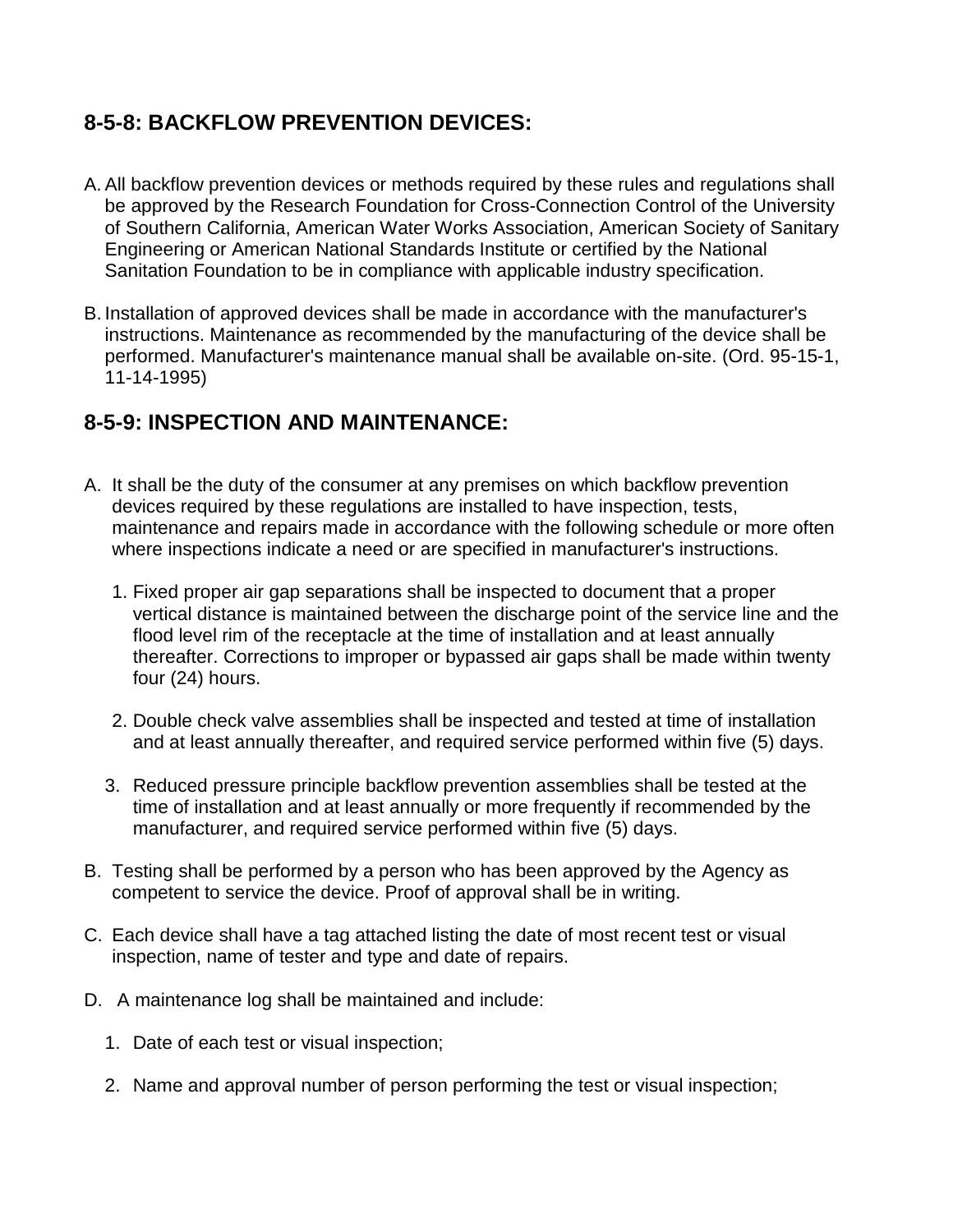## 8-5-8: BACKFLOW PREVENTION DEVICES:

A. All backflow prevention devices or methods required by these rules and regulations shall be approved by the Research Foundation for Cross-Connection Control of the University of Southern California, American Water Works Association, American Society of Sanitary Engineering or American National Standards Institute or certified by the National Sanitation Foundation to be in compliance with applicable industry specification.

B. Installation of approved devices shall be made in accordance with the manufacturer's instructions. Maintenance as recommended by the manufacturing of the device shall be performed. Manufacturer's maintenance manual shall be available on-site. (Ord. 95-15-1, 11-14-1995)

## 8-5-9: INSPECTION AND MAINTENANCE:

A. It shall be the duty of the consumer at any premises on which backflow prevention devices required by these regulations are installed to have inspection, tests, maintenance and repairs made in accordance with the following schedule or more often where inspections indicate a need or are specified in manufacturer's instructions.

   1. Fixed proper air gap separations shall be inspected to document that a proper vertical distance is maintained between the discharge point of the service line and the flood level rim of the receptacle at the time of installation and at least annually thereafter. Corrections to improper or bypassed air gaps shall be made within twenty four (24) hours.

   2. Double check valve assemblies shall be inspected and tested at time of installation and at least annually thereafter, and required service performed within five (5) days.

   3. Reduced pressure principle backflow prevention assemblies shall be tested at the time of installation and at least annually or more frequently if recommended by the manufacturer, and required service performed within five (5) days.

B. Testing shall be performed by a person who has been approved by the Agency as competent to service the device. Proof of approval shall be in writing.

C. Each device shall have a tag attached listing the date of most recent test or visual inspection, name of tester and type and date of repairs.

D. A maintenance log shall be maintained and include:

   1. Date of each test or visual inspection;

   2. Name and approval number of person performing the test or visual inspection;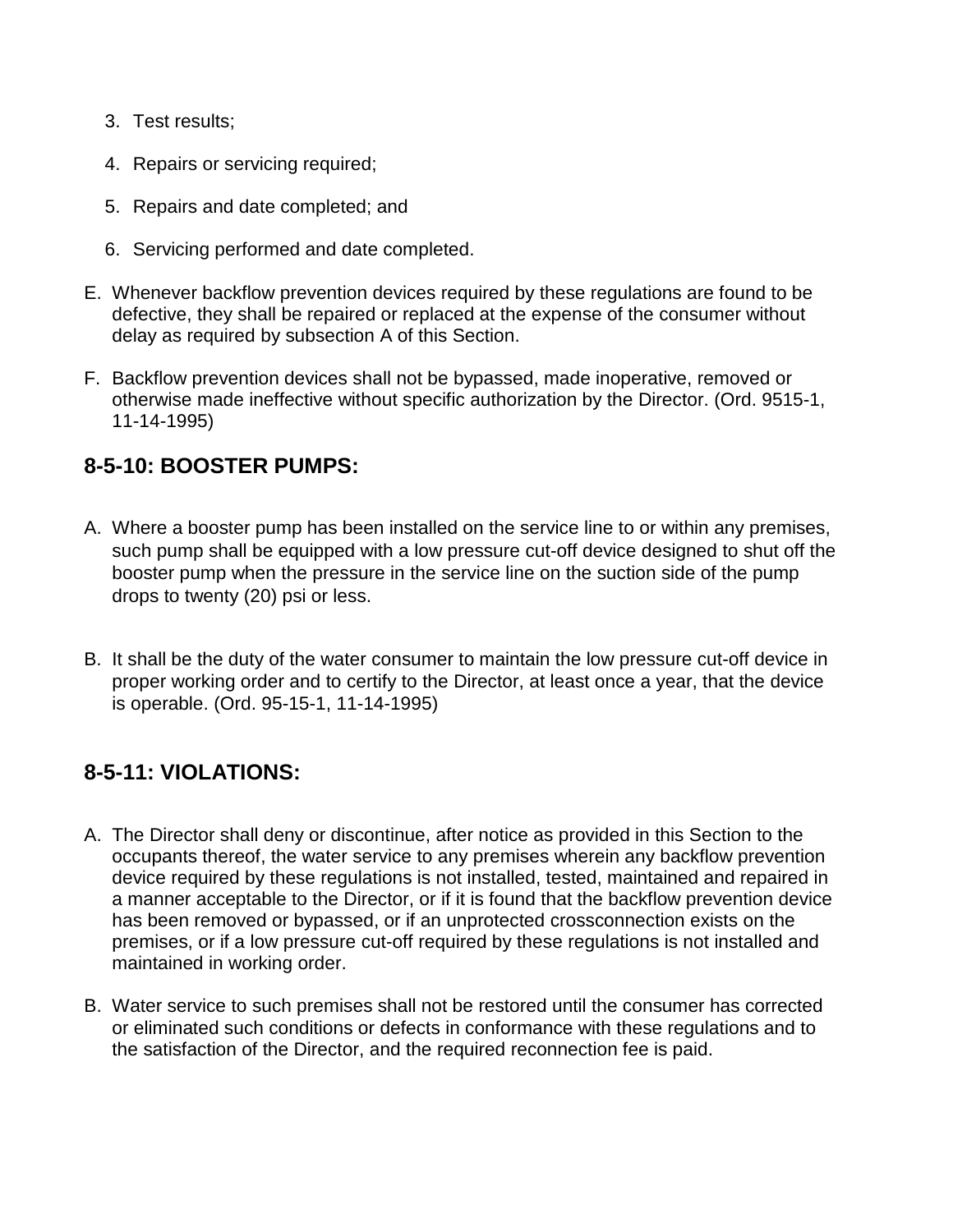3. Test results;
4. Repairs or servicing required;
5. Repairs and date completed; and
6. Servicing performed and date completed.

E. Whenever backflow prevention devices required by these regulations are found to be defective, they shall be repaired or replaced at the expense of the consumer without delay as required by subsection A of this Section.

F. Backflow prevention devices shall not be bypassed, made inoperative, removed or otherwise made ineffective without specific authorization by the Director. (Ord. 9515-1, 11-14-1995)

## 8-5-10: BOOSTER PUMPS:

A. Where a booster pump has been installed on the service line to or within any premises, such pump shall be equipped with a low pressure cut-off device designed to shut off the booster pump when the pressure in the service line on the suction side of the pump drops to twenty (20) psi or less.

B. It shall be the duty of the water consumer to maintain the low pressure cut-off device in proper working order and to certify to the Director, at least once a year, that the device is operable. (Ord. 95-15-1, 11-14-1995)

## 8-5-11: VIOLATIONS:

A. The Director shall deny or discontinue, after notice as provided in this Section to the occupants thereof, the water service to any premises wherein any backflow prevention device required by these regulations is not installed, tested, maintained and repaired in a manner acceptable to the Director, or if it is found that the backflow prevention device has been removed or bypassed, or if an unprotected crossconnection exists on the premises, or if a low pressure cut-off required by these regulations is not installed and maintained in working order.

B. Water service to such premises shall not be restored until the consumer has corrected or eliminated such conditions or defects in conformance with these regulations and to the satisfaction of the Director, and the required reconnection fee is paid.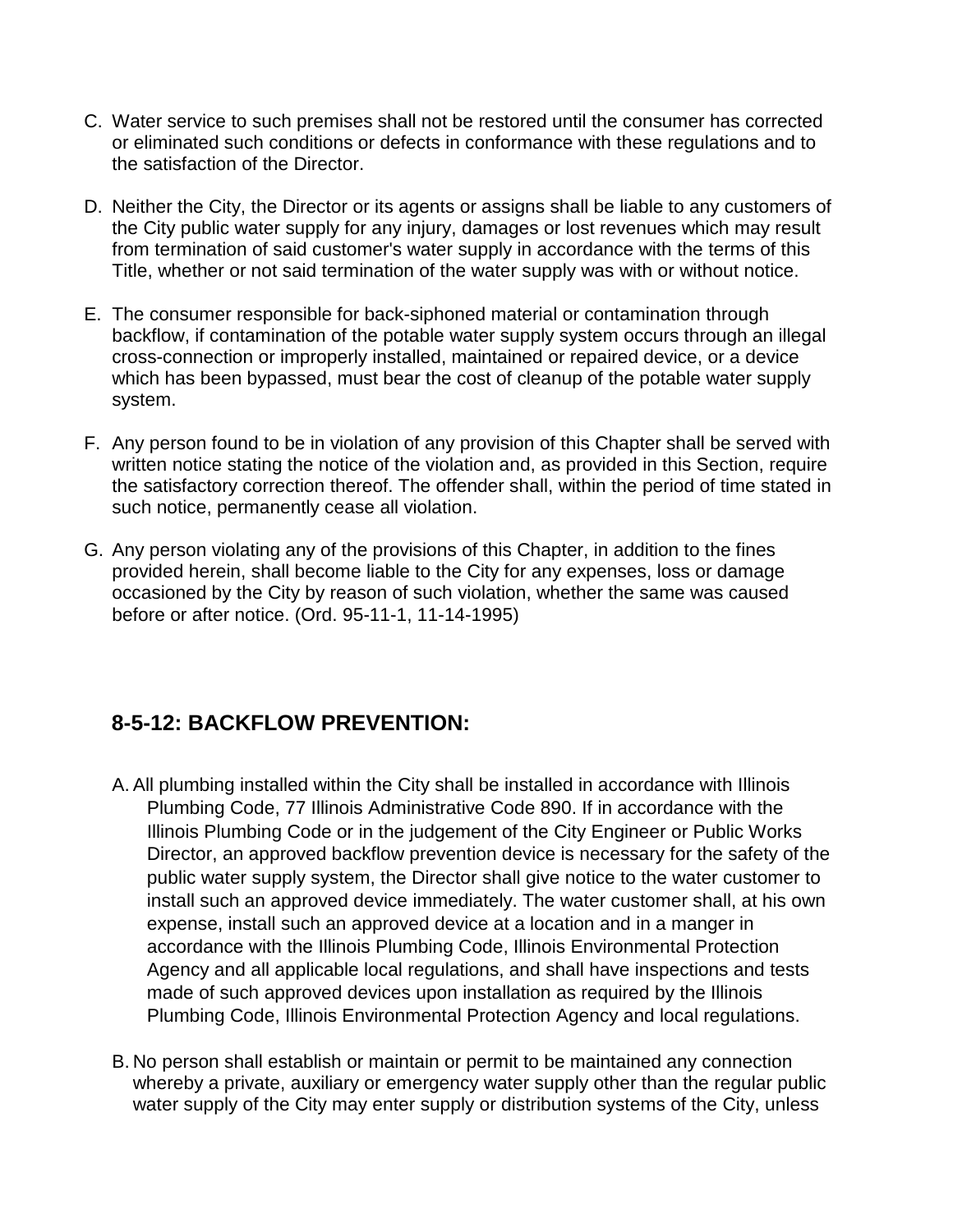C. Water service to such premises shall not be restored until the consumer has corrected or eliminated such conditions or defects in conformance with these regulations and to the satisfaction of the Director.

D. Neither the City, the Director or its agents or assigns shall be liable to any customers of the City public water supply for any injury, damages or lost revenues which may result from termination of said customer's water supply in accordance with the terms of this Title, whether or not said termination of the water supply was with or without notice.

E. The consumer responsible for back-siphoned material or contamination through backflow, if contamination of the potable water supply system occurs through an illegal cross-connection or improperly installed, maintained or repaired device, or a device which has been bypassed, must bear the cost of cleanup of the potable water supply system.

F. Any person found to be in violation of any provision of this Chapter shall be served with written notice stating the notice of the violation and, as provided in this Section, require the satisfactory correction thereof. The offender shall, within the period of time stated in such notice, permanently cease all violation.

G. Any person violating any of the provisions of this Chapter, in addition to the fines provided herein, shall become liable to the City for any expenses, loss or damage occasioned by the City by reason of such violation, whether the same was caused before or after notice. (Ord. 95-11-1, 11-14-1995)

## 8-5-12: BACKFLOW PREVENTION:

A. All plumbing installed within the City shall be installed in accordance with Illinois Plumbing Code, 77 Illinois Administrative Code 890. If in accordance with the Illinois Plumbing Code or in the judgement of the City Engineer or Public Works Director, an approved backflow prevention device is necessary for the safety of the public water supply system, the Director shall give notice to the water customer to install such an approved device immediately. The water customer shall, at his own expense, install such an approved device at a location and in a manger in accordance with the Illinois Plumbing Code, Illinois Environmental Protection Agency and all applicable local regulations, and shall have inspections and tests made of such approved devices upon installation as required by the Illinois Plumbing Code, Illinois Environmental Protection Agency and local regulations.

B. No person shall establish or maintain or permit to be maintained any connection whereby a private, auxiliary or emergency water supply other than the regular public water supply of the City may enter supply or distribution systems of the City, unless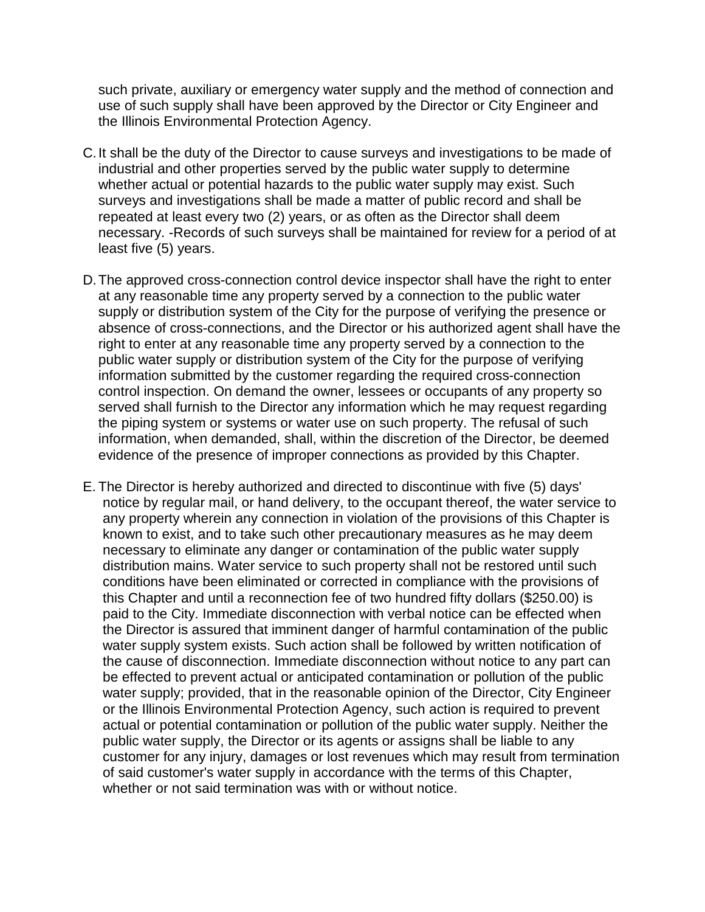such private, auxiliary or emergency water supply and the method of connection and use of such supply shall have been approved by the Director or City Engineer and the Illinois Environmental Protection Agency.

C. It shall be the duty of the Director to cause surveys and investigations to be made of industrial and other properties served by the public water supply to determine whether actual or potential hazards to the public water supply may exist. Such surveys and investigations shall be made a matter of public record and shall be repeated at least every two (2) years, or as often as the Director shall deem necessary. -Records of such surveys shall be maintained for review for a period of at least five (5) years.

D. The approved cross-connection control device inspector shall have the right to enter at any reasonable time any property served by a connection to the public water supply or distribution system of the City for the purpose of verifying the presence or absence of cross-connections, and the Director or his authorized agent shall have the right to enter at any reasonable time any property served by a connection to the public water supply or distribution system of the City for the purpose of verifying information submitted by the customer regarding the required cross-connection control inspection. On demand the owner, lessees or occupants of any property so served shall furnish to the Director any information which he may request regarding the piping system or systems or water use on such property. The refusal of such information, when demanded, shall, within the discretion of the Director, be deemed evidence of the presence of improper connections as provided by this Chapter.

E. The Director is hereby authorized and directed to discontinue with five (5) days' notice by regular mail, or hand delivery, to the occupant thereof, the water service to any property wherein any connection in violation of the provisions of this Chapter is known to exist, and to take such other precautionary measures as he may deem necessary to eliminate any danger or contamination of the public water supply distribution mains. Water service to such property shall not be restored until such conditions have been eliminated or corrected in compliance with the provisions of this Chapter and until a reconnection fee of two hundred fifty dollars ($250.00) is paid to the City. Immediate disconnection with verbal notice can be effected when the Director is assured that imminent danger of harmful contamination of the public water supply system exists. Such action shall be followed by written notification of the cause of disconnection. Immediate disconnection without notice to any part can be effected to prevent actual or anticipated contamination or pollution of the public water supply; provided, that in the reasonable opinion of the Director, City Engineer or the Illinois Environmental Protection Agency, such action is required to prevent actual or potential contamination or pollution of the public water supply. Neither the public water supply, the Director or its agents or assigns shall be liable to any customer for any injury, damages or lost revenues which may result from termination of said customer's water supply in accordance with the terms of this Chapter, whether or not said termination was with or without notice.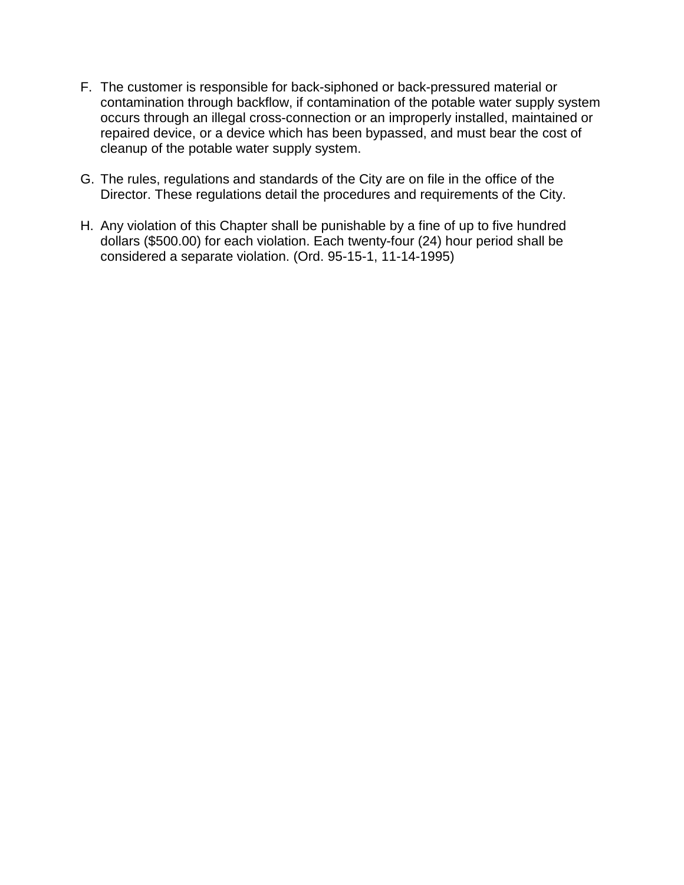F. The customer is responsible for back-siphoned or back-pressured material or contamination through backflow, if contamination of the potable water supply system occurs through an illegal cross-connection or an improperly installed, maintained or repaired device, or a device which has been bypassed, and must bear the cost of cleanup of the potable water supply system.

G. The rules, regulations and standards of the City are on file in the office of the Director. These regulations detail the procedures and requirements of the City.

H. Any violation of this Chapter shall be punishable by a fine of up to five hundred dollars ($500.00) for each violation. Each twenty-four (24) hour period shall be considered a separate violation. (Ord. 95-15-1, 11-14-1995)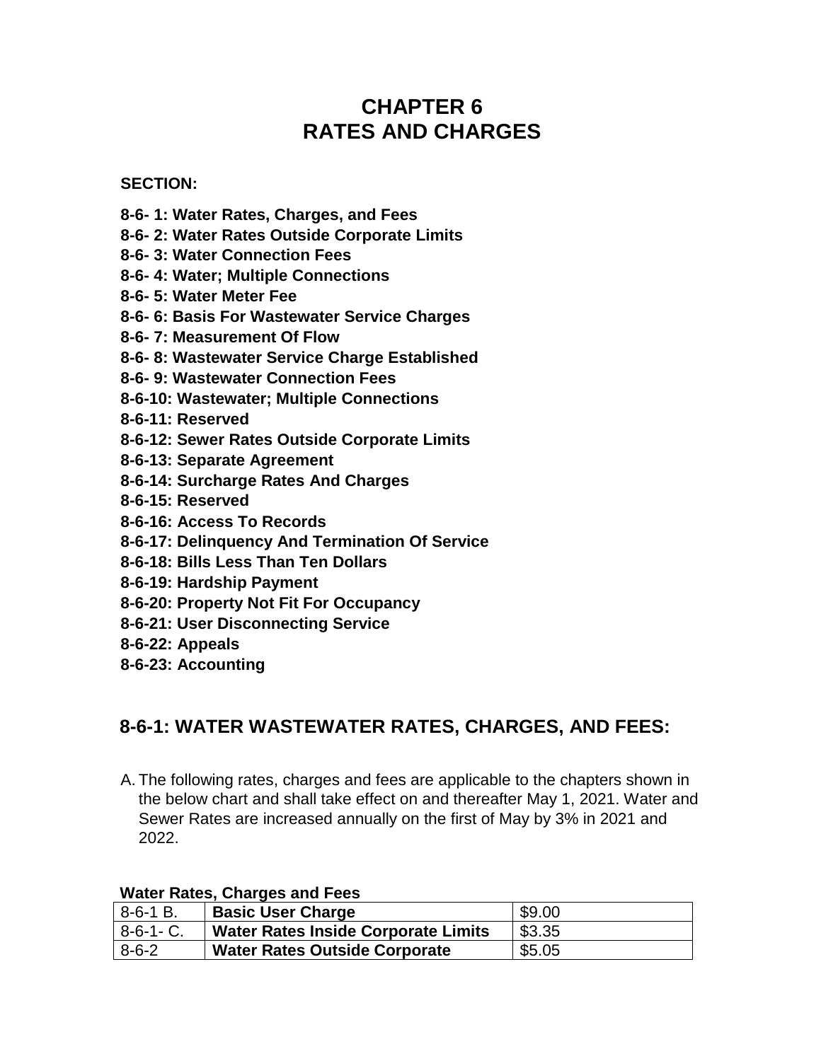# CHAPTER 6
# RATES AND CHARGES

**SECTION:**

**8-6- 1: Water Rates, Charges, and Fees**
**8-6- 2: Water Rates Outside Corporate Limits**
**8-6- 3: Water Connection Fees**
**8-6- 4: Water; Multiple Connections**
**8-6- 5: Water Meter Fee**
**8-6- 6: Basis For Wastewater Service Charges**
**8-6- 7: Measurement Of Flow**
**8-6- 8: Wastewater Service Charge Established**
**8-6- 9: Wastewater Connection Fees**
**8-6-10: Wastewater; Multiple Connections**
**8-6-11: Reserved**
**8-6-12: Sewer Rates Outside Corporate Limits**
**8-6-13: Separate Agreement**
**8-6-14: Surcharge Rates And Charges**
**8-6-15: Reserved**
**8-6-16: Access To Records**
**8-6-17: Delinquency And Termination Of Service**
**8-6-18: Bills Less Than Ten Dollars**
**8-6-19: Hardship Payment**
**8-6-20: Property Not Fit For Occupancy**
**8-6-21: User Disconnecting Service**
**8-6-22: Appeals**
**8-6-23: Accounting**

## 8-6-1: WATER WASTEWATER RATES, CHARGES, AND FEES:

A. The following rates, charges and fees are applicable to the chapters shown in the below chart and shall take effect on and thereafter May 1, 2021. Water and Sewer Rates are increased annually on the first of May by 3% in 2021 and 2022.

**Water Rates, Charges and Fees**

| | | |
|---|---|---|
| 8-6-1 B. | **Basic User Charge** | $9.00 |
| 8-6-1- C. | **Water Rates Inside Corporate Limits** | $3.35 |
| 8-6-2 | **Water Rates Outside Corporate** | $5.05 |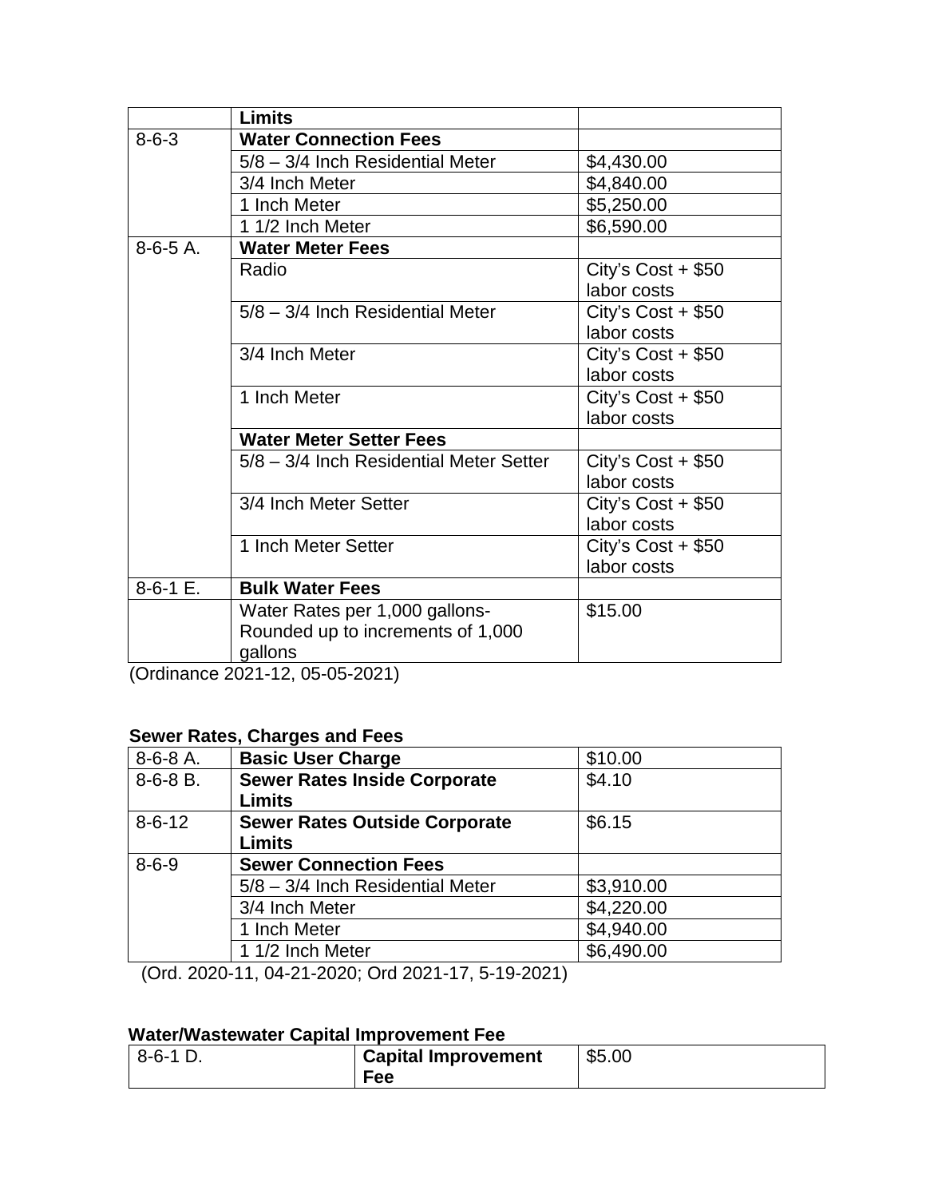| | **Limits** | |
|---|---|---|
| 8-6-3 | **Water Connection Fees** | |
| | 5/8 – 3/4 Inch Residential Meter | $4,430.00 |
| | 3/4 Inch Meter | $4,840.00 |
| | 1 Inch Meter | $5,250.00 |
| | 1 1/2 Inch Meter | $6,590.00 |
| 8-6-5 A. | **Water Meter Fees** | |
| | Radio | City's Cost + $50 labor costs |
| | 5/8 – 3/4 Inch Residential Meter | City's Cost + $50 labor costs |
| | 3/4 Inch Meter | City's Cost + $50 labor costs |
| | 1 Inch Meter | City's Cost + $50 labor costs |
| | **Water Meter Setter Fees** | |
| | 5/8 – 3/4 Inch Residential Meter Setter | City's Cost + $50 labor costs |
| | 3/4 Inch Meter Setter | City's Cost + $50 labor costs |
| | 1 Inch Meter Setter | City's Cost + $50 labor costs |
| 8-6-1 E. | **Bulk Water Fees** | |
| | Water Rates per 1,000 gallons- Rounded up to increments of 1,000 gallons | $15.00 |

(Ordinance 2021-12, 05-05-2021)

**Sewer Rates, Charges and Fees**

| 8-6-8 A. | **Basic User Charge** | $10.00 |
|---|---|---|
| 8-6-8 B. | **Sewer Rates Inside Corporate Limits** | $4.10 |
| 8-6-12 | **Sewer Rates Outside Corporate Limits** | $6.15 |
| 8-6-9 | **Sewer Connection Fees** | |
| | 5/8 – 3/4 Inch Residential Meter | $3,910.00 |
| | 3/4 Inch Meter | $4,220.00 |
| | 1 Inch Meter | $4,940.00 |
| | 1 1/2 Inch Meter | $6,490.00 |

(Ord. 2020-11, 04-21-2020; Ord 2021-17, 5-19-2021)

**Water/Wastewater Capital Improvement Fee**

| 8-6-1 D. | **Capital Improvement Fee** | $5.00 |
|---|---|---|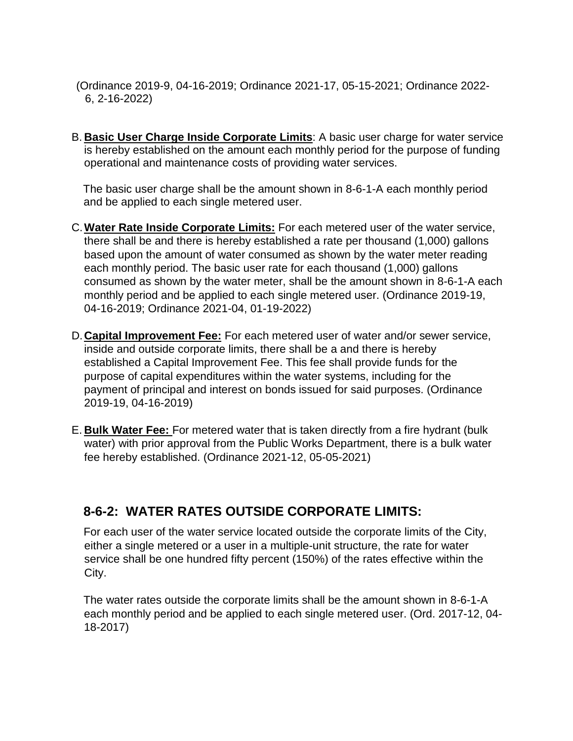(Ordinance 2019-9, 04-16-2019; Ordinance 2021-17, 05-15-2021; Ordinance 2022-6, 2-16-2022)

B. **Basic User Charge Inside Corporate Limits**: A basic user charge for water service is hereby established on the amount each monthly period for the purpose of funding operational and maintenance costs of providing water services.

   The basic user charge shall be the amount shown in 8-6-1-A each monthly period and be applied to each single metered user.

C. **Water Rate Inside Corporate Limits:** For each metered user of the water service, there shall be and there is hereby established a rate per thousand (1,000) gallons based upon the amount of water consumed as shown by the water meter reading each monthly period. The basic user rate for each thousand (1,000) gallons consumed as shown by the water meter, shall be the amount shown in 8-6-1-A each monthly period and be applied to each single metered user. (Ordinance 2019-19, 04-16-2019; Ordinance 2021-04, 01-19-2022)

D. **Capital Improvement Fee:** For each metered user of water and/or sewer service, inside and outside corporate limits, there shall be a and there is hereby established a Capital Improvement Fee. This fee shall provide funds for the purpose of capital expenditures within the water systems, including for the payment of principal and interest on bonds issued for said purposes. (Ordinance 2019-19, 04-16-2019)

E. **Bulk Water Fee:** For metered water that is taken directly from a fire hydrant (bulk water) with prior approval from the Public Works Department, there is a bulk water fee hereby established. (Ordinance 2021-12, 05-05-2021)

## 8-6-2: WATER RATES OUTSIDE CORPORATE LIMITS:

For each user of the water service located outside the corporate limits of the City, either a single metered or a user in a multiple-unit structure, the rate for water service shall be one hundred fifty percent (150%) of the rates effective within the City.

The water rates outside the corporate limits shall be the amount shown in 8-6-1-A each monthly period and be applied to each single metered user. (Ord. 2017-12, 04-18-2017)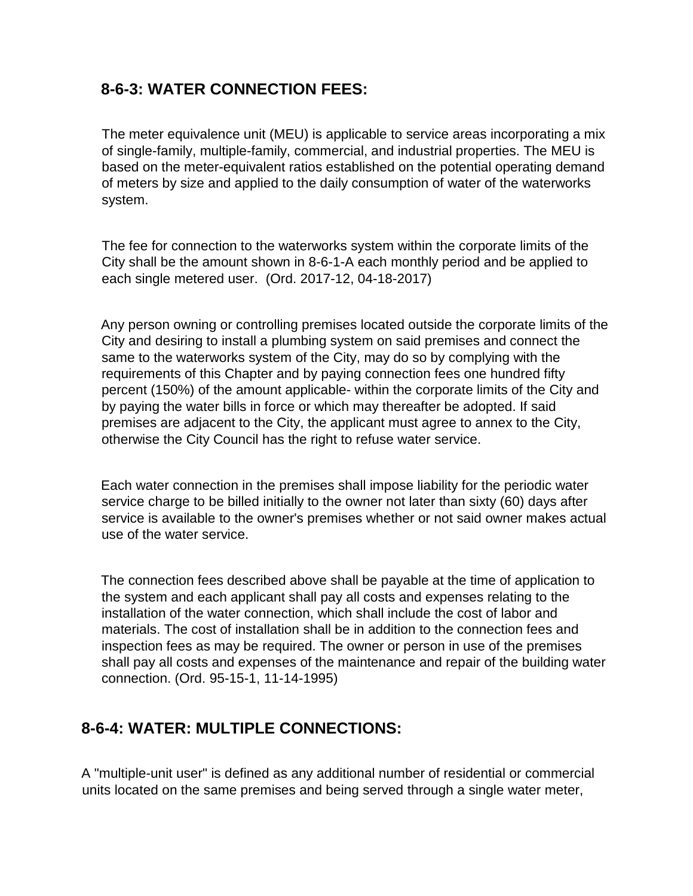## 8-6-3: WATER CONNECTION FEES:

The meter equivalence unit (MEU) is applicable to service areas incorporating a mix of single-family, multiple-family, commercial, and industrial properties. The MEU is based on the meter-equivalent ratios established on the potential operating demand of meters by size and applied to the daily consumption of water of the waterworks system.

The fee for connection to the waterworks system within the corporate limits of the City shall be the amount shown in 8-6-1-A each monthly period and be applied to each single metered user. (Ord. 2017-12, 04-18-2017)

Any person owning or controlling premises located outside the corporate limits of the City and desiring to install a plumbing system on said premises and connect the same to the waterworks system of the City, may do so by complying with the requirements of this Chapter and by paying connection fees one hundred fifty percent (150%) of the amount applicable- within the corporate limits of the City and by paying the water bills in force or which may thereafter be adopted. If said premises are adjacent to the City, the applicant must agree to annex to the City, otherwise the City Council has the right to refuse water service.

Each water connection in the premises shall impose liability for the periodic water service charge to be billed initially to the owner not later than sixty (60) days after service is available to the owner's premises whether or not said owner makes actual use of the water service.

The connection fees described above shall be payable at the time of application to the system and each applicant shall pay all costs and expenses relating to the installation of the water connection, which shall include the cost of labor and materials. The cost of installation shall be in addition to the connection fees and inspection fees as may be required. The owner or person in use of the premises shall pay all costs and expenses of the maintenance and repair of the building water connection. (Ord. 95-15-1, 11-14-1995)

## 8-6-4: WATER: MULTIPLE CONNECTIONS:

A "multiple-unit user" is defined as any additional number of residential or commercial units located on the same premises and being served through a single water meter,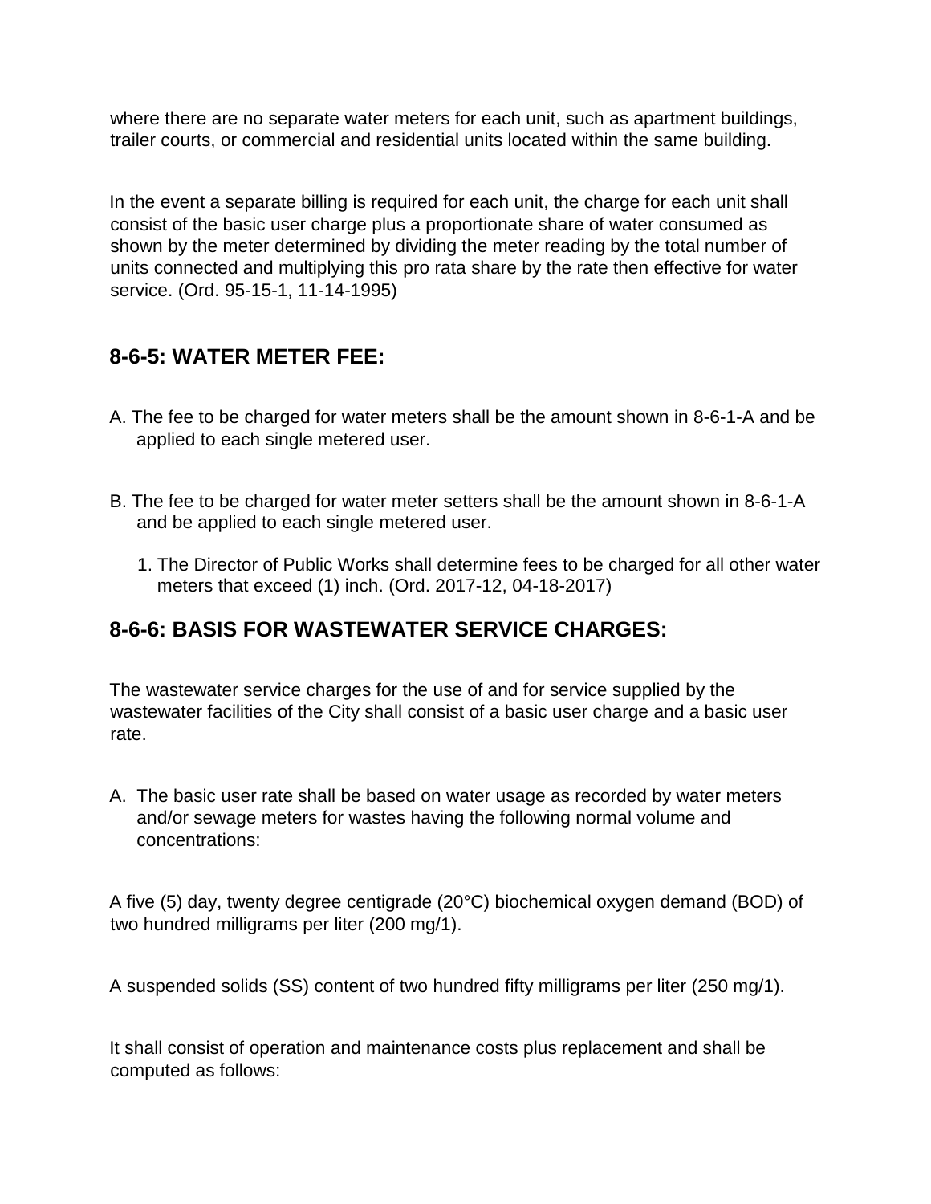where there are no separate water meters for each unit, such as apartment buildings, trailer courts, or commercial and residential units located within the same building.

In the event a separate billing is required for each unit, the charge for each unit shall consist of the basic user charge plus a proportionate share of water consumed as shown by the meter determined by dividing the meter reading by the total number of units connected and multiplying this pro rata share by the rate then effective for water service. (Ord. 95-15-1, 11-14-1995)

## 8-6-5: WATER METER FEE:

A. The fee to be charged for water meters shall be the amount shown in 8-6-1-A and be applied to each single metered user.

B. The fee to be charged for water meter setters shall be the amount shown in 8-6-1-A and be applied to each single metered user.

   1. The Director of Public Works shall determine fees to be charged for all other water meters that exceed (1) inch. (Ord. 2017-12, 04-18-2017)

## 8-6-6: BASIS FOR WASTEWATER SERVICE CHARGES:

The wastewater service charges for the use of and for service supplied by the wastewater facilities of the City shall consist of a basic user charge and a basic user rate.

A. The basic user rate shall be based on water usage as recorded by water meters and/or sewage meters for wastes having the following normal volume and concentrations:

A five (5) day, twenty degree centigrade (20°C) biochemical oxygen demand (BOD) of two hundred milligrams per liter (200 mg/1).

A suspended solids (SS) content of two hundred fifty milligrams per liter (250 mg/1).

It shall consist of operation and maintenance costs plus replacement and shall be computed as follows: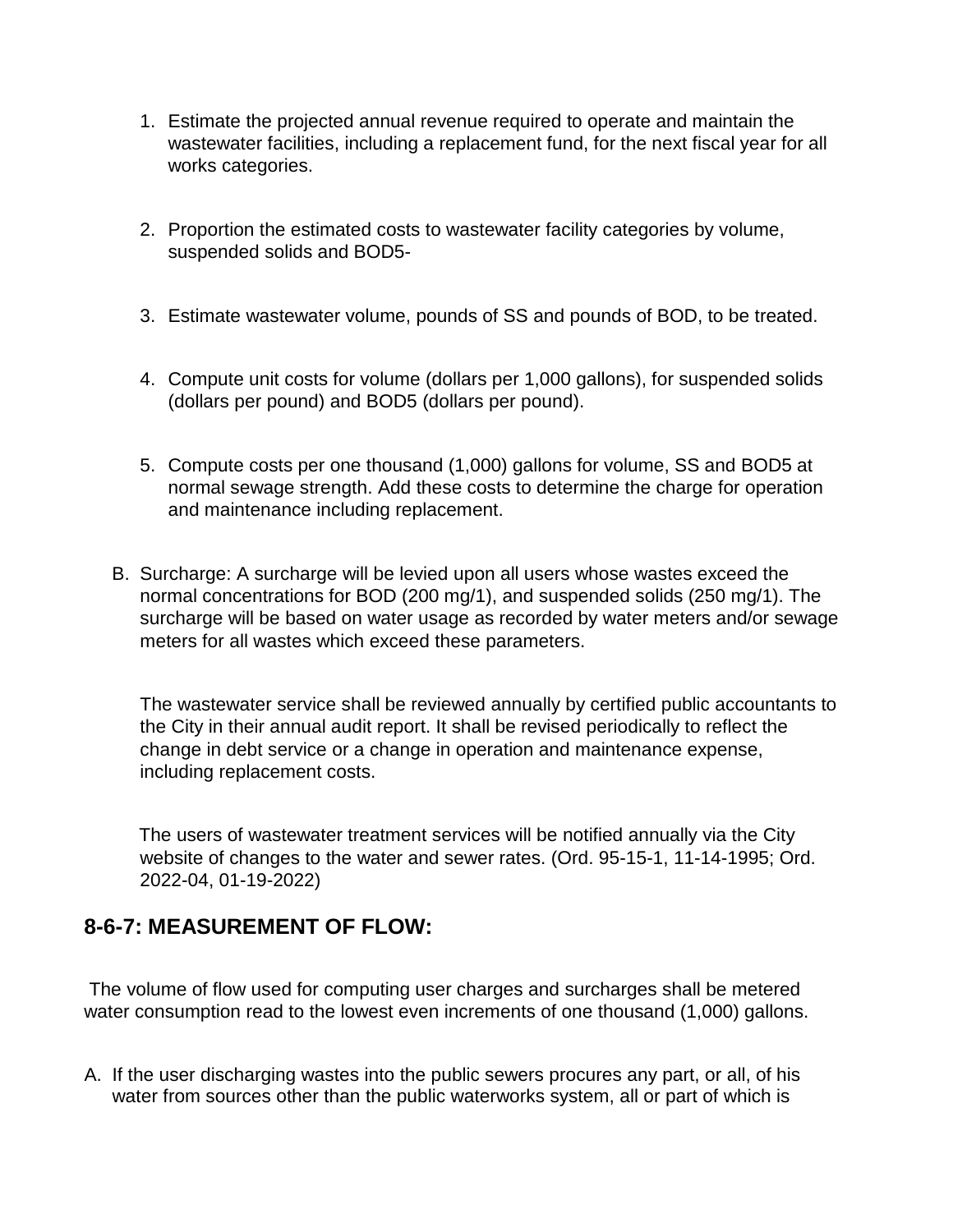1. Estimate the projected annual revenue required to operate and maintain the wastewater facilities, including a replacement fund, for the next fiscal year for all works categories.

2. Proportion the estimated costs to wastewater facility categories by volume, suspended solids and BOD5-

3. Estimate wastewater volume, pounds of SS and pounds of BOD, to be treated.

4. Compute unit costs for volume (dollars per 1,000 gallons), for suspended solids (dollars per pound) and BOD5 (dollars per pound).

5. Compute costs per one thousand (1,000) gallons for volume, SS and BOD5 at normal sewage strength. Add these costs to determine the charge for operation and maintenance including replacement.

B. Surcharge: A surcharge will be levied upon all users whose wastes exceed the normal concentrations for BOD (200 mg/1), and suspended solids (250 mg/1). The surcharge will be based on water usage as recorded by water meters and/or sewage meters for all wastes which exceed these parameters.

   The wastewater service shall be reviewed annually by certified public accountants to the City in their annual audit report. It shall be revised periodically to reflect the change in debt service or a change in operation and maintenance expense, including replacement costs.

   The users of wastewater treatment services will be notified annually via the City website of changes to the water and sewer rates. (Ord. 95-15-1, 11-14-1995; Ord. 2022-04, 01-19-2022)

## 8-6-7: MEASUREMENT OF FLOW:

The volume of flow used for computing user charges and surcharges shall be metered water consumption read to the lowest even increments of one thousand (1,000) gallons.

A. If the user discharging wastes into the public sewers procures any part, or all, of his water from sources other than the public waterworks system, all or part of which is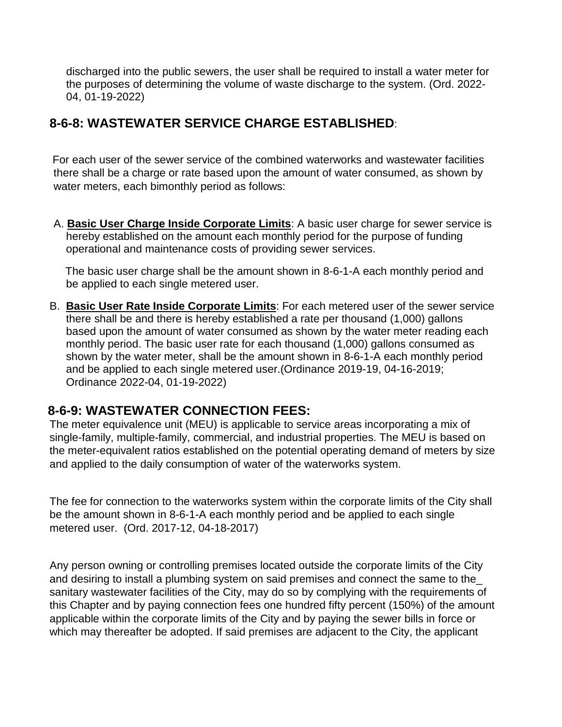discharged into the public sewers, the user shall be required to install a water meter for the purposes of determining the volume of waste discharge to the system. (Ord. 2022-04, 01-19-2022)

## 8-6-8: WASTEWATER SERVICE CHARGE ESTABLISHED:

For each user of the sewer service of the combined waterworks and wastewater facilities there shall be a charge or rate based upon the amount of water consumed, as shown by water meters, each bimonthly period as follows:

A. **Basic User Charge Inside Corporate Limits**: A basic user charge for sewer service is hereby established on the amount each monthly period for the purpose of funding operational and maintenance costs of providing sewer services.

   The basic user charge shall be the amount shown in 8-6-1-A each monthly period and be applied to each single metered user.

B. **Basic User Rate Inside Corporate Limits**: For each metered user of the sewer service there shall be and there is hereby established a rate per thousand (1,000) gallons based upon the amount of water consumed as shown by the water meter reading each monthly period. The basic user rate for each thousand (1,000) gallons consumed as shown by the water meter, shall be the amount shown in 8-6-1-A each monthly period and be applied to each single metered user.(Ordinance 2019-19, 04-16-2019; Ordinance 2022-04, 01-19-2022)

## 8-6-9: WASTEWATER CONNECTION FEES:

The meter equivalence unit (MEU) is applicable to service areas incorporating a mix of single-family, multiple-family, commercial, and industrial properties. The MEU is based on the meter-equivalent ratios established on the potential operating demand of meters by size and applied to the daily consumption of water of the waterworks system.

The fee for connection to the waterworks system within the corporate limits of the City shall be the amount shown in 8-6-1-A each monthly period and be applied to each single metered user. (Ord. 2017-12, 04-18-2017)

Any person owning or controlling premises located outside the corporate limits of the City and desiring to install a plumbing system on said premises and connect the same to the_ sanitary wastewater facilities of the City, may do so by complying with the requirements of this Chapter and by paying connection fees one hundred fifty percent (150%) of the amount applicable within the corporate limits of the City and by paying the sewer bills in force or which may thereafter be adopted. If said premises are adjacent to the City, the applicant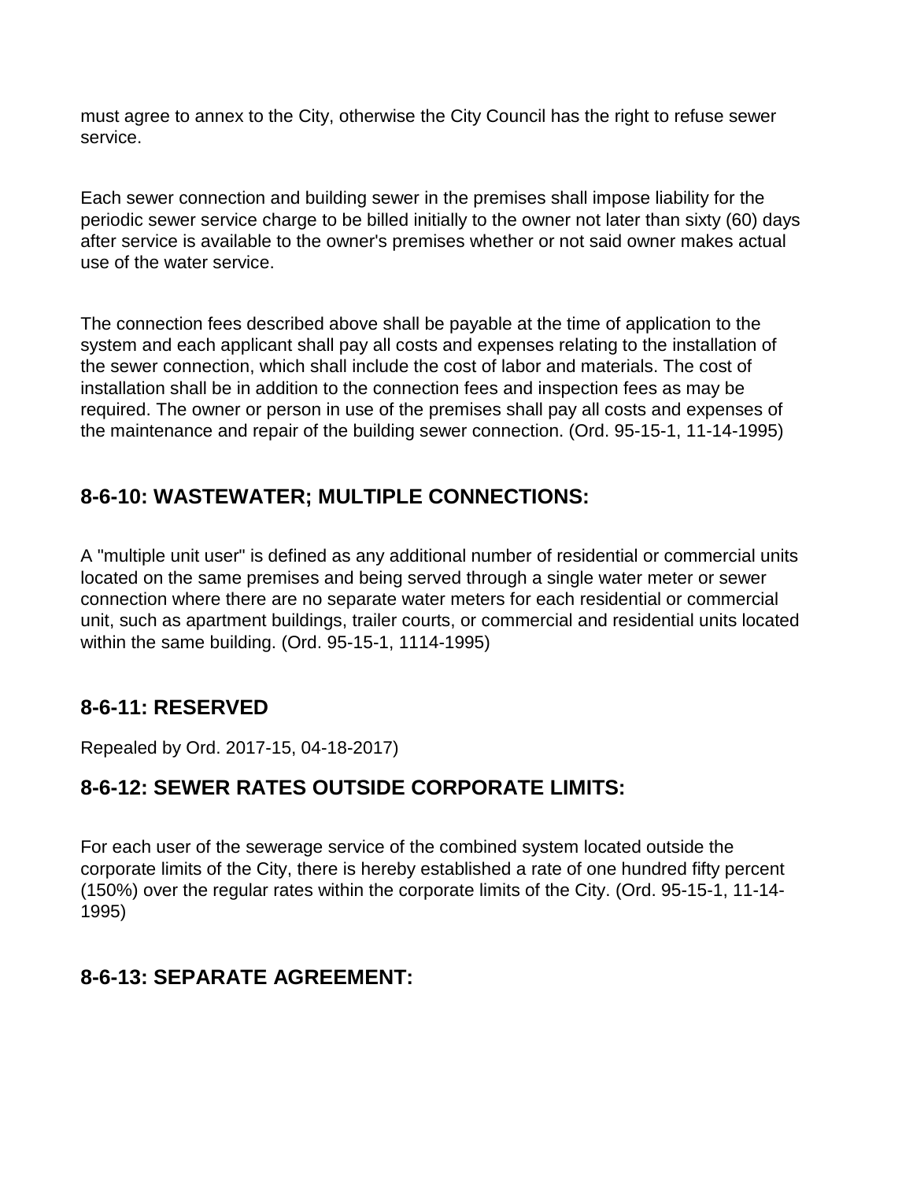must agree to annex to the City, otherwise the City Council has the right to refuse sewer service.

Each sewer connection and building sewer in the premises shall impose liability for the periodic sewer service charge to be billed initially to the owner not later than sixty (60) days after service is available to the owner's premises whether or not said owner makes actual use of the water service.

The connection fees described above shall be payable at the time of application to the system and each applicant shall pay all costs and expenses relating to the installation of the sewer connection, which shall include the cost of labor and materials. The cost of installation shall be in addition to the connection fees and inspection fees as may be required. The owner or person in use of the premises shall pay all costs and expenses of the maintenance and repair of the building sewer connection. (Ord. 95-15-1, 11-14-1995)

## 8-6-10: WASTEWATER; MULTIPLE CONNECTIONS:

A "multiple unit user" is defined as any additional number of residential or commercial units located on the same premises and being served through a single water meter or sewer connection where there are no separate water meters for each residential or commercial unit, such as apartment buildings, trailer courts, or commercial and residential units located within the same building. (Ord. 95-15-1, 1114-1995)

## 8-6-11: RESERVED

Repealed by Ord. 2017-15, 04-18-2017)

## 8-6-12: SEWER RATES OUTSIDE CORPORATE LIMITS:

For each user of the sewerage service of the combined system located outside the corporate limits of the City, there is hereby established a rate of one hundred fifty percent (150%) over the regular rates within the corporate limits of the City. (Ord. 95-15-1, 11-14-1995)

## 8-6-13: SEPARATE AGREEMENT: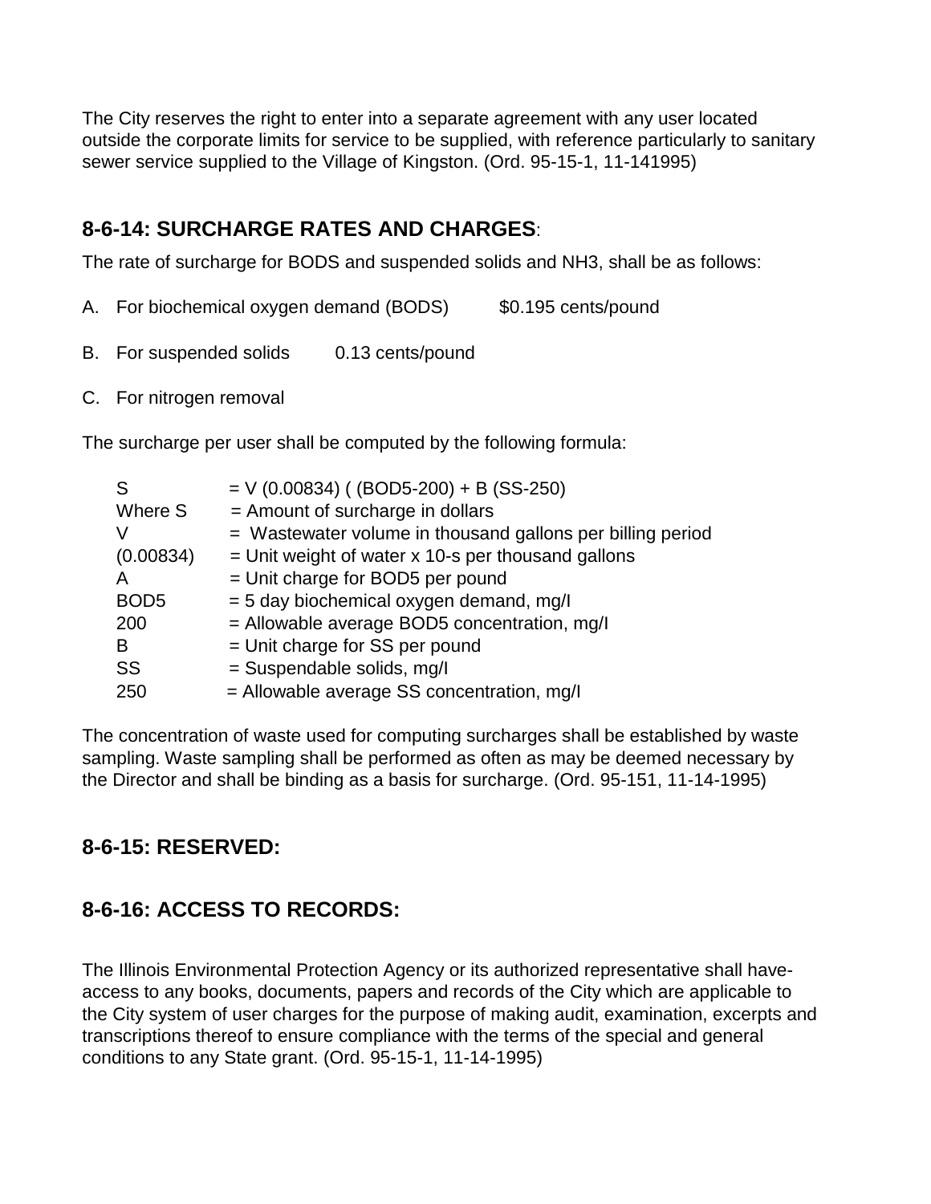The City reserves the right to enter into a separate agreement with any user located outside the corporate limits for service to be supplied, with reference particularly to sanitary sewer service supplied to the Village of Kingston. (Ord. 95-15-1, 11-141995)

## 8-6-14: SURCHARGE RATES AND CHARGES:

The rate of surcharge for BODS and suspended solids and NH3, shall be as follows:

A. For biochemical oxygen demand (BODS) $0.195 cents/pound

B. For suspended solids 0.13 cents/pound

C. For nitrogen removal

The surcharge per user shall be computed by the following formula:

S = V (0.00834) ( (BOD5-200) + B (SS-250)
Where S = Amount of surcharge in dollars
V = Wastewater volume in thousand gallons per billing period
(0.00834) = Unit weight of water x 10-s per thousand gallons
A = Unit charge for BOD5 per pound
BOD5 = 5 day biochemical oxygen demand, mg/l
200 = Allowable average BOD5 concentration, mg/l
B = Unit charge for SS per pound
SS = Suspendable solids, mg/l
250 = Allowable average SS concentration, mg/l

The concentration of waste used for computing surcharges shall be established by waste sampling. Waste sampling shall be performed as often as may be deemed necessary by the Director and shall be binding as a basis for surcharge. (Ord. 95-151, 11-14-1995)

## 8-6-15: RESERVED:

## 8-6-16: ACCESS TO RECORDS:

The Illinois Environmental Protection Agency or its authorized representative shall have-access to any books, documents, papers and records of the City which are applicable to the City system of user charges for the purpose of making audit, examination, excerpts and transcriptions thereof to ensure compliance with the terms of the special and general conditions to any State grant. (Ord. 95-15-1, 11-14-1995)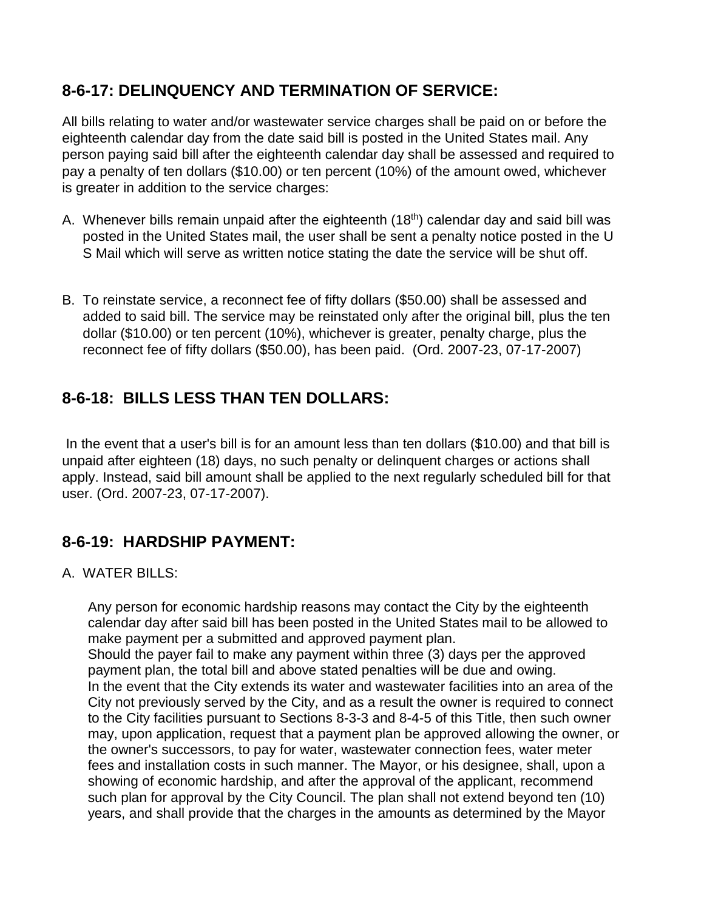## 8-6-17: DELINQUENCY AND TERMINATION OF SERVICE:

All bills relating to water and/or wastewater service charges shall be paid on or before the eighteenth calendar day from the date said bill is posted in the United States mail. Any person paying said bill after the eighteenth calendar day shall be assessed and required to pay a penalty of ten dollars ($10.00) or ten percent (10%) of the amount owed, whichever is greater in addition to the service charges:

A. Whenever bills remain unpaid after the eighteenth (18th) calendar day and said bill was posted in the United States mail, the user shall be sent a penalty notice posted in the U S Mail which will serve as written notice stating the date the service will be shut off.

B. To reinstate service, a reconnect fee of fifty dollars ($50.00) shall be assessed and added to said bill. The service may be reinstated only after the original bill, plus the ten dollar ($10.00) or ten percent (10%), whichever is greater, penalty charge, plus the reconnect fee of fifty dollars ($50.00), has been paid. (Ord. 2007-23, 07-17-2007)

## 8-6-18: BILLS LESS THAN TEN DOLLARS:

In the event that a user's bill is for an amount less than ten dollars ($10.00) and that bill is unpaid after eighteen (18) days, no such penalty or delinquent charges or actions shall apply. Instead, said bill amount shall be applied to the next regularly scheduled bill for that user. (Ord. 2007-23, 07-17-2007).

## 8-6-19: HARDSHIP PAYMENT:

A. WATER BILLS:

Any person for economic hardship reasons may contact the City by the eighteenth calendar day after said bill has been posted in the United States mail to be allowed to make payment per a submitted and approved payment plan.
Should the payer fail to make any payment within three (3) days per the approved payment plan, the total bill and above stated penalties will be due and owing.
In the event that the City extends its water and wastewater facilities into an area of the City not previously served by the City, and as a result the owner is required to connect to the City facilities pursuant to Sections 8-3-3 and 8-4-5 of this Title, then such owner may, upon application, request that a payment plan be approved allowing the owner, or the owner's successors, to pay for water, wastewater connection fees, water meter fees and installation costs in such manner. The Mayor, or his designee, shall, upon a showing of economic hardship, and after the approval of the applicant, recommend such plan for approval by the City Council. The plan shall not extend beyond ten (10) years, and shall provide that the charges in the amounts as determined by the Mayor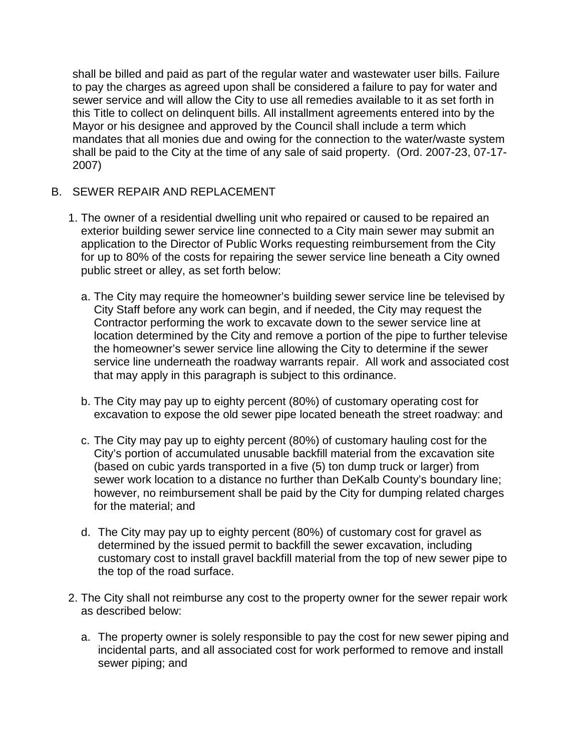shall be billed and paid as part of the regular water and wastewater user bills. Failure to pay the charges as agreed upon shall be considered a failure to pay for water and sewer service and will allow the City to use all remedies available to it as set forth in this Title to collect on delinquent bills. All installment agreements entered into by the Mayor or his designee and approved by the Council shall include a term which mandates that all monies due and owing for the connection to the water/waste system shall be paid to the City at the time of any sale of said property. (Ord. 2007-23, 07-17-2007)

B. SEWER REPAIR AND REPLACEMENT

1. The owner of a residential dwelling unit who repaired or caused to be repaired an exterior building sewer service line connected to a City main sewer may submit an application to the Director of Public Works requesting reimbursement from the City for up to 80% of the costs for repairing the sewer service line beneath a City owned public street or alley, as set forth below:

   a. The City may require the homeowner's building sewer service line be televised by City Staff before any work can begin, and if needed, the City may request the Contractor performing the work to excavate down to the sewer service line at location determined by the City and remove a portion of the pipe to further televise the homeowner's sewer service line allowing the City to determine if the sewer service line underneath the roadway warrants repair. All work and associated cost that may apply in this paragraph is subject to this ordinance.

   b. The City may pay up to eighty percent (80%) of customary operating cost for excavation to expose the old sewer pipe located beneath the street roadway: and

   c. The City may pay up to eighty percent (80%) of customary hauling cost for the City's portion of accumulated unusable backfill material from the excavation site (based on cubic yards transported in a five (5) ton dump truck or larger) from sewer work location to a distance no further than DeKalb County's boundary line; however, no reimbursement shall be paid by the City for dumping related charges for the material; and

   d. The City may pay up to eighty percent (80%) of customary cost for gravel as determined by the issued permit to backfill the sewer excavation, including customary cost to install gravel backfill material from the top of new sewer pipe to the top of the road surface.

2. The City shall not reimburse any cost to the property owner for the sewer repair work as described below:

   a. The property owner is solely responsible to pay the cost for new sewer piping and incidental parts, and all associated cost for work performed to remove and install sewer piping; and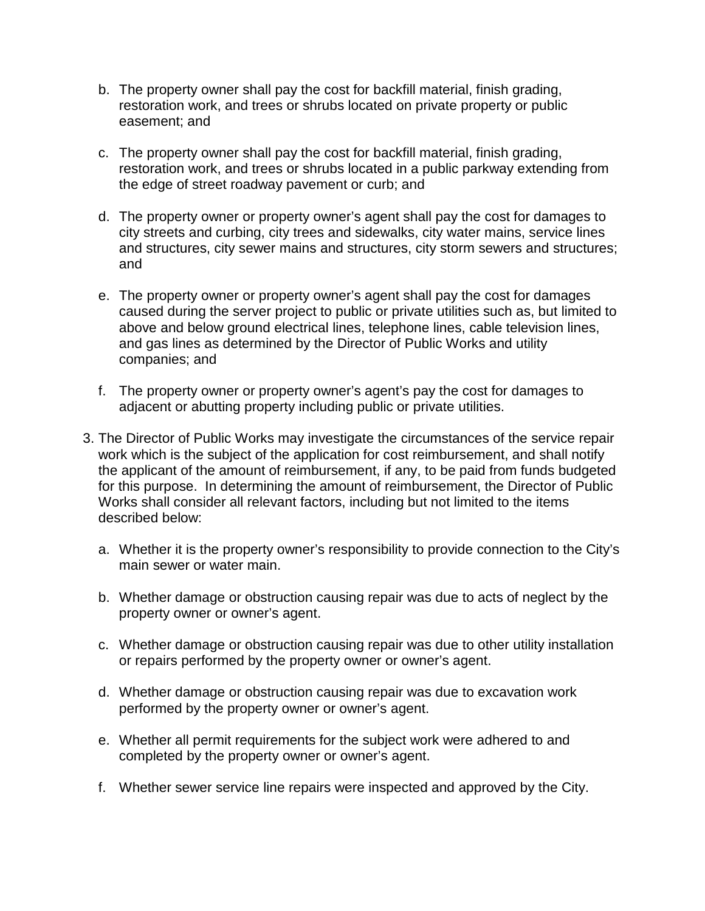b. The property owner shall pay the cost for backfill material, finish grading, restoration work, and trees or shrubs located on private property or public easement; and

c. The property owner shall pay the cost for backfill material, finish grading, restoration work, and trees or shrubs located in a public parkway extending from the edge of street roadway pavement or curb; and

d. The property owner or property owner's agent shall pay the cost for damages to city streets and curbing, city trees and sidewalks, city water mains, service lines and structures, city sewer mains and structures, city storm sewers and structures; and

e. The property owner or property owner's agent shall pay the cost for damages caused during the server project to public or private utilities such as, but limited to above and below ground electrical lines, telephone lines, cable television lines, and gas lines as determined by the Director of Public Works and utility companies; and

f. The property owner or property owner's agent's pay the cost for damages to adjacent or abutting property including public or private utilities.

3. The Director of Public Works may investigate the circumstances of the service repair work which is the subject of the application for cost reimbursement, and shall notify the applicant of the amount of reimbursement, if any, to be paid from funds budgeted for this purpose. In determining the amount of reimbursement, the Director of Public Works shall consider all relevant factors, including but not limited to the items described below:

   a. Whether it is the property owner's responsibility to provide connection to the City's main sewer or water main.

   b. Whether damage or obstruction causing repair was due to acts of neglect by the property owner or owner's agent.

   c. Whether damage or obstruction causing repair was due to other utility installation or repairs performed by the property owner or owner's agent.

   d. Whether damage or obstruction causing repair was due to excavation work performed by the property owner or owner's agent.

   e. Whether all permit requirements for the subject work were adhered to and completed by the property owner or owner's agent.

   f. Whether sewer service line repairs were inspected and approved by the City.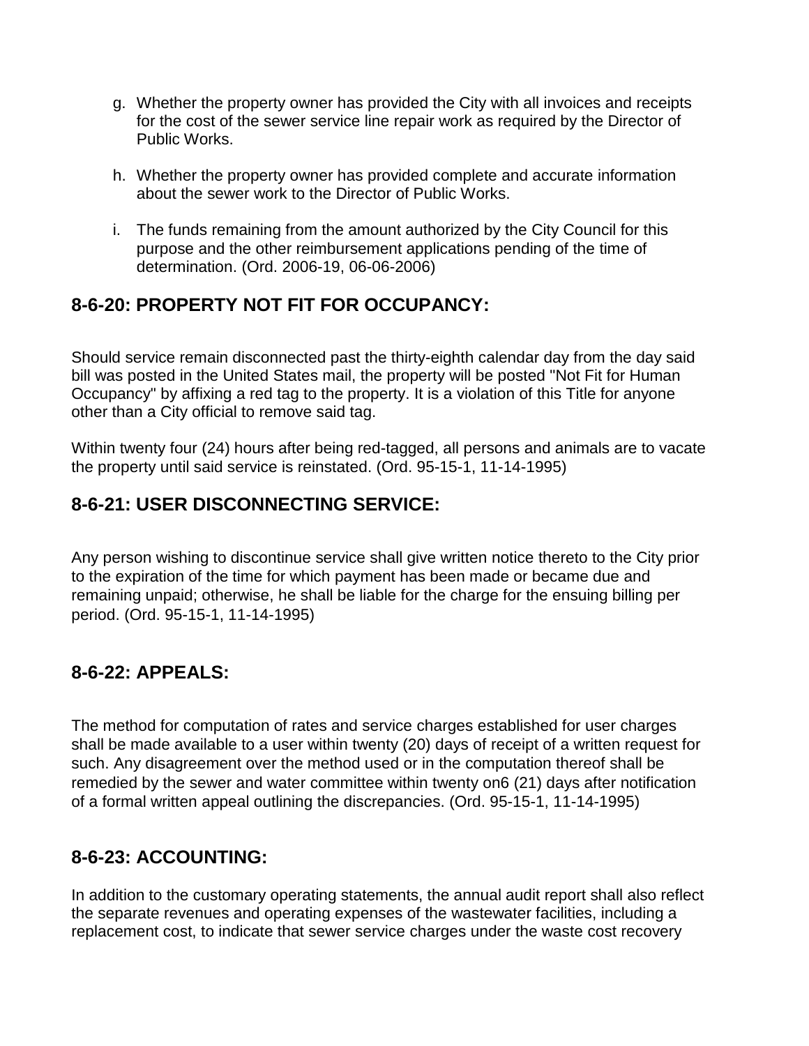g. Whether the property owner has provided the City with all invoices and receipts for the cost of the sewer service line repair work as required by the Director of Public Works.

h. Whether the property owner has provided complete and accurate information about the sewer work to the Director of Public Works.

i. The funds remaining from the amount authorized by the City Council for this purpose and the other reimbursement applications pending of the time of determination. (Ord. 2006-19, 06-06-2006)

## 8-6-20: PROPERTY NOT FIT FOR OCCUPANCY:

Should service remain disconnected past the thirty-eighth calendar day from the day said bill was posted in the United States mail, the property will be posted "Not Fit for Human Occupancy" by affixing a red tag to the property. It is a violation of this Title for anyone other than a City official to remove said tag.

Within twenty four (24) hours after being red-tagged, all persons and animals are to vacate the property until said service is reinstated. (Ord. 95-15-1, 11-14-1995)

## 8-6-21: USER DISCONNECTING SERVICE:

Any person wishing to discontinue service shall give written notice thereto to the City prior to the expiration of the time for which payment has been made or became due and remaining unpaid; otherwise, he shall be liable for the charge for the ensuing billing per period. (Ord. 95-15-1, 11-14-1995)

## 8-6-22: APPEALS:

The method for computation of rates and service charges established for user charges shall be made available to a user within twenty (20) days of receipt of a written request for such. Any disagreement over the method used or in the computation thereof shall be remedied by the sewer and water committee within twenty on6 (21) days after notification of a formal written appeal outlining the discrepancies. (Ord. 95-15-1, 11-14-1995)

## 8-6-23: ACCOUNTING:

In addition to the customary operating statements, the annual audit report shall also reflect the separate revenues and operating expenses of the wastewater facilities, including a replacement cost, to indicate that sewer service charges under the waste cost recovery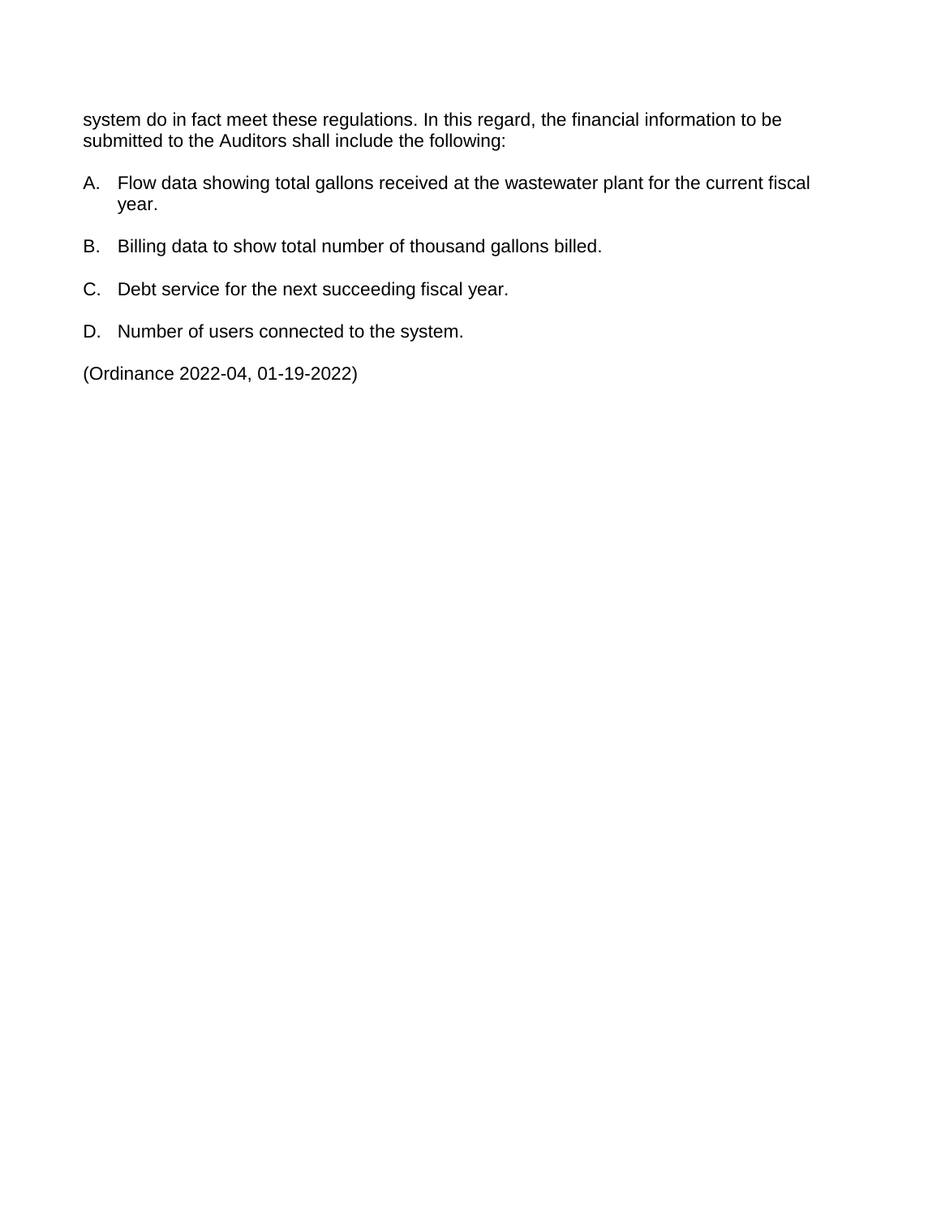system do in fact meet these regulations. In this regard, the financial information to be submitted to the Auditors shall include the following:

A. Flow data showing total gallons received at the wastewater plant for the current fiscal year.

B. Billing data to show total number of thousand gallons billed.

C. Debt service for the next succeeding fiscal year.

D. Number of users connected to the system.

(Ordinance 2022-04, 01-19-2022)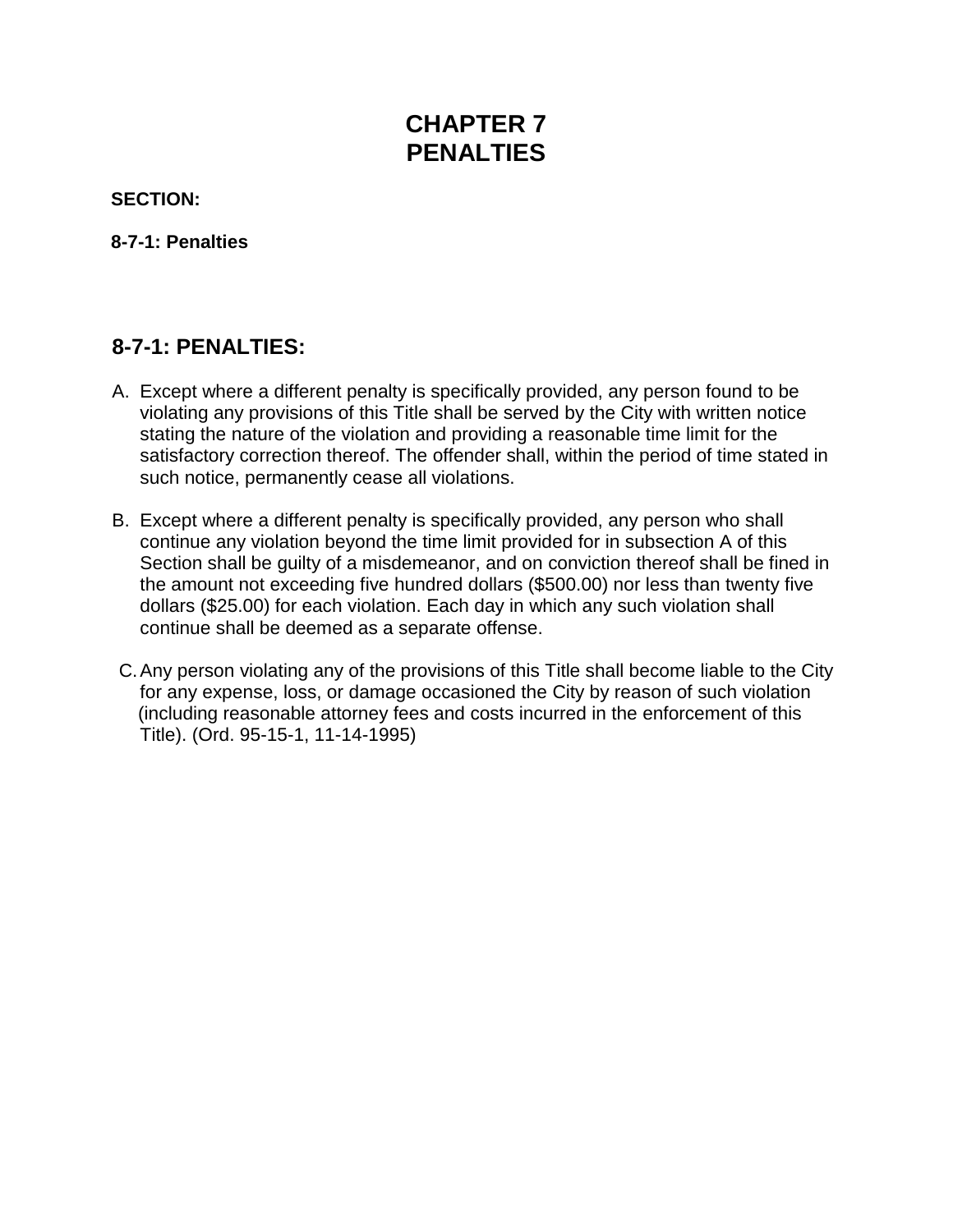# CHAPTER 7
# PENALTIES

**SECTION:**

**8-7-1: Penalties**

## 8-7-1: PENALTIES:

A. Except where a different penalty is specifically provided, any person found to be violating any provisions of this Title shall be served by the City with written notice stating the nature of the violation and providing a reasonable time limit for the satisfactory correction thereof. The offender shall, within the period of time stated in such notice, permanently cease all violations.

B. Except where a different penalty is specifically provided, any person who shall continue any violation beyond the time limit provided for in subsection A of this Section shall be guilty of a misdemeanor, and on conviction thereof shall be fined in the amount not exceeding five hundred dollars ($500.00) nor less than twenty five dollars ($25.00) for each violation. Each day in which any such violation shall continue shall be deemed as a separate offense.

C. Any person violating any of the provisions of this Title shall become liable to the City for any expense, loss, or damage occasioned the City by reason of such violation (including reasonable attorney fees and costs incurred in the enforcement of this Title). (Ord. 95-15-1, 11-14-1995)